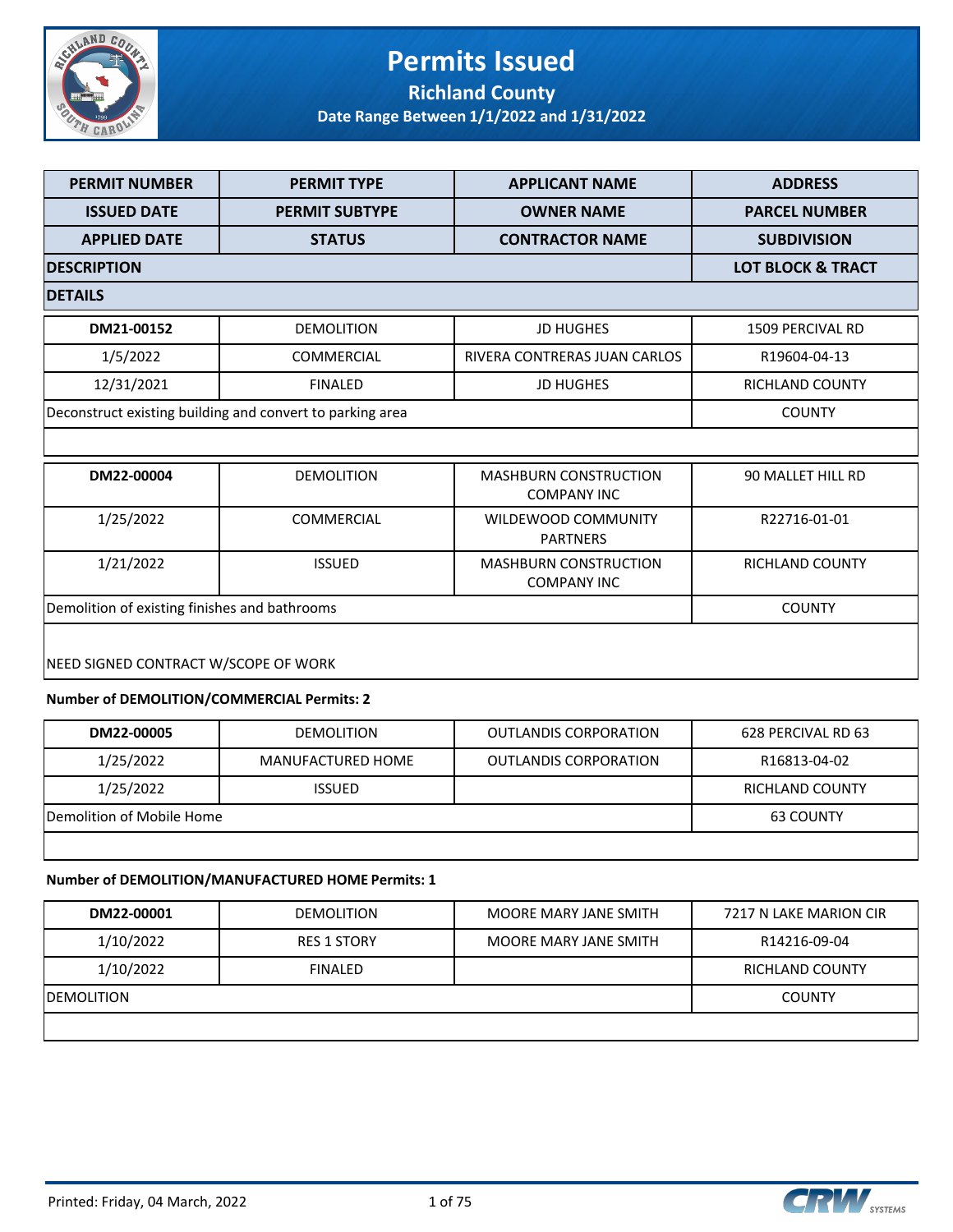# Permits Issued

## Richland County

### Date Range Between 1/1/2022 and 1/31/2022

| PERMIT NUMBER | PERMIT TYPE | APPLICANT NAME | ADDRESS |
|---|---|---|---|
| ISSUED DATE | PERMIT SUBTYPE | OWNER NAME | PARCEL NUMBER |
| APPLIED DATE | STATUS | CONTRACTOR NAME | SUBDIVISION |
| DESCRIPTION | | | LOT BLOCK & TRACT |
| DETAILS | | | |

| | | | |
|---|---|---|---|
| DM21-00152 | DEMOLITION | JD HUGHES | 1509 PERCIVAL RD |
| 1/5/2022 | COMMERCIAL | RIVERA CONTRERAS JUAN CARLOS | R19604-04-13 |
| 12/31/2021 | FINALED | JD HUGHES | RICHLAND COUNTY |
| Deconstruct existing building and convert to parking area | | | COUNTY |
| | | | |

| | | | |
|---|---|---|---|
| DM22-00004 | DEMOLITION | MASHBURN CONSTRUCTION COMPANY INC | 90 MALLET HILL RD |
| 1/25/2022 | COMMERCIAL | WILDEWOOD COMMUNITY PARTNERS | R22716-01-01 |
| 1/21/2022 | ISSUED | MASHBURN CONSTRUCTION COMPANY INC | RICHLAND COUNTY |
| Demolition of existing finishes and bathrooms | | | COUNTY |
| NEED SIGNED CONTRACT W/SCOPE OF WORK | | | |

**Number of DEMOLITION/COMMERCIAL Permits: 2**

| | | | |
|---|---|---|---|
| DM22-00005 | DEMOLITION | OUTLANDIS CORPORATION | 628 PERCIVAL RD 63 |
| 1/25/2022 | MANUFACTURED HOME | OUTLANDIS CORPORATION | R16813-04-02 |
| 1/25/2022 | ISSUED | | RICHLAND COUNTY |
| Demolition of Mobile Home | | | 63 COUNTY |
| | | | |

**Number of DEMOLITION/MANUFACTURED HOME Permits: 1**

| | | | |
|---|---|---|---|
| DM22-00001 | DEMOLITION | MOORE MARY JANE SMITH | 7217 N LAKE MARION CIR |
| 1/10/2022 | RES 1 STORY | MOORE MARY JANE SMITH | R14216-09-04 |
| 1/10/2022 | FINALED | | RICHLAND COUNTY |
| DEMOLITION | | | COUNTY |
| | | | |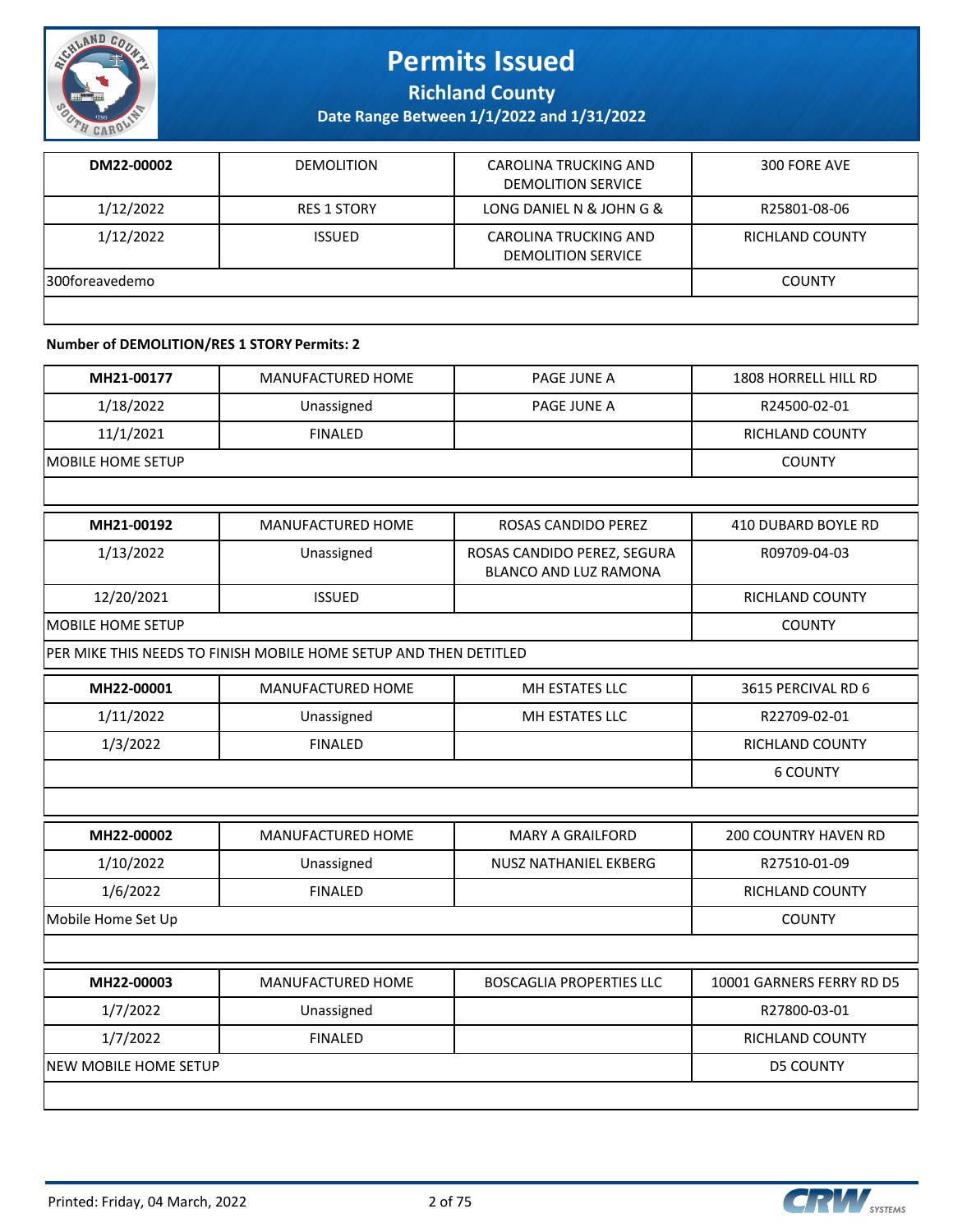# Permits Issued

## Richland County

### Date Range Between 1/1/2022 and 1/31/2022

| DM22-00002 | DEMOLITION | CAROLINA TRUCKING AND DEMOLITION SERVICE | 300 FORE AVE |
|---|---|---|---|
| 1/12/2022 | RES 1 STORY | LONG DANIEL N & JOHN G & | R25801-08-06 |
| 1/12/2022 | ISSUED | CAROLINA TRUCKING AND DEMOLITION SERVICE | RICHLAND COUNTY |
| 300foreavedemo | | | COUNTY |
| | | | |

**Number of DEMOLITION/RES 1 STORY Permits: 2**

| MH21-00177 | MANUFACTURED HOME | PAGE JUNE A | 1808 HORRELL HILL RD |
|---|---|---|---|
| 1/18/2022 | Unassigned | PAGE JUNE A | R24500-02-01 |
| 11/1/2021 | FINALED | | RICHLAND COUNTY |
| MOBILE HOME SETUP | | | COUNTY |
| | | | |

| MH21-00192 | MANUFACTURED HOME | ROSAS CANDIDO PEREZ | 410 DUBARD BOYLE RD |
|---|---|---|---|
| 1/13/2022 | Unassigned | ROSAS CANDIDO PEREZ, SEGURA BLANCO AND LUZ RAMONA | R09709-04-03 |
| 12/20/2021 | ISSUED | | RICHLAND COUNTY |
| MOBILE HOME SETUP | | | COUNTY |
| PER MIKE THIS NEEDS TO FINISH MOBILE HOME SETUP AND THEN DETITLED | | | |

| MH22-00001 | MANUFACTURED HOME | MH ESTATES LLC | 3615 PERCIVAL RD 6 |
|---|---|---|---|
| 1/11/2022 | Unassigned | MH ESTATES LLC | R22709-02-01 |
| 1/3/2022 | FINALED | | RICHLAND COUNTY |
| | | | 6 COUNTY |
| | | | |

| MH22-00002 | MANUFACTURED HOME | MARY A GRAILFORD | 200 COUNTRY HAVEN RD |
|---|---|---|---|
| 1/10/2022 | Unassigned | NUSZ NATHANIEL EKBERG | R27510-01-09 |
| 1/6/2022 | FINALED | | RICHLAND COUNTY |
| Mobile Home Set Up | | | COUNTY |
| | | | |

| MH22-00003 | MANUFACTURED HOME | BOSCAGLIA PROPERTIES LLC | 10001 GARNERS FERRY RD D5 |
|---|---|---|---|
| 1/7/2022 | Unassigned | | R27800-03-01 |
| 1/7/2022 | FINALED | | RICHLAND COUNTY |
| NEW MOBILE HOME SETUP | | | D5 COUNTY |
| | | | |

Printed: Friday, 04 March, 2022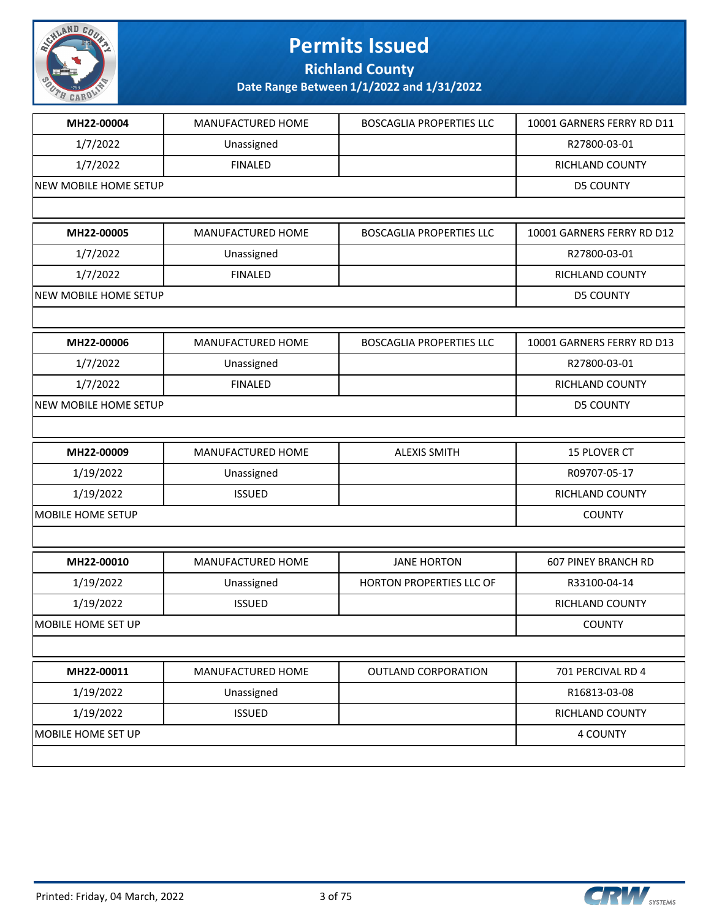# Permits Issued

## Richland County

**Date Range Between 1/1/2022 and 1/31/2022**

| MH22-00004 | MANUFACTURED HOME | BOSCAGLIA PROPERTIES LLC | 10001 GARNERS FERRY RD D11 |
|---|---|---|---|
| 1/7/2022 | Unassigned | | R27800-03-01 |
| 1/7/2022 | FINALED | | RICHLAND COUNTY |
| NEW MOBILE HOME SETUP | | | D5 COUNTY |

| MH22-00005 | MANUFACTURED HOME | BOSCAGLIA PROPERTIES LLC | 10001 GARNERS FERRY RD D12 |
|---|---|---|---|
| 1/7/2022 | Unassigned | | R27800-03-01 |
| 1/7/2022 | FINALED | | RICHLAND COUNTY |
| NEW MOBILE HOME SETUP | | | D5 COUNTY |

| MH22-00006 | MANUFACTURED HOME | BOSCAGLIA PROPERTIES LLC | 10001 GARNERS FERRY RD D13 |
|---|---|---|---|
| 1/7/2022 | Unassigned | | R27800-03-01 |
| 1/7/2022 | FINALED | | RICHLAND COUNTY |
| NEW MOBILE HOME SETUP | | | D5 COUNTY |

| MH22-00009 | MANUFACTURED HOME | ALEXIS SMITH | 15 PLOVER CT |
|---|---|---|---|
| 1/19/2022 | Unassigned | | R09707-05-17 |
| 1/19/2022 | ISSUED | | RICHLAND COUNTY |
| MOBILE HOME SETUP | | | COUNTY |

| MH22-00010 | MANUFACTURED HOME | JANE HORTON | 607 PINEY BRANCH RD |
|---|---|---|---|
| 1/19/2022 | Unassigned | HORTON PROPERTIES LLC OF | R33100-04-14 |
| 1/19/2022 | ISSUED | | RICHLAND COUNTY |
| MOBILE HOME SET UP | | | COUNTY |

| MH22-00011 | MANUFACTURED HOME | OUTLAND CORPORATION | 701 PERCIVAL RD 4 |
|---|---|---|---|
| 1/19/2022 | Unassigned | | R16813-03-08 |
| 1/19/2022 | ISSUED | | RICHLAND COUNTY |
| MOBILE HOME SET UP | | | 4 COUNTY |

Printed: Friday, 04 March, 2022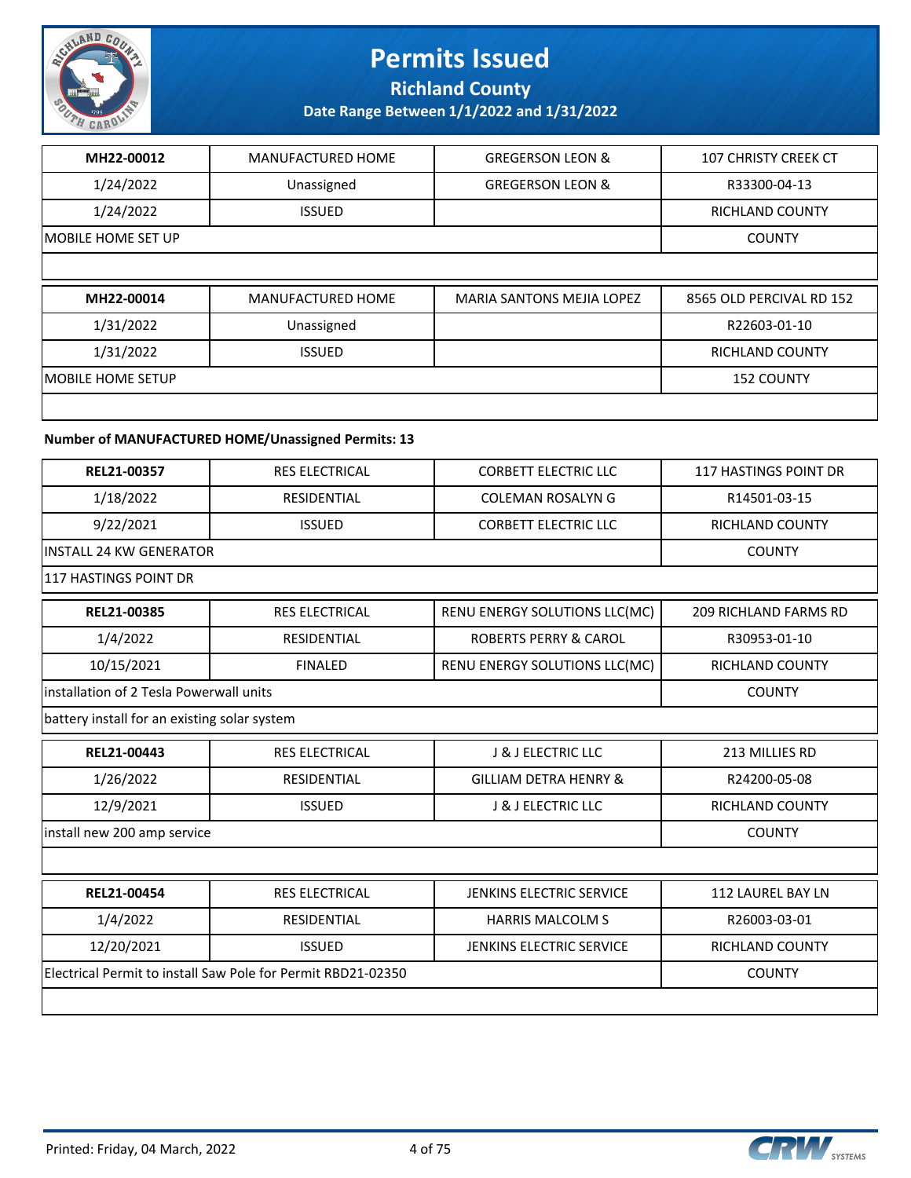| MH22-00012 | MANUFACTURED HOME | GREGERSON LEON & | 107 CHRISTY CREEK CT |
|---|---|---|---|
| 1/24/2022 | Unassigned | GREGERSON LEON & | R33300-04-13 |
| 1/24/2022 | ISSUED | | RICHLAND COUNTY |
| MOBILE HOME SET UP | | | COUNTY |
| | | | |

| MH22-00014 | MANUFACTURED HOME | MARIA SANTONS MEJIA LOPEZ | 8565 OLD PERCIVAL RD 152 |
|---|---|---|---|
| 1/31/2022 | Unassigned | | R22603-01-10 |
| 1/31/2022 | ISSUED | | RICHLAND COUNTY |
| MOBILE HOME SETUP | | | 152 COUNTY |
| | | | |

**Number of MANUFACTURED HOME/Unassigned Permits: 13**

| REL21-00357 | RES ELECTRICAL | CORBETT ELECTRIC LLC | 117 HASTINGS POINT DR |
|---|---|---|---|
| 1/18/2022 | RESIDENTIAL | COLEMAN ROSALYN G | R14501-03-15 |
| 9/22/2021 | ISSUED | CORBETT ELECTRIC LLC | RICHLAND COUNTY |
| INSTALL 24 KW GENERATOR | | | COUNTY |
| 117 HASTINGS POINT DR | | | |

| REL21-00385 | RES ELECTRICAL | RENU ENERGY SOLUTIONS LLC(MC) | 209 RICHLAND FARMS RD |
|---|---|---|---|
| 1/4/2022 | RESIDENTIAL | ROBERTS PERRY & CAROL | R30953-01-10 |
| 10/15/2021 | FINALED | RENU ENERGY SOLUTIONS LLC(MC) | RICHLAND COUNTY |
| installation of 2 Tesla Powerwall units | | | COUNTY |
| battery install for an existing solar system | | | |

| REL21-00443 | RES ELECTRICAL | J & J ELECTRIC LLC | 213 MILLIES RD |
|---|---|---|---|
| 1/26/2022 | RESIDENTIAL | GILLIAM DETRA HENRY & | R24200-05-08 |
| 12/9/2021 | ISSUED | J & J ELECTRIC LLC | RICHLAND COUNTY |
| install new 200 amp service | | | COUNTY |
| | | | |

| REL21-00454 | RES ELECTRICAL | JENKINS ELECTRIC SERVICE | 112 LAUREL BAY LN |
|---|---|---|---|
| 1/4/2022 | RESIDENTIAL | HARRIS MALCOLM S | R26003-03-01 |
| 12/20/2021 | ISSUED | JENKINS ELECTRIC SERVICE | RICHLAND COUNTY |
| Electrical Permit to install Saw Pole for Permit RBD21-02350 | | | COUNTY |
| | | | |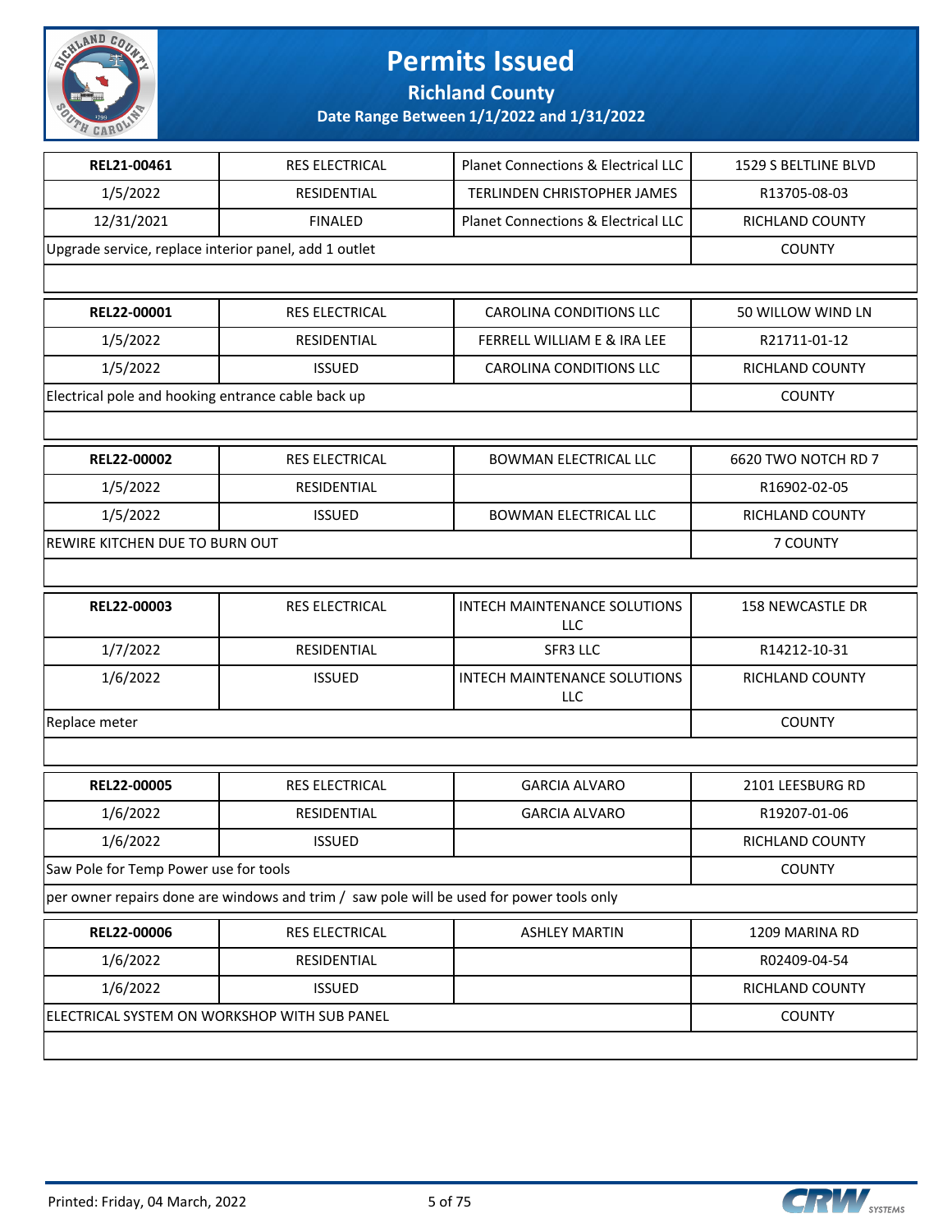# Permits Issued

## Richland County

### Date Range Between 1/1/2022 and 1/31/2022

| | | | |
|---|---|---|---|
| **REL21-00461** | RES ELECTRICAL | Planet Connections & Electrical LLC | 1529 S BELTLINE BLVD |
| 1/5/2022 | RESIDENTIAL | TERLINDEN CHRISTOPHER JAMES | R13705-08-03 |
| 12/31/2021 | FINALED | Planet Connections & Electrical LLC | RICHLAND COUNTY |
| Upgrade service, replace interior panel, add 1 outlet | | | COUNTY |

| | | | |
|---|---|---|---|
| **REL22-00001** | RES ELECTRICAL | CAROLINA CONDITIONS LLC | 50 WILLOW WIND LN |
| 1/5/2022 | RESIDENTIAL | FERRELL WILLIAM E & IRA LEE | R21711-01-12 |
| 1/5/2022 | ISSUED | CAROLINA CONDITIONS LLC | RICHLAND COUNTY |
| Electrical pole and hooking entrance cable back up | | | COUNTY |

| | | | |
|---|---|---|---|
| **REL22-00002** | RES ELECTRICAL | BOWMAN ELECTRICAL LLC | 6620 TWO NOTCH RD 7 |
| 1/5/2022 | RESIDENTIAL | | R16902-02-05 |
| 1/5/2022 | ISSUED | BOWMAN ELECTRICAL LLC | RICHLAND COUNTY |
| REWIRE KITCHEN DUE TO BURN OUT | | | 7 COUNTY |

| | | | |
|---|---|---|---|
| **REL22-00003** | RES ELECTRICAL | INTECH MAINTENANCE SOLUTIONS LLC | 158 NEWCASTLE DR |
| 1/7/2022 | RESIDENTIAL | SFR3 LLC | R14212-10-31 |
| 1/6/2022 | ISSUED | INTECH MAINTENANCE SOLUTIONS LLC | RICHLAND COUNTY |
| Replace meter | | | COUNTY |

| | | | |
|---|---|---|---|
| **REL22-00005** | RES ELECTRICAL | GARCIA ALVARO | 2101 LEESBURG RD |
| 1/6/2022 | RESIDENTIAL | GARCIA ALVARO | R19207-01-06 |
| 1/6/2022 | ISSUED | | RICHLAND COUNTY |
| Saw Pole for Temp Power use for tools | | | COUNTY |
| per owner repairs done are windows and trim / saw pole will be used for power tools only | | | |

| | | | |
|---|---|---|---|
| **REL22-00006** | RES ELECTRICAL | ASHLEY MARTIN | 1209 MARINA RD |
| 1/6/2022 | RESIDENTIAL | | R02409-04-54 |
| 1/6/2022 | ISSUED | | RICHLAND COUNTY |
| ELECTRICAL SYSTEM ON WORKSHOP WITH SUB PANEL | | | COUNTY |

Printed: Friday, 04 March, 2022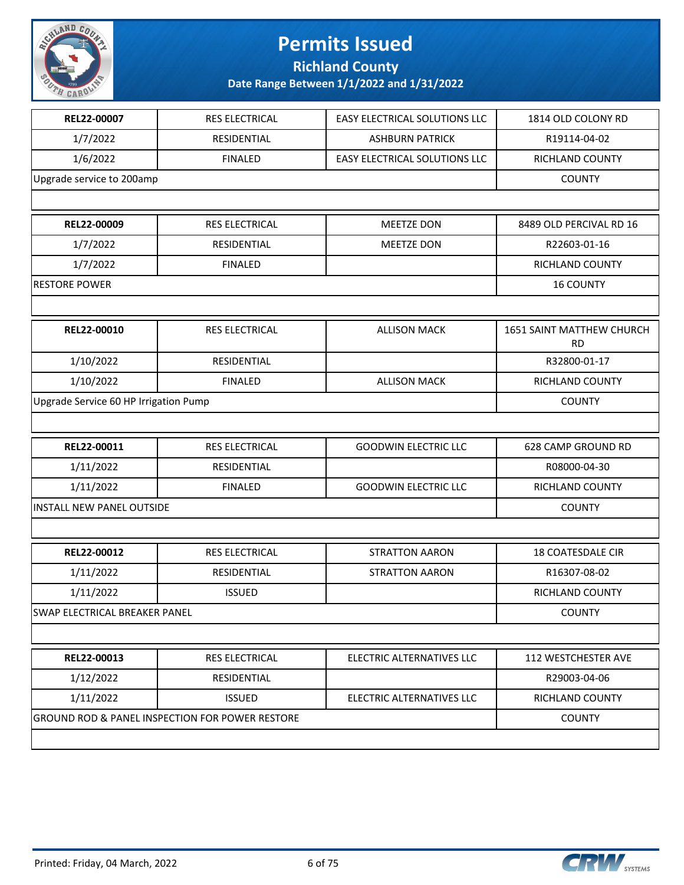# Permits Issued

**Richland County**

**Date Range Between 1/1/2022 and 1/31/2022**

| **REL22-00007** | RES ELECTRICAL | EASY ELECTRICAL SOLUTIONS LLC | 1814 OLD COLONY RD |
|---|---|---|---|
| 1/7/2022 | RESIDENTIAL | ASHBURN PATRICK | R19114-04-02 |
| 1/6/2022 | FINALED | EASY ELECTRICAL SOLUTIONS LLC | RICHLAND COUNTY |
| Upgrade service to 200amp | | | COUNTY |

| **REL22-00009** | RES ELECTRICAL | MEETZE DON | 8489 OLD PERCIVAL RD 16 |
|---|---|---|---|
| 1/7/2022 | RESIDENTIAL | MEETZE DON | R22603-01-16 |
| 1/7/2022 | FINALED | | RICHLAND COUNTY |
| RESTORE POWER | | | 16 COUNTY |

| **REL22-00010** | RES ELECTRICAL | ALLISON MACK | 1651 SAINT MATTHEW CHURCH RD |
|---|---|---|---|
| 1/10/2022 | RESIDENTIAL | | R32800-01-17 |
| 1/10/2022 | FINALED | ALLISON MACK | RICHLAND COUNTY |
| Upgrade Service 60 HP Irrigation Pump | | | COUNTY |

| **REL22-00011** | RES ELECTRICAL | GOODWIN ELECTRIC LLC | 628 CAMP GROUND RD |
|---|---|---|---|
| 1/11/2022 | RESIDENTIAL | | R08000-04-30 |
| 1/11/2022 | FINALED | GOODWIN ELECTRIC LLC | RICHLAND COUNTY |
| INSTALL NEW PANEL OUTSIDE | | | COUNTY |

| **REL22-00012** | RES ELECTRICAL | STRATTON AARON | 18 COATESDALE CIR |
|---|---|---|---|
| 1/11/2022 | RESIDENTIAL | STRATTON AARON | R16307-08-02 |
| 1/11/2022 | ISSUED | | RICHLAND COUNTY |
| SWAP ELECTRICAL BREAKER PANEL | | | COUNTY |

| **REL22-00013** | RES ELECTRICAL | ELECTRIC ALTERNATIVES LLC | 112 WESTCHESTER AVE |
|---|---|---|---|
| 1/12/2022 | RESIDENTIAL | | R29003-04-06 |
| 1/11/2022 | ISSUED | ELECTRIC ALTERNATIVES LLC | RICHLAND COUNTY |
| GROUND ROD & PANEL INSPECTION FOR POWER RESTORE | | | COUNTY |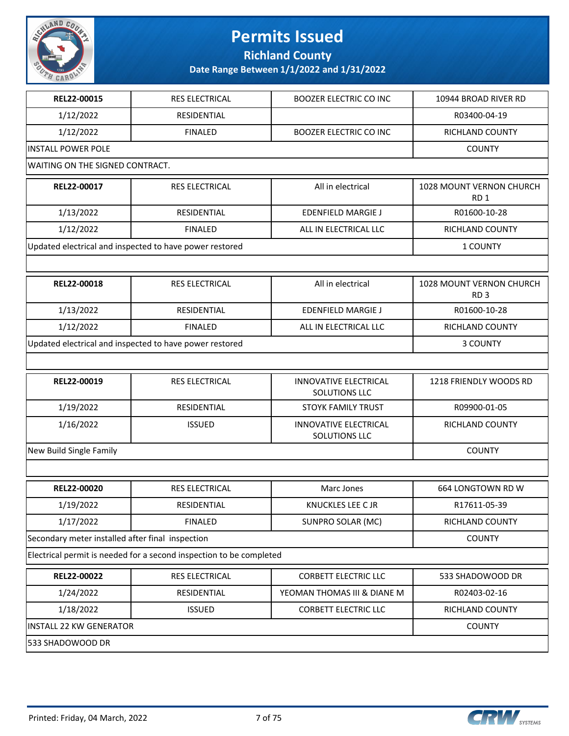# Permits Issued

**Richland County**

**Date Range Between 1/1/2022 and 1/31/2022**

| | | | |
|---|---|---|---|
| **REL22-00015** | RES ELECTRICAL | BOOZER ELECTRIC CO INC | 10944 BROAD RIVER RD |
| 1/12/2022 | RESIDENTIAL | | R03400-04-19 |
| 1/12/2022 | FINALED | BOOZER ELECTRIC CO INC | RICHLAND COUNTY |
| INSTALL POWER POLE | | | COUNTY |
| WAITING ON THE SIGNED CONTRACT. | | | |

| | | | |
|---|---|---|---|
| **REL22-00017** | RES ELECTRICAL | All in electrical | 1028 MOUNT VERNON CHURCH RD 1 |
| 1/13/2022 | RESIDENTIAL | EDENFIELD MARGIE J | R01600-10-28 |
| 1/12/2022 | FINALED | ALL IN ELECTRICAL LLC | RICHLAND COUNTY |
| Updated electrical and inspected to have power restored | | | 1 COUNTY |
| | | | |

| | | | |
|---|---|---|---|
| **REL22-00018** | RES ELECTRICAL | All in electrical | 1028 MOUNT VERNON CHURCH RD 3 |
| 1/13/2022 | RESIDENTIAL | EDENFIELD MARGIE J | R01600-10-28 |
| 1/12/2022 | FINALED | ALL IN ELECTRICAL LLC | RICHLAND COUNTY |
| Updated electrical and inspected to have power restored | | | 3 COUNTY |
| | | | |

| | | | |
|---|---|---|---|
| **REL22-00019** | RES ELECTRICAL | INNOVATIVE ELECTRICAL SOLUTIONS LLC | 1218 FRIENDLY WOODS RD |
| 1/19/2022 | RESIDENTIAL | STOYK FAMILY TRUST | R09900-01-05 |
| 1/16/2022 | ISSUED | INNOVATIVE ELECTRICAL SOLUTIONS LLC | RICHLAND COUNTY |
| New Build Single Family | | | COUNTY |
| | | | |

| | | | |
|---|---|---|---|
| **REL22-00020** | RES ELECTRICAL | Marc Jones | 664 LONGTOWN RD W |
| 1/19/2022 | RESIDENTIAL | KNUCKLES LEE C JR | R17611-05-39 |
| 1/17/2022 | FINALED | SUNPRO SOLAR (MC) | RICHLAND COUNTY |
| Secondary meter installed after final inspection | | | COUNTY |
| Electrical permit is needed for a second inspection to be completed | | | |

| | | | |
|---|---|---|---|
| **REL22-00022** | RES ELECTRICAL | CORBETT ELECTRIC LLC | 533 SHADOWOOD DR |
| 1/24/2022 | RESIDENTIAL | YEOMAN THOMAS III & DIANE M | R02403-02-16 |
| 1/18/2022 | ISSUED | CORBETT ELECTRIC LLC | RICHLAND COUNTY |
| INSTALL 22 KW GENERATOR | | | COUNTY |
| 533 SHADOWOOD DR | | | |

Printed: Friday, 04 March, 2022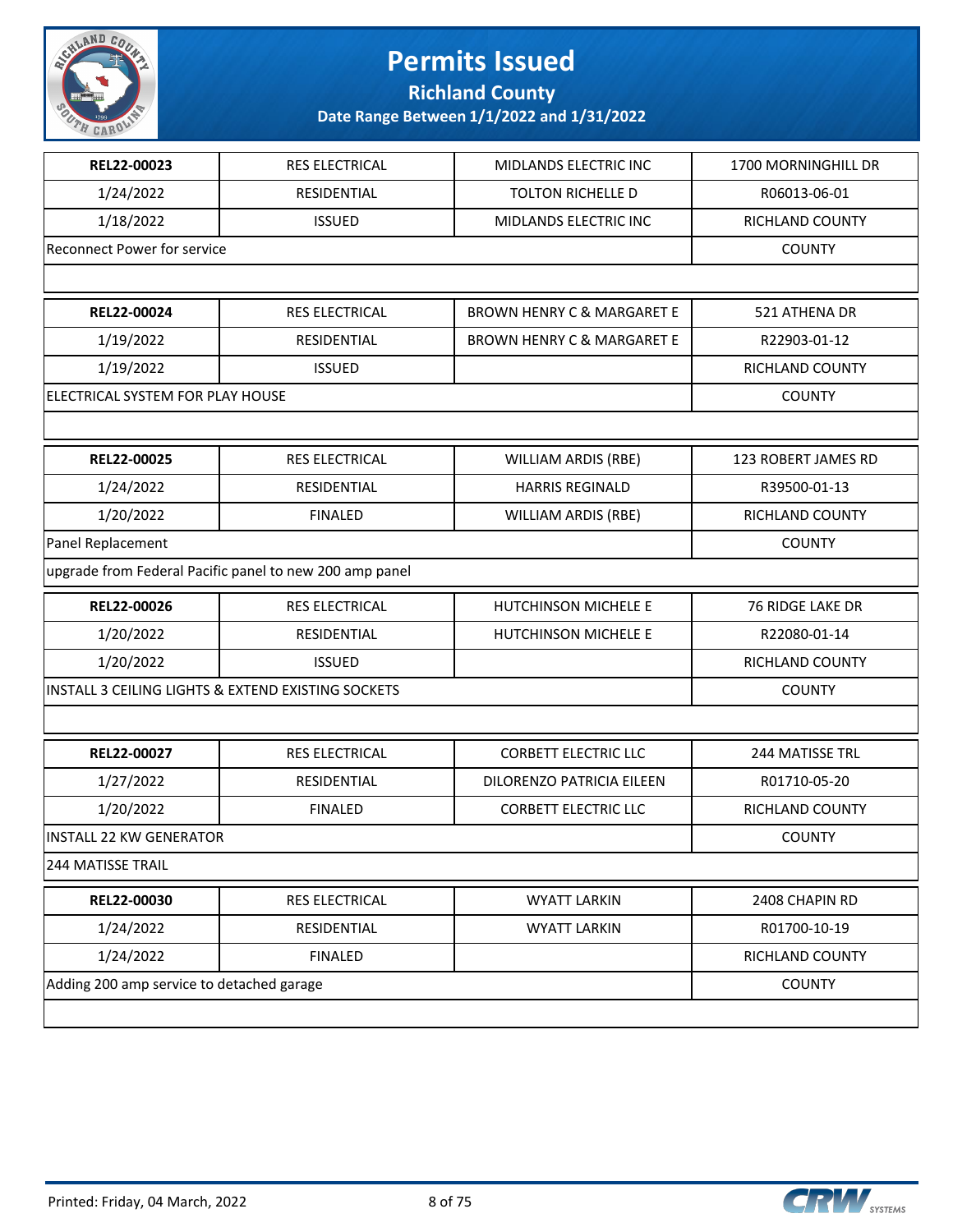# Permits Issued

**Richland County**

**Date Range Between 1/1/2022 and 1/31/2022**

| | | | |
|---|---|---|---|
| **REL22-00023** | RES ELECTRICAL | MIDLANDS ELECTRIC INC | 1700 MORNINGHILL DR |
| 1/24/2022 | RESIDENTIAL | TOLTON RICHELLE D | R06013-06-01 |
| 1/18/2022 | ISSUED | MIDLANDS ELECTRIC INC | RICHLAND COUNTY |
| Reconnect Power for service | | | COUNTY |
| | | | |
| **REL22-00024** | RES ELECTRICAL | BROWN HENRY C & MARGARET E | 521 ATHENA DR |
| 1/19/2022 | RESIDENTIAL | BROWN HENRY C & MARGARET E | R22903-01-12 |
| 1/19/2022 | ISSUED | | RICHLAND COUNTY |
| ELECTRICAL SYSTEM FOR PLAY HOUSE | | | COUNTY |
| | | | |
| **REL22-00025** | RES ELECTRICAL | WILLIAM ARDIS (RBE) | 123 ROBERT JAMES RD |
| 1/24/2022 | RESIDENTIAL | HARRIS REGINALD | R39500-01-13 |
| 1/20/2022 | FINALED | WILLIAM ARDIS (RBE) | RICHLAND COUNTY |
| Panel Replacement | | | COUNTY |
| upgrade from Federal Pacific panel to new 200 amp panel | | | |
| **REL22-00026** | RES ELECTRICAL | HUTCHINSON MICHELE E | 76 RIDGE LAKE DR |
| 1/20/2022 | RESIDENTIAL | HUTCHINSON MICHELE E | R22080-01-14 |
| 1/20/2022 | ISSUED | | RICHLAND COUNTY |
| INSTALL 3 CEILING LIGHTS & EXTEND EXISTING SOCKETS | | | COUNTY |
| | | | |
| **REL22-00027** | RES ELECTRICAL | CORBETT ELECTRIC LLC | 244 MATISSE TRL |
| 1/27/2022 | RESIDENTIAL | DILORENZO PATRICIA EILEEN | R01710-05-20 |
| 1/20/2022 | FINALED | CORBETT ELECTRIC LLC | RICHLAND COUNTY |
| INSTALL 22 KW GENERATOR | | | COUNTY |
| 244 MATISSE TRAIL | | | |
| **REL22-00030** | RES ELECTRICAL | WYATT LARKIN | 2408 CHAPIN RD |
| 1/24/2022 | RESIDENTIAL | WYATT LARKIN | R01700-10-19 |
| 1/24/2022 | FINALED | | RICHLAND COUNTY |
| Adding 200 amp service to detached garage | | | COUNTY |
| | | | |

Printed: Friday, 04 March, 2022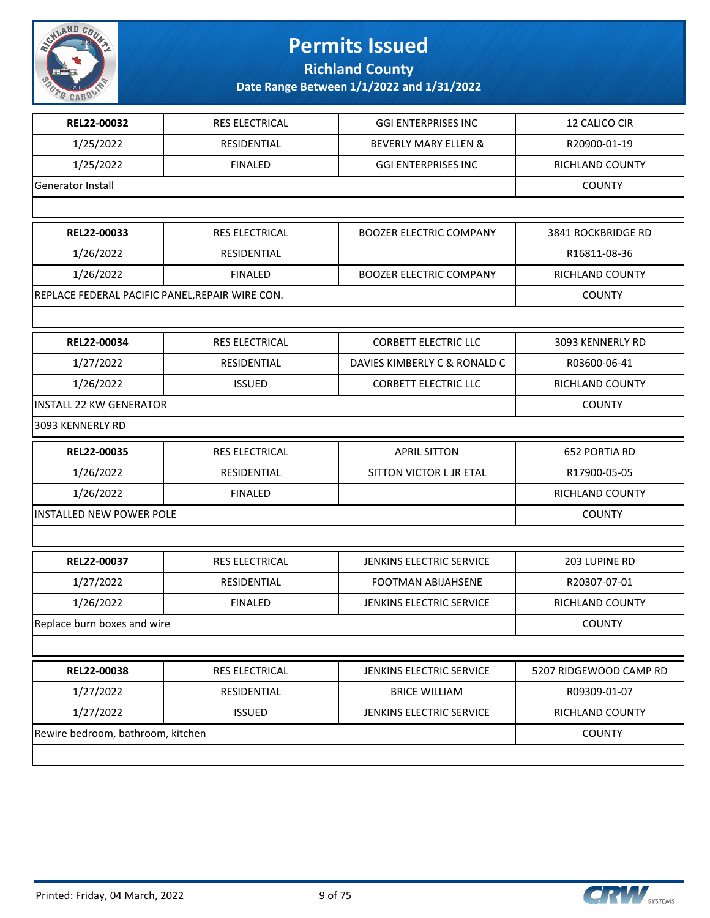# Permits Issued

## Richland County

### Date Range Between 1/1/2022 and 1/31/2022

| | | | |
|---|---|---|---|
| **REL22-00032** | RES ELECTRICAL | GGI ENTERPRISES INC | 12 CALICO CIR |
| 1/25/2022 | RESIDENTIAL | BEVERLY MARY ELLEN & | R20900-01-19 |
| 1/25/2022 | FINALED | GGI ENTERPRISES INC | RICHLAND COUNTY |
| Generator Install | | | COUNTY |
| | | | |
| **REL22-00033** | RES ELECTRICAL | BOOZER ELECTRIC COMPANY | 3841 ROCKBRIDGE RD |
| 1/26/2022 | RESIDENTIAL | | R16811-08-36 |
| 1/26/2022 | FINALED | BOOZER ELECTRIC COMPANY | RICHLAND COUNTY |
| REPLACE FEDERAL PACIFIC PANEL,REPAIR WIRE CON. | | | COUNTY |
| | | | |
| **REL22-00034** | RES ELECTRICAL | CORBETT ELECTRIC LLC | 3093 KENNERLY RD |
| 1/27/2022 | RESIDENTIAL | DAVIES KIMBERLY C & RONALD C | R03600-06-41 |
| 1/26/2022 | ISSUED | CORBETT ELECTRIC LLC | RICHLAND COUNTY |
| INSTALL 22 KW GENERATOR | | | COUNTY |
| 3093 KENNERLY RD | | | |
| **REL22-00035** | RES ELECTRICAL | APRIL SITTON | 652 PORTIA RD |
| 1/26/2022 | RESIDENTIAL | SITTON VICTOR L JR ETAL | R17900-05-05 |
| 1/26/2022 | FINALED | | RICHLAND COUNTY |
| INSTALLED NEW POWER POLE | | | COUNTY |
| | | | |
| **REL22-00037** | RES ELECTRICAL | JENKINS ELECTRIC SERVICE | 203 LUPINE RD |
| 1/27/2022 | RESIDENTIAL | FOOTMAN ABIJAHSENE | R20307-07-01 |
| 1/26/2022 | FINALED | JENKINS ELECTRIC SERVICE | RICHLAND COUNTY |
| Replace burn boxes and wire | | | COUNTY |
| | | | |
| **REL22-00038** | RES ELECTRICAL | JENKINS ELECTRIC SERVICE | 5207 RIDGEWOOD CAMP RD |
| 1/27/2022 | RESIDENTIAL | BRICE WILLIAM | R09309-01-07 |
| 1/27/2022 | ISSUED | JENKINS ELECTRIC SERVICE | RICHLAND COUNTY |
| Rewire bedroom, bathroom, kitchen | | | COUNTY |
| | | | |

Printed: Friday, 04 March, 2022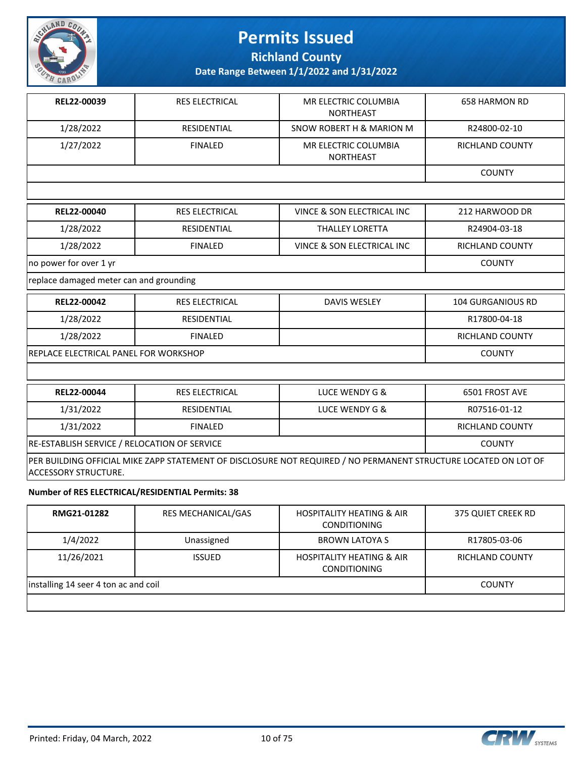# Permits Issued

**Richland County**

**Date Range Between 1/1/2022 and 1/31/2022**

| REL22-00039 | RES ELECTRICAL | MR ELECTRIC COLUMBIA NORTHEAST | 658 HARMON RD |
|---|---|---|---|
| 1/28/2022 | RESIDENTIAL | SNOW ROBERT H & MARION M | R24800-02-10 |
| 1/27/2022 | FINALED | MR ELECTRIC COLUMBIA NORTHEAST | RICHLAND COUNTY |
| | | | COUNTY |
| | | | |

| REL22-00040 | RES ELECTRICAL | VINCE & SON ELECTRICAL INC | 212 HARWOOD DR |
|---|---|---|---|
| 1/28/2022 | RESIDENTIAL | THALLEY LORETTA | R24904-03-18 |
| 1/28/2022 | FINALED | VINCE & SON ELECTRICAL INC | RICHLAND COUNTY |
| no power for over 1 yr | | | COUNTY |
| replace damaged meter can and grounding | | | |

| REL22-00042 | RES ELECTRICAL | DAVIS WESLEY | 104 GURGANIOUS RD |
|---|---|---|---|
| 1/28/2022 | RESIDENTIAL | | R17800-04-18 |
| 1/28/2022 | FINALED | | RICHLAND COUNTY |
| REPLACE ELECTRICAL PANEL FOR WORKSHOP | | | COUNTY |
| | | | |

| REL22-00044 | RES ELECTRICAL | LUCE WENDY G & | 6501 FROST AVE |
|---|---|---|---|
| 1/31/2022 | RESIDENTIAL | LUCE WENDY G & | R07516-01-12 |
| 1/31/2022 | FINALED | | RICHLAND COUNTY |
| RE-ESTABLISH SERVICE / RELOCATION OF SERVICE | | | COUNTY |
| PER BUILDING OFFICIAL MIKE ZAPP STATEMENT OF DISCLOSURE NOT REQUIRED / NO PERMANENT STRUCTURE LOCATED ON LOT OF ACCESSORY STRUCTURE. | | | |

**Number of RES ELECTRICAL/RESIDENTIAL Permits: 38**

| RMG21-01282 | RES MECHANICAL/GAS | HOSPITALITY HEATING & AIR CONDITIONING | 375 QUIET CREEK RD |
|---|---|---|---|
| 1/4/2022 | Unassigned | BROWN LATOYA S | R17805-03-06 |
| 11/26/2021 | ISSUED | HOSPITALITY HEATING & AIR CONDITIONING | RICHLAND COUNTY |
| installing 14 seer 4 ton ac and coil | | | COUNTY |
| | | | |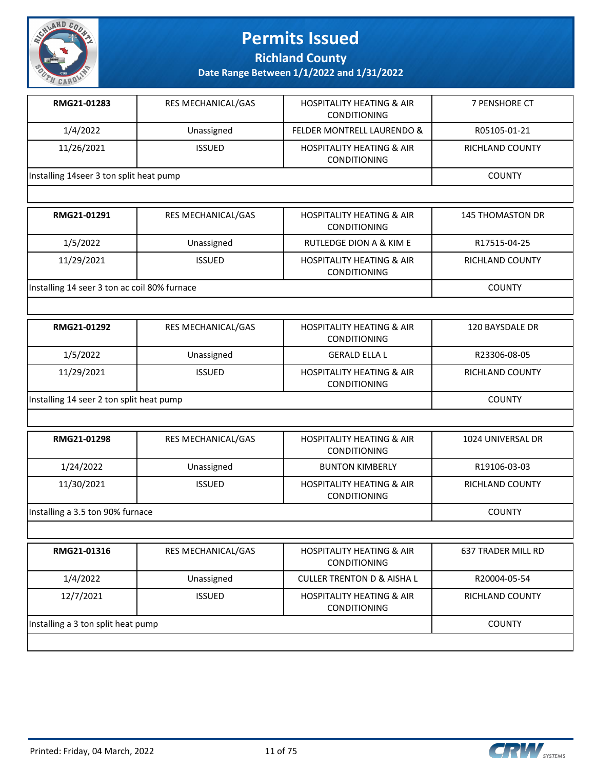# Permits Issued

## Richland County

### Date Range Between 1/1/2022 and 1/31/2022

| RMG21-01283 | RES MECHANICAL/GAS | HOSPITALITY HEATING & AIR CONDITIONING | 7 PENSHORE CT |
|---|---|---|---|
| 1/4/2022 | Unassigned | FELDER MONTRELL LAURENDO & | R05105-01-21 |
| 11/26/2021 | ISSUED | HOSPITALITY HEATING & AIR CONDITIONING | RICHLAND COUNTY |
| Installing 14seer 3 ton split heat pump | | | COUNTY |

| RMG21-01291 | RES MECHANICAL/GAS | HOSPITALITY HEATING & AIR CONDITIONING | 145 THOMASTON DR |
|---|---|---|---|
| 1/5/2022 | Unassigned | RUTLEDGE DION A & KIM E | R17515-04-25 |
| 11/29/2021 | ISSUED | HOSPITALITY HEATING & AIR CONDITIONING | RICHLAND COUNTY |
| Installing 14 seer 3 ton ac coil 80% furnace | | | COUNTY |

| RMG21-01292 | RES MECHANICAL/GAS | HOSPITALITY HEATING & AIR CONDITIONING | 120 BAYSDALE DR |
|---|---|---|---|
| 1/5/2022 | Unassigned | GERALD ELLA L | R23306-08-05 |
| 11/29/2021 | ISSUED | HOSPITALITY HEATING & AIR CONDITIONING | RICHLAND COUNTY |
| Installing 14 seer 2 ton split heat pump | | | COUNTY |

| RMG21-01298 | RES MECHANICAL/GAS | HOSPITALITY HEATING & AIR CONDITIONING | 1024 UNIVERSAL DR |
|---|---|---|---|
| 1/24/2022 | Unassigned | BUNTON KIMBERLY | R19106-03-03 |
| 11/30/2021 | ISSUED | HOSPITALITY HEATING & AIR CONDITIONING | RICHLAND COUNTY |
| Installing a 3.5 ton 90% furnace | | | COUNTY |

| RMG21-01316 | RES MECHANICAL/GAS | HOSPITALITY HEATING & AIR CONDITIONING | 637 TRADER MILL RD |
|---|---|---|---|
| 1/4/2022 | Unassigned | CULLER TRENTON D & AISHA L | R20004-05-54 |
| 12/7/2021 | ISSUED | HOSPITALITY HEATING & AIR CONDITIONING | RICHLAND COUNTY |
| Installing a 3 ton split heat pump | | | COUNTY |

Printed: Friday, 04 March, 2022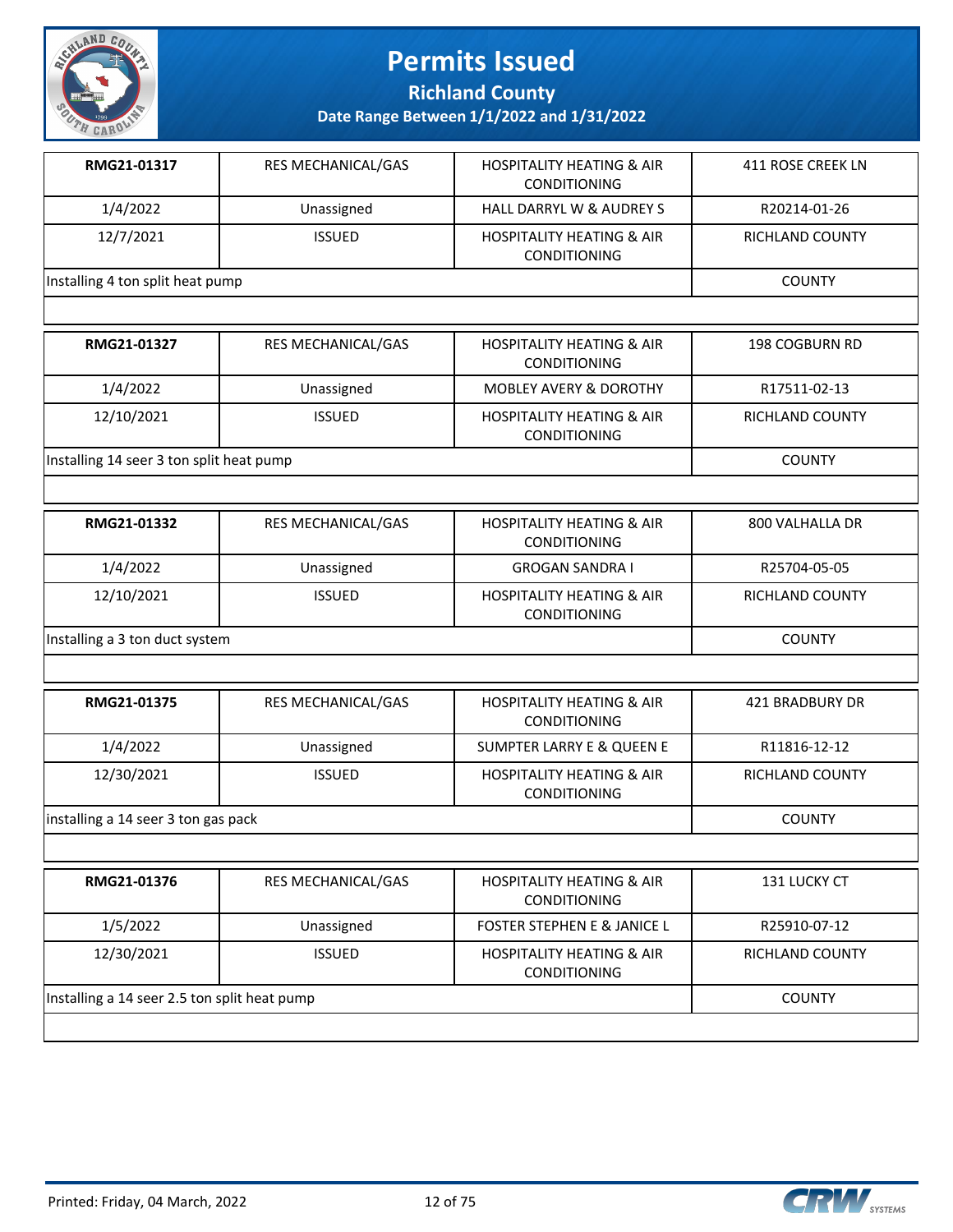# Permits Issued

**Richland County**

**Date Range Between 1/1/2022 and 1/31/2022**

| **RMG21-01317** | RES MECHANICAL/GAS | HOSPITALITY HEATING & AIR CONDITIONING | 411 ROSE CREEK LN |
|---|---|---|---|
| 1/4/2022 | Unassigned | HALL DARRYL W & AUDREY S | R20214-01-26 |
| 12/7/2021 | ISSUED | HOSPITALITY HEATING & AIR CONDITIONING | RICHLAND COUNTY |
| Installing 4 ton split heat pump | | | COUNTY |

| **RMG21-01327** | RES MECHANICAL/GAS | HOSPITALITY HEATING & AIR CONDITIONING | 198 COGBURN RD |
|---|---|---|---|
| 1/4/2022 | Unassigned | MOBLEY AVERY & DOROTHY | R17511-02-13 |
| 12/10/2021 | ISSUED | HOSPITALITY HEATING & AIR CONDITIONING | RICHLAND COUNTY |
| Installing 14 seer 3 ton split heat pump | | | COUNTY |

| **RMG21-01332** | RES MECHANICAL/GAS | HOSPITALITY HEATING & AIR CONDITIONING | 800 VALHALLA DR |
|---|---|---|---|
| 1/4/2022 | Unassigned | GROGAN SANDRA I | R25704-05-05 |
| 12/10/2021 | ISSUED | HOSPITALITY HEATING & AIR CONDITIONING | RICHLAND COUNTY |
| Installing a 3 ton duct system | | | COUNTY |

| **RMG21-01375** | RES MECHANICAL/GAS | HOSPITALITY HEATING & AIR CONDITIONING | 421 BRADBURY DR |
|---|---|---|---|
| 1/4/2022 | Unassigned | SUMPTER LARRY E & QUEEN E | R11816-12-12 |
| 12/30/2021 | ISSUED | HOSPITALITY HEATING & AIR CONDITIONING | RICHLAND COUNTY |
| installing a 14 seer 3 ton gas pack | | | COUNTY |

| **RMG21-01376** | RES MECHANICAL/GAS | HOSPITALITY HEATING & AIR CONDITIONING | 131 LUCKY CT |
|---|---|---|---|
| 1/5/2022 | Unassigned | FOSTER STEPHEN E & JANICE L | R25910-07-12 |
| 12/30/2021 | ISSUED | HOSPITALITY HEATING & AIR CONDITIONING | RICHLAND COUNTY |
| Installing a 14 seer 2.5 ton split heat pump | | | COUNTY |

Printed: Friday, 04 March, 2022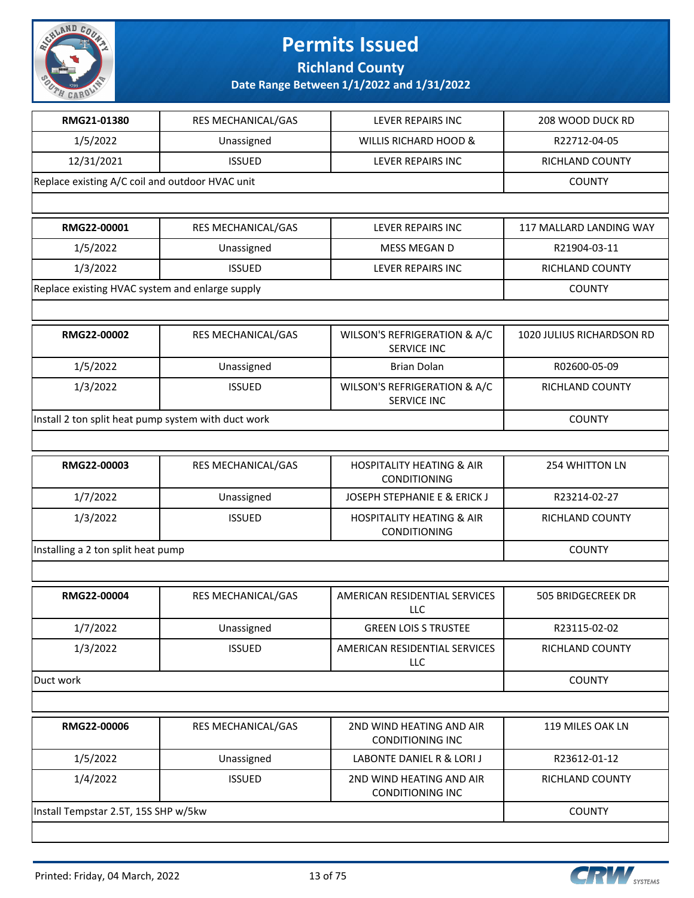# Permits Issued

## Richland County

### Date Range Between 1/1/2022 and 1/31/2022

| | | | |
|---|---|---|---|
| **RMG21-01380** | RES MECHANICAL/GAS | LEVER REPAIRS INC | 208 WOOD DUCK RD |
| 1/5/2022 | Unassigned | WILLIS RICHARD HOOD & | R22712-04-05 |
| 12/31/2021 | ISSUED | LEVER REPAIRS INC | RICHLAND COUNTY |
| Replace existing A/C coil and outdoor HVAC unit | | | COUNTY |

| | | | |
|---|---|---|---|
| **RMG22-00001** | RES MECHANICAL/GAS | LEVER REPAIRS INC | 117 MALLARD LANDING WAY |
| 1/5/2022 | Unassigned | MESS MEGAN D | R21904-03-11 |
| 1/3/2022 | ISSUED | LEVER REPAIRS INC | RICHLAND COUNTY |
| Replace existing HVAC system and enlarge supply | | | COUNTY |

| | | | |
|---|---|---|---|
| **RMG22-00002** | RES MECHANICAL/GAS | WILSON'S REFRIGERATION & A/C SERVICE INC | 1020 JULIUS RICHARDSON RD |
| 1/5/2022 | Unassigned | Brian Dolan | R02600-05-09 |
| 1/3/2022 | ISSUED | WILSON'S REFRIGERATION & A/C SERVICE INC | RICHLAND COUNTY |
| Install 2 ton split heat pump system with duct work | | | COUNTY |

| | | | |
|---|---|---|---|
| **RMG22-00003** | RES MECHANICAL/GAS | HOSPITALITY HEATING & AIR CONDITIONING | 254 WHITTON LN |
| 1/7/2022 | Unassigned | JOSEPH STEPHANIE E & ERICK J | R23214-02-27 |
| 1/3/2022 | ISSUED | HOSPITALITY HEATING & AIR CONDITIONING | RICHLAND COUNTY |
| Installing a 2 ton split heat pump | | | COUNTY |

| | | | |
|---|---|---|---|
| **RMG22-00004** | RES MECHANICAL/GAS | AMERICAN RESIDENTIAL SERVICES LLC | 505 BRIDGECREEK DR |
| 1/7/2022 | Unassigned | GREEN LOIS S TRUSTEE | R23115-02-02 |
| 1/3/2022 | ISSUED | AMERICAN RESIDENTIAL SERVICES LLC | RICHLAND COUNTY |
| Duct work | | | COUNTY |

| | | | |
|---|---|---|---|
| **RMG22-00006** | RES MECHANICAL/GAS | 2ND WIND HEATING AND AIR CONDITIONING INC | 119 MILES OAK LN |
| 1/5/2022 | Unassigned | LABONTE DANIEL R & LORI J | R23612-01-12 |
| 1/4/2022 | ISSUED | 2ND WIND HEATING AND AIR CONDITIONING INC | RICHLAND COUNTY |
| Install Tempstar 2.5T, 15S SHP w/5kw | | | COUNTY |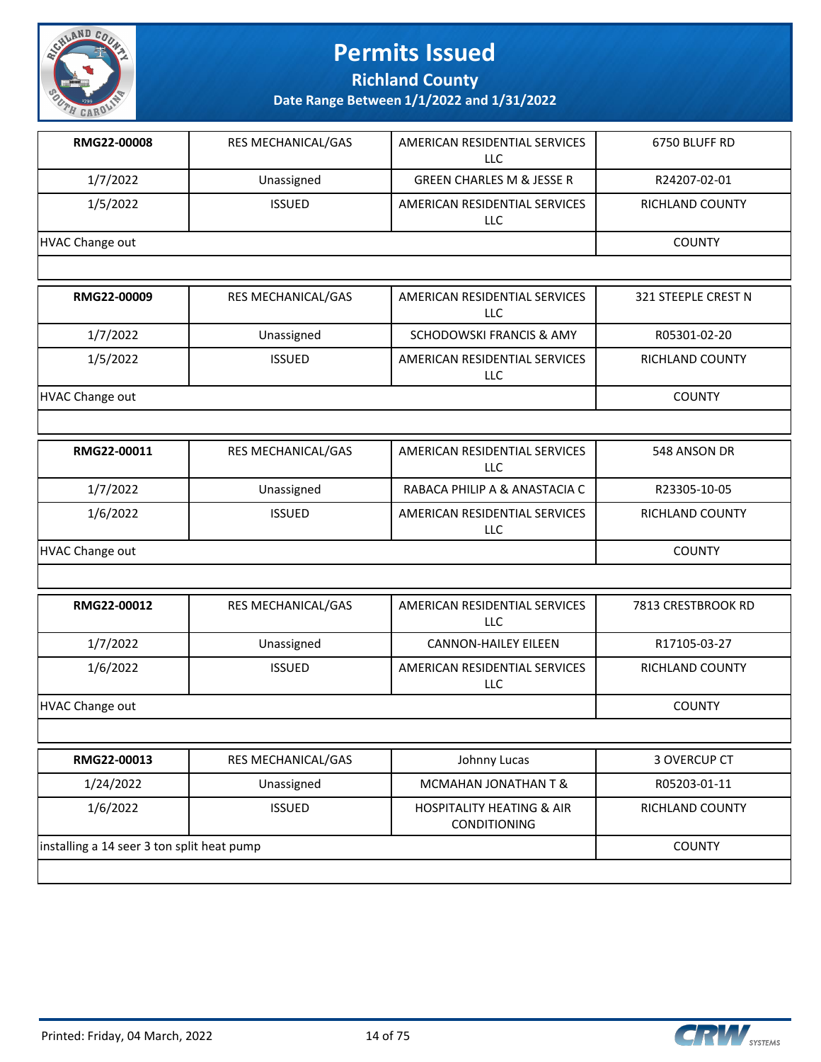# Permits Issued

## Richland County

### Date Range Between 1/1/2022 and 1/31/2022

| | | | |
|---|---|---|---|
| **RMG22-00008** | RES MECHANICAL/GAS | AMERICAN RESIDENTIAL SERVICES LLC | 6750 BLUFF RD |
| 1/7/2022 | Unassigned | GREEN CHARLES M & JESSE R | R24207-02-01 |
| 1/5/2022 | ISSUED | AMERICAN RESIDENTIAL SERVICES LLC | RICHLAND COUNTY |
| HVAC Change out | | | COUNTY |

| | | | |
|---|---|---|---|
| **RMG22-00009** | RES MECHANICAL/GAS | AMERICAN RESIDENTIAL SERVICES LLC | 321 STEEPLE CREST N |
| 1/7/2022 | Unassigned | SCHODOWSKI FRANCIS & AMY | R05301-02-20 |
| 1/5/2022 | ISSUED | AMERICAN RESIDENTIAL SERVICES LLC | RICHLAND COUNTY |
| HVAC Change out | | | COUNTY |

| | | | |
|---|---|---|---|
| **RMG22-00011** | RES MECHANICAL/GAS | AMERICAN RESIDENTIAL SERVICES LLC | 548 ANSON DR |
| 1/7/2022 | Unassigned | RABACA PHILIP A & ANASTACIA C | R23305-10-05 |
| 1/6/2022 | ISSUED | AMERICAN RESIDENTIAL SERVICES LLC | RICHLAND COUNTY |
| HVAC Change out | | | COUNTY |

| | | | |
|---|---|---|---|
| **RMG22-00012** | RES MECHANICAL/GAS | AMERICAN RESIDENTIAL SERVICES LLC | 7813 CRESTBROOK RD |
| 1/7/2022 | Unassigned | CANNON-HAILEY EILEEN | R17105-03-27 |
| 1/6/2022 | ISSUED | AMERICAN RESIDENTIAL SERVICES LLC | RICHLAND COUNTY |
| HVAC Change out | | | COUNTY |

| | | | |
|---|---|---|---|
| **RMG22-00013** | RES MECHANICAL/GAS | Johnny Lucas | 3 OVERCUP CT |
| 1/24/2022 | Unassigned | MCMAHAN JONATHAN T & | R05203-01-11 |
| 1/6/2022 | ISSUED | HOSPITALITY HEATING & AIR CONDITIONING | RICHLAND COUNTY |
| installing a 14 seer 3 ton split heat pump | | | COUNTY |

Printed: Friday, 04 March, 2022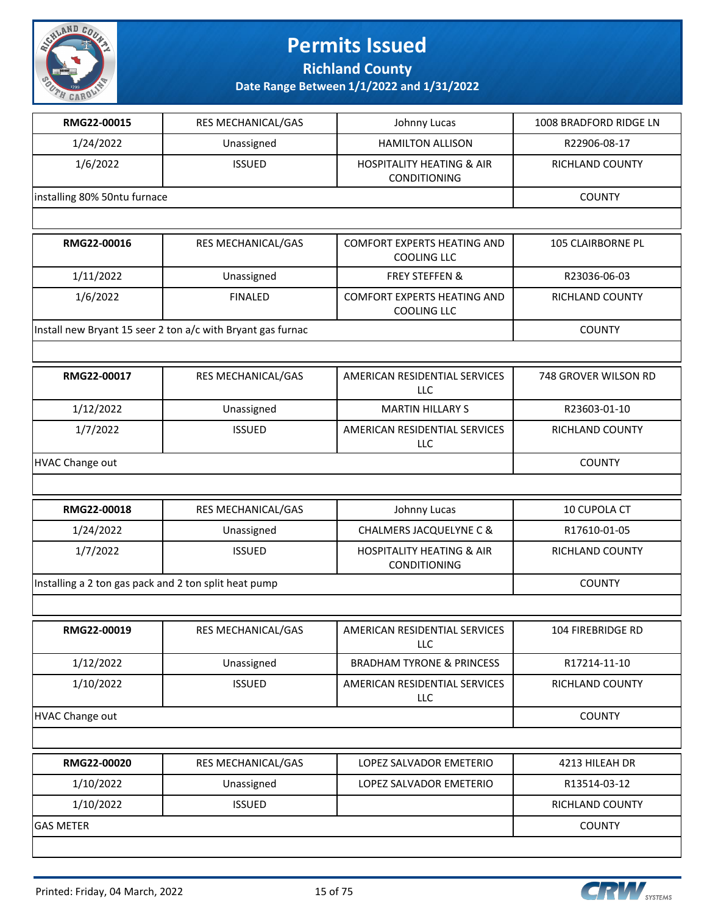# Permits Issued

## Richland County

### Date Range Between 1/1/2022 and 1/31/2022

| RMG22-00015 | RES MECHANICAL/GAS | Johnny Lucas | 1008 BRADFORD RIDGE LN |
|---|---|---|---|
| 1/24/2022 | Unassigned | HAMILTON ALLISON | R22906-08-17 |
| 1/6/2022 | ISSUED | HOSPITALITY HEATING & AIR CONDITIONING | RICHLAND COUNTY |
| installing 80% 50ntu furnace | | | COUNTY |

| RMG22-00016 | RES MECHANICAL/GAS | COMFORT EXPERTS HEATING AND COOLING LLC | 105 CLAIRBORNE PL |
|---|---|---|---|
| 1/11/2022 | Unassigned | FREY STEFFEN & | R23036-06-03 |
| 1/6/2022 | FINALED | COMFORT EXPERTS HEATING AND COOLING LLC | RICHLAND COUNTY |
| Install new Bryant 15 seer 2 ton a/c with Bryant gas furnac | | | COUNTY |

| RMG22-00017 | RES MECHANICAL/GAS | AMERICAN RESIDENTIAL SERVICES LLC | 748 GROVER WILSON RD |
|---|---|---|---|
| 1/12/2022 | Unassigned | MARTIN HILLARY S | R23603-01-10 |
| 1/7/2022 | ISSUED | AMERICAN RESIDENTIAL SERVICES LLC | RICHLAND COUNTY |
| HVAC Change out | | | COUNTY |

| RMG22-00018 | RES MECHANICAL/GAS | Johnny Lucas | 10 CUPOLA CT |
|---|---|---|---|
| 1/24/2022 | Unassigned | CHALMERS JACQUELYNE C & | R17610-01-05 |
| 1/7/2022 | ISSUED | HOSPITALITY HEATING & AIR CONDITIONING | RICHLAND COUNTY |
| Installing a 2 ton gas pack and 2 ton split heat pump | | | COUNTY |

| RMG22-00019 | RES MECHANICAL/GAS | AMERICAN RESIDENTIAL SERVICES LLC | 104 FIREBRIDGE RD |
|---|---|---|---|
| 1/12/2022 | Unassigned | BRADHAM TYRONE & PRINCESS | R17214-11-10 |
| 1/10/2022 | ISSUED | AMERICAN RESIDENTIAL SERVICES LLC | RICHLAND COUNTY |
| HVAC Change out | | | COUNTY |

| RMG22-00020 | RES MECHANICAL/GAS | LOPEZ SALVADOR EMETERIO | 4213 HILEAH DR |
|---|---|---|---|
| 1/10/2022 | Unassigned | LOPEZ SALVADOR EMETERIO | R13514-03-12 |
| 1/10/2022 | ISSUED | | RICHLAND COUNTY |
| GAS METER | | | COUNTY |

Printed: Friday, 04 March, 2022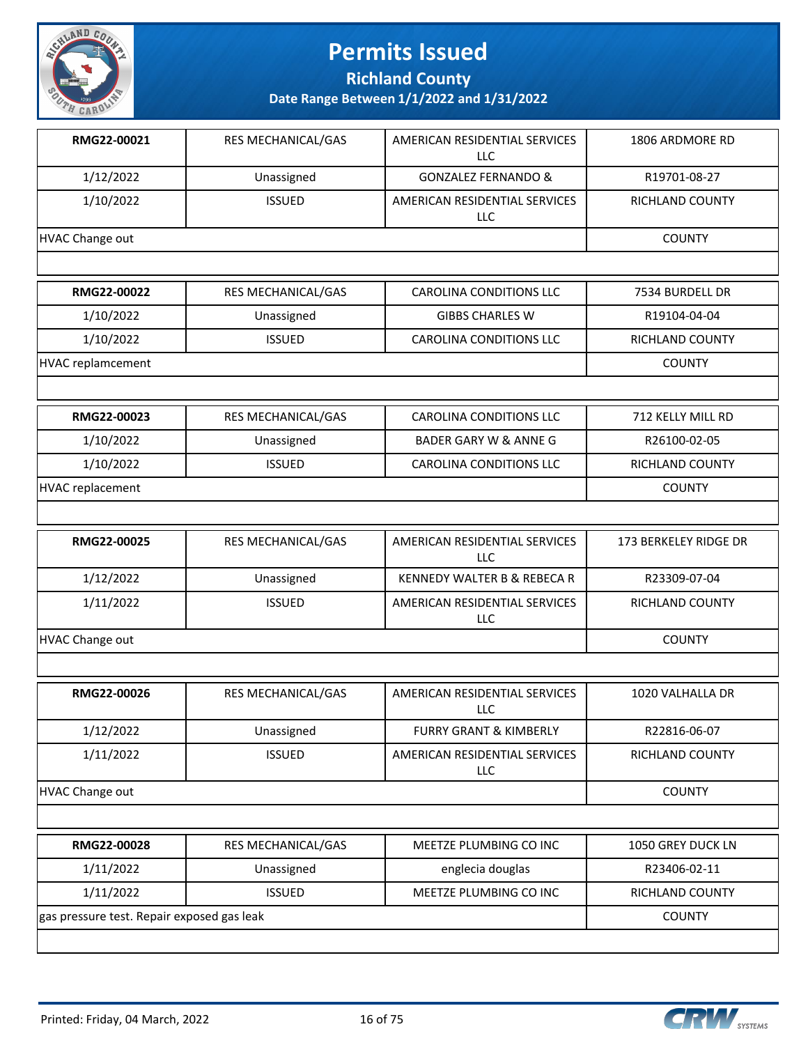# Permits Issued

## Richland County

### Date Range Between 1/1/2022 and 1/31/2022

| RMG22-00021 | RES MECHANICAL/GAS | AMERICAN RESIDENTIAL SERVICES LLC | 1806 ARDMORE RD |
|---|---|---|---|
| 1/12/2022 | Unassigned | GONZALEZ FERNANDO & | R19701-08-27 |
| 1/10/2022 | ISSUED | AMERICAN RESIDENTIAL SERVICES LLC | RICHLAND COUNTY |
| HVAC Change out | | | COUNTY |

| RMG22-00022 | RES MECHANICAL/GAS | CAROLINA CONDITIONS LLC | 7534 BURDELL DR |
|---|---|---|---|
| 1/10/2022 | Unassigned | GIBBS CHARLES W | R19104-04-04 |
| 1/10/2022 | ISSUED | CAROLINA CONDITIONS LLC | RICHLAND COUNTY |
| HVAC replamcement | | | COUNTY |

| RMG22-00023 | RES MECHANICAL/GAS | CAROLINA CONDITIONS LLC | 712 KELLY MILL RD |
|---|---|---|---|
| 1/10/2022 | Unassigned | BADER GARY W & ANNE G | R26100-02-05 |
| 1/10/2022 | ISSUED | CAROLINA CONDITIONS LLC | RICHLAND COUNTY |
| HVAC replacement | | | COUNTY |

| RMG22-00025 | RES MECHANICAL/GAS | AMERICAN RESIDENTIAL SERVICES LLC | 173 BERKELEY RIDGE DR |
|---|---|---|---|
| 1/12/2022 | Unassigned | KENNEDY WALTER B & REBECA R | R23309-07-04 |
| 1/11/2022 | ISSUED | AMERICAN RESIDENTIAL SERVICES LLC | RICHLAND COUNTY |
| HVAC Change out | | | COUNTY |

| RMG22-00026 | RES MECHANICAL/GAS | AMERICAN RESIDENTIAL SERVICES LLC | 1020 VALHALLA DR |
|---|---|---|---|
| 1/12/2022 | Unassigned | FURRY GRANT & KIMBERLY | R22816-06-07 |
| 1/11/2022 | ISSUED | AMERICAN RESIDENTIAL SERVICES LLC | RICHLAND COUNTY |
| HVAC Change out | | | COUNTY |

| RMG22-00028 | RES MECHANICAL/GAS | MEETZE PLUMBING CO INC | 1050 GREY DUCK LN |
|---|---|---|---|
| 1/11/2022 | Unassigned | englecia douglas | R23406-02-11 |
| 1/11/2022 | ISSUED | MEETZE PLUMBING CO INC | RICHLAND COUNTY |
| gas pressure test. Repair exposed gas leak | | | COUNTY |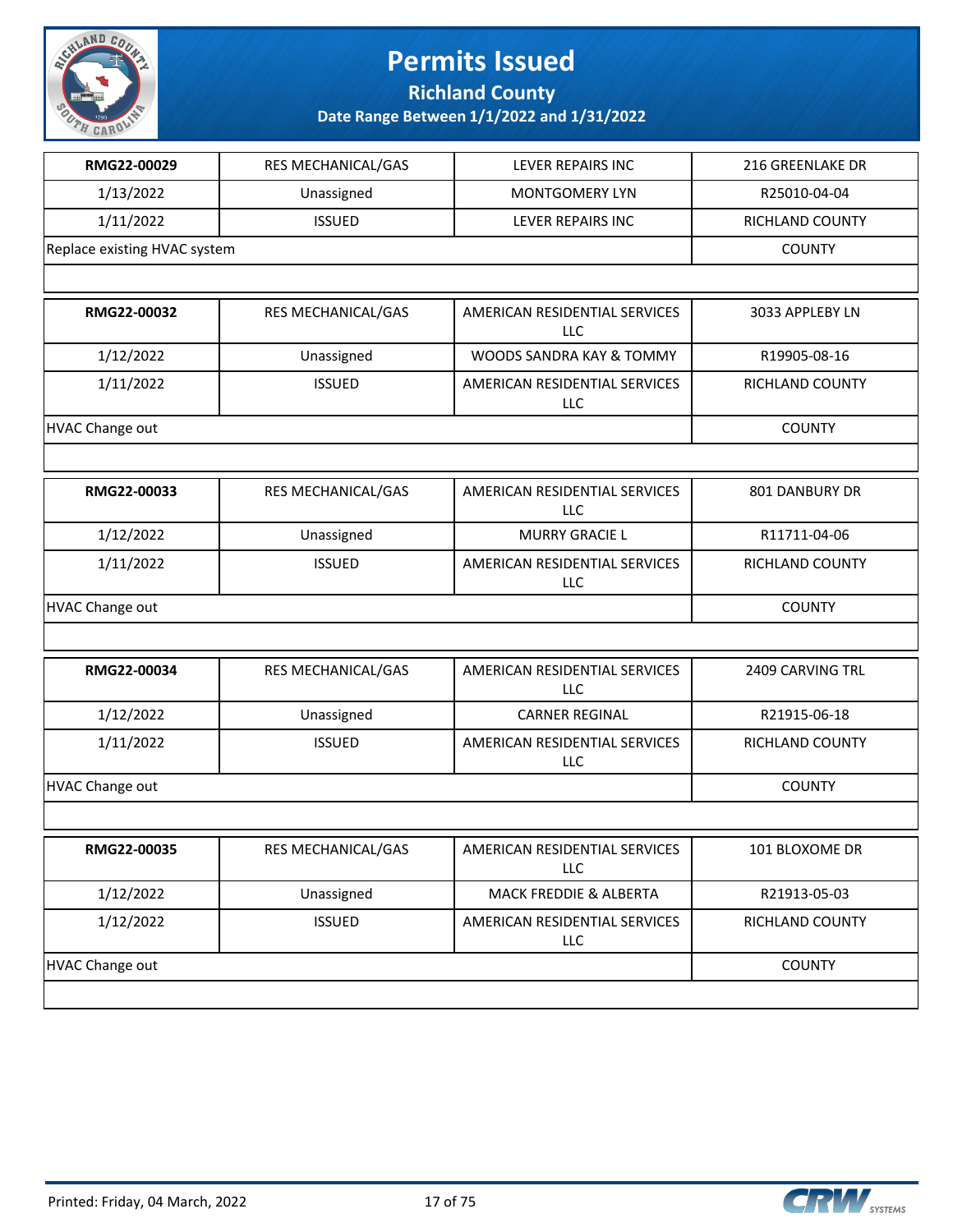# Permits Issued

## Richland County

### Date Range Between 1/1/2022 and 1/31/2022

| RMG22-00029 | RES MECHANICAL/GAS | LEVER REPAIRS INC | 216 GREENLAKE DR |
|---|---|---|---|
| 1/13/2022 | Unassigned | MONTGOMERY LYN | R25010-04-04 |
| 1/11/2022 | ISSUED | LEVER REPAIRS INC | RICHLAND COUNTY |
| Replace existing HVAC system | | | COUNTY |

| RMG22-00032 | RES MECHANICAL/GAS | AMERICAN RESIDENTIAL SERVICES LLC | 3033 APPLEBY LN |
|---|---|---|---|
| 1/12/2022 | Unassigned | WOODS SANDRA KAY & TOMMY | R19905-08-16 |
| 1/11/2022 | ISSUED | AMERICAN RESIDENTIAL SERVICES LLC | RICHLAND COUNTY |
| HVAC Change out | | | COUNTY |

| RMG22-00033 | RES MECHANICAL/GAS | AMERICAN RESIDENTIAL SERVICES LLC | 801 DANBURY DR |
|---|---|---|---|
| 1/12/2022 | Unassigned | MURRY GRACIE L | R11711-04-06 |
| 1/11/2022 | ISSUED | AMERICAN RESIDENTIAL SERVICES LLC | RICHLAND COUNTY |
| HVAC Change out | | | COUNTY |

| RMG22-00034 | RES MECHANICAL/GAS | AMERICAN RESIDENTIAL SERVICES LLC | 2409 CARVING TRL |
|---|---|---|---|
| 1/12/2022 | Unassigned | CARNER REGINAL | R21915-06-18 |
| 1/11/2022 | ISSUED | AMERICAN RESIDENTIAL SERVICES LLC | RICHLAND COUNTY |
| HVAC Change out | | | COUNTY |

| RMG22-00035 | RES MECHANICAL/GAS | AMERICAN RESIDENTIAL SERVICES LLC | 101 BLOXOME DR |
|---|---|---|---|
| 1/12/2022 | Unassigned | MACK FREDDIE & ALBERTA | R21913-05-03 |
| 1/12/2022 | ISSUED | AMERICAN RESIDENTIAL SERVICES LLC | RICHLAND COUNTY |
| HVAC Change out | | | COUNTY |

Printed: Friday, 04 March, 2022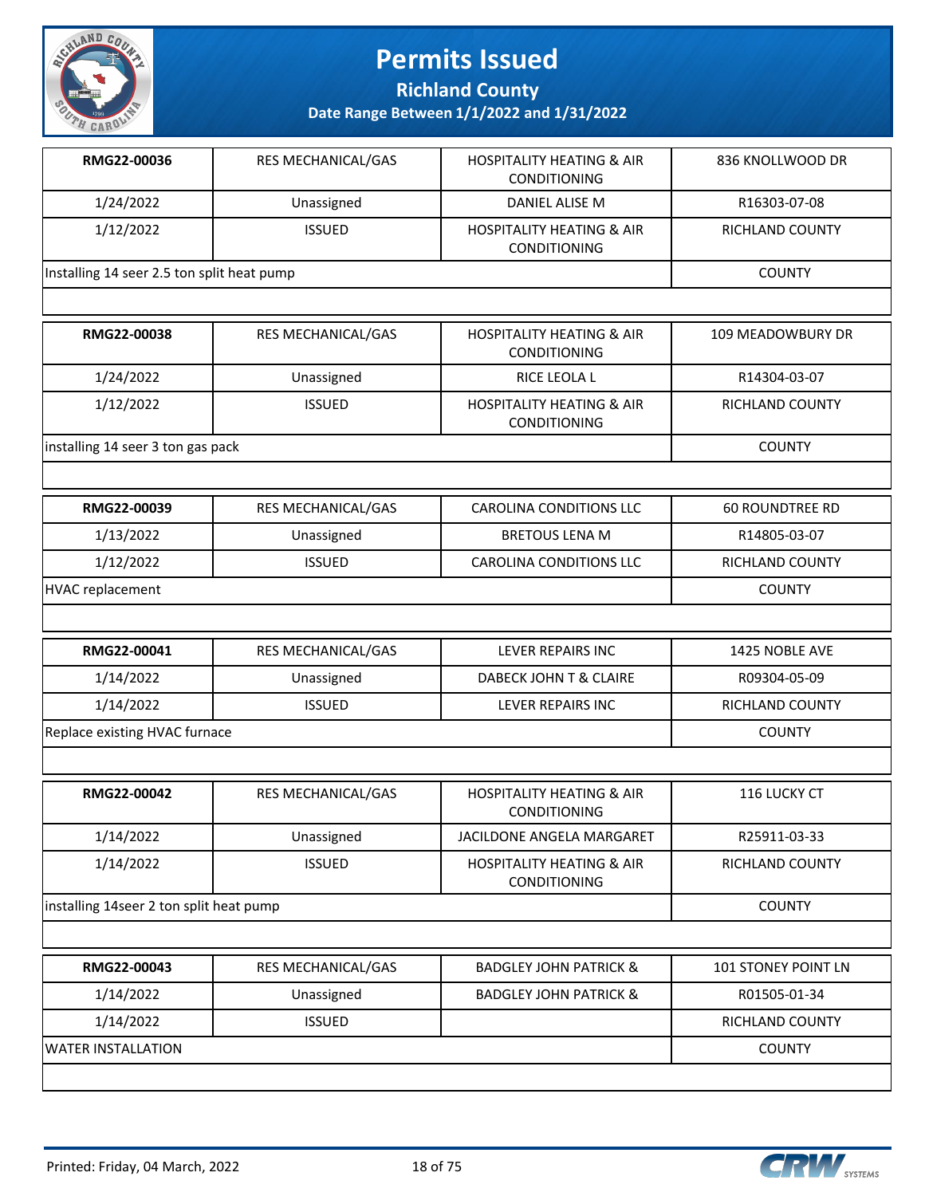# Permits Issued

## Richland County

### Date Range Between 1/1/2022 and 1/31/2022

| | | | |
|---|---|---|---|
| **RMG22-00036** | RES MECHANICAL/GAS | HOSPITALITY HEATING & AIR CONDITIONING | 836 KNOLLWOOD DR |
| 1/24/2022 | Unassigned | DANIEL ALISE M | R16303-07-08 |
| 1/12/2022 | ISSUED | HOSPITALITY HEATING & AIR CONDITIONING | RICHLAND COUNTY |
| Installing 14 seer 2.5 ton split heat pump | | | COUNTY |

| | | | |
|---|---|---|---|
| **RMG22-00038** | RES MECHANICAL/GAS | HOSPITALITY HEATING & AIR CONDITIONING | 109 MEADOWBURY DR |
| 1/24/2022 | Unassigned | RICE LEOLA L | R14304-03-07 |
| 1/12/2022 | ISSUED | HOSPITALITY HEATING & AIR CONDITIONING | RICHLAND COUNTY |
| installing 14 seer 3 ton gas pack | | | COUNTY |

| | | | |
|---|---|---|---|
| **RMG22-00039** | RES MECHANICAL/GAS | CAROLINA CONDITIONS LLC | 60 ROUNDTREE RD |
| 1/13/2022 | Unassigned | BRETOUS LENA M | R14805-03-07 |
| 1/12/2022 | ISSUED | CAROLINA CONDITIONS LLC | RICHLAND COUNTY |
| HVAC replacement | | | COUNTY |

| | | | |
|---|---|---|---|
| **RMG22-00041** | RES MECHANICAL/GAS | LEVER REPAIRS INC | 1425 NOBLE AVE |
| 1/14/2022 | Unassigned | DABECK JOHN T & CLAIRE | R09304-05-09 |
| 1/14/2022 | ISSUED | LEVER REPAIRS INC | RICHLAND COUNTY |
| Replace existing HVAC furnace | | | COUNTY |

| | | | |
|---|---|---|---|
| **RMG22-00042** | RES MECHANICAL/GAS | HOSPITALITY HEATING & AIR CONDITIONING | 116 LUCKY CT |
| 1/14/2022 | Unassigned | JACILDONE ANGELA MARGARET | R25911-03-33 |
| 1/14/2022 | ISSUED | HOSPITALITY HEATING & AIR CONDITIONING | RICHLAND COUNTY |
| installing 14seer 2 ton split heat pump | | | COUNTY |

| | | | |
|---|---|---|---|
| **RMG22-00043** | RES MECHANICAL/GAS | BADGLEY JOHN PATRICK & | 101 STONEY POINT LN |
| 1/14/2022 | Unassigned | BADGLEY JOHN PATRICK & | R01505-01-34 |
| 1/14/2022 | ISSUED | | RICHLAND COUNTY |
| WATER INSTALLATION | | | COUNTY |

Printed: Friday, 04 March, 2022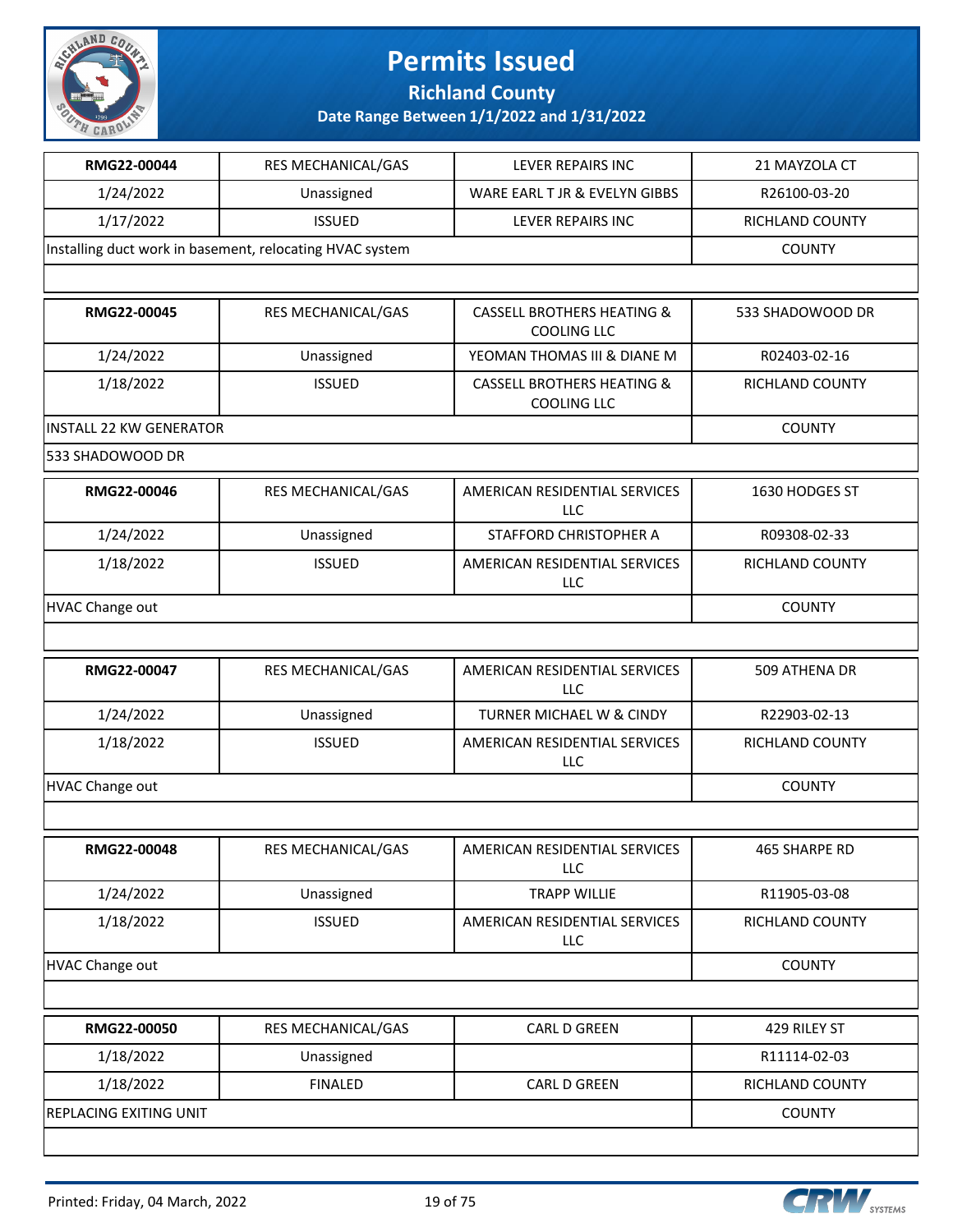# Permits Issued

**Richland County**

**Date Range Between 1/1/2022 and 1/31/2022**

| RMG22-00044 | RES MECHANICAL/GAS | LEVER REPAIRS INC | 21 MAYZOLA CT |
|---|---|---|---|
| 1/24/2022 | Unassigned | WARE EARL T JR & EVELYN GIBBS | R26100-03-20 |
| 1/17/2022 | ISSUED | LEVER REPAIRS INC | RICHLAND COUNTY |
| Installing duct work in basement, relocating HVAC system | | | COUNTY |

| RMG22-00045 | RES MECHANICAL/GAS | CASSELL BROTHERS HEATING & COOLING LLC | 533 SHADOWOOD DR |
|---|---|---|---|
| 1/24/2022 | Unassigned | YEOMAN THOMAS III & DIANE M | R02403-02-16 |
| 1/18/2022 | ISSUED | CASSELL BROTHERS HEATING & COOLING LLC | RICHLAND COUNTY |
| INSTALL 22 KW GENERATOR | | | COUNTY |
| 533 SHADOWOOD DR | | | |

| RMG22-00046 | RES MECHANICAL/GAS | AMERICAN RESIDENTIAL SERVICES LLC | 1630 HODGES ST |
|---|---|---|---|
| 1/24/2022 | Unassigned | STAFFORD CHRISTOPHER A | R09308-02-33 |
| 1/18/2022 | ISSUED | AMERICAN RESIDENTIAL SERVICES LLC | RICHLAND COUNTY |
| HVAC Change out | | | COUNTY |

| RMG22-00047 | RES MECHANICAL/GAS | AMERICAN RESIDENTIAL SERVICES LLC | 509 ATHENA DR |
|---|---|---|---|
| 1/24/2022 | Unassigned | TURNER MICHAEL W & CINDY | R22903-02-13 |
| 1/18/2022 | ISSUED | AMERICAN RESIDENTIAL SERVICES LLC | RICHLAND COUNTY |
| HVAC Change out | | | COUNTY |

| RMG22-00048 | RES MECHANICAL/GAS | AMERICAN RESIDENTIAL SERVICES LLC | 465 SHARPE RD |
|---|---|---|---|
| 1/24/2022 | Unassigned | TRAPP WILLIE | R11905-03-08 |
| 1/18/2022 | ISSUED | AMERICAN RESIDENTIAL SERVICES LLC | RICHLAND COUNTY |
| HVAC Change out | | | COUNTY |

| RMG22-00050 | RES MECHANICAL/GAS | CARL D GREEN | 429 RILEY ST |
|---|---|---|---|
| 1/18/2022 | Unassigned | | R11114-02-03 |
| 1/18/2022 | FINALED | CARL D GREEN | RICHLAND COUNTY |
| REPLACING EXITING UNIT | | | COUNTY |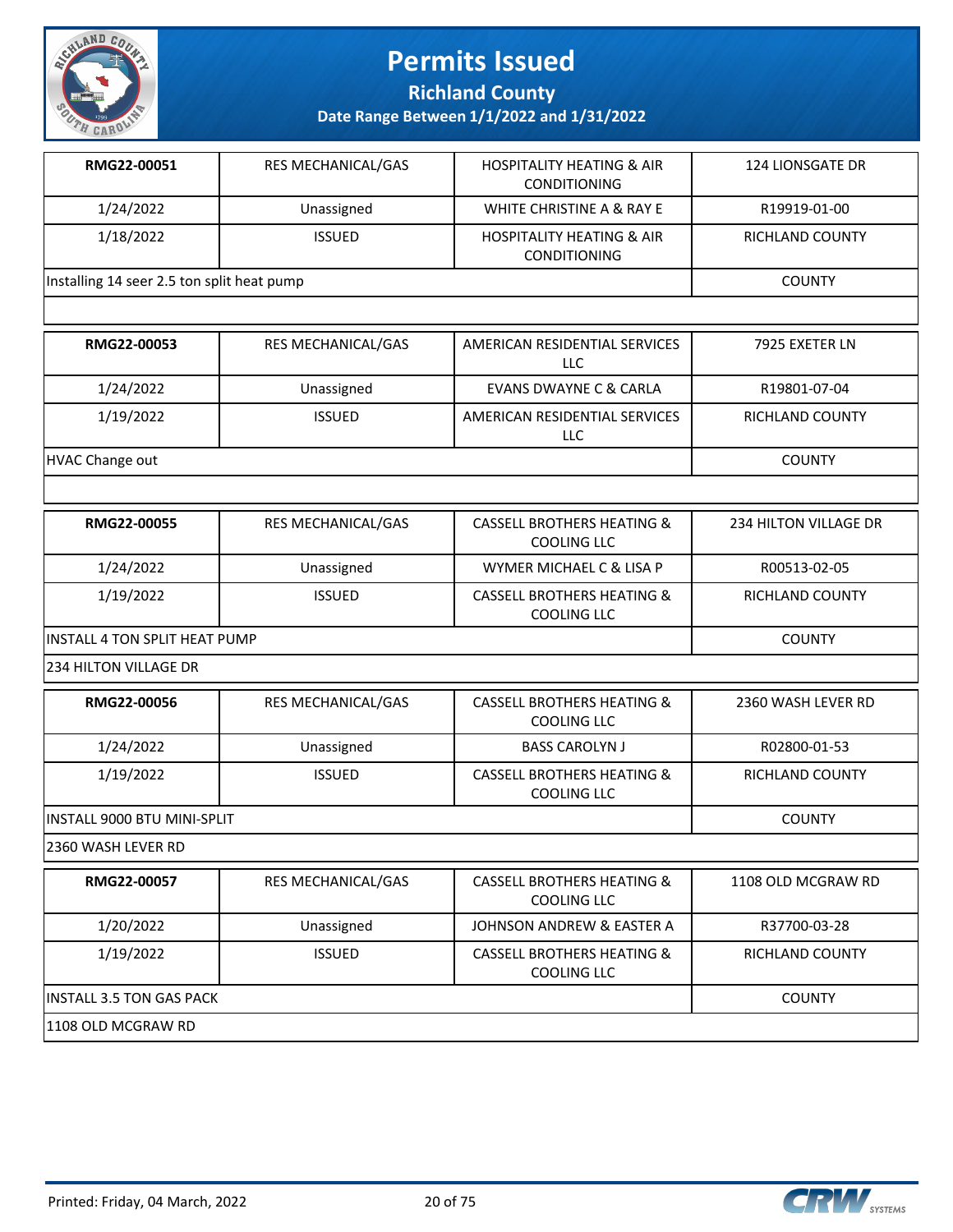# Permits Issued

## Richland County

### Date Range Between 1/1/2022 and 1/31/2022

| RMG22-00051 | RES MECHANICAL/GAS | HOSPITALITY HEATING & AIR CONDITIONING | 124 LIONSGATE DR |
|---|---|---|---|
| 1/24/2022 | Unassigned | WHITE CHRISTINE A & RAY E | R19919-01-00 |
| 1/18/2022 | ISSUED | HOSPITALITY HEATING & AIR CONDITIONING | RICHLAND COUNTY |
| Installing 14 seer 2.5 ton split heat pump | | | COUNTY |

| RMG22-00053 | RES MECHANICAL/GAS | AMERICAN RESIDENTIAL SERVICES LLC | 7925 EXETER LN |
|---|---|---|---|
| 1/24/2022 | Unassigned | EVANS DWAYNE C & CARLA | R19801-07-04 |
| 1/19/2022 | ISSUED | AMERICAN RESIDENTIAL SERVICES LLC | RICHLAND COUNTY |
| HVAC Change out | | | COUNTY |

| RMG22-00055 | RES MECHANICAL/GAS | CASSELL BROTHERS HEATING & COOLING LLC | 234 HILTON VILLAGE DR |
|---|---|---|---|
| 1/24/2022 | Unassigned | WYMER MICHAEL C & LISA P | R00513-02-05 |
| 1/19/2022 | ISSUED | CASSELL BROTHERS HEATING & COOLING LLC | RICHLAND COUNTY |
| INSTALL 4 TON SPLIT HEAT PUMP | | | COUNTY |
| 234 HILTON VILLAGE DR | | | |

| RMG22-00056 | RES MECHANICAL/GAS | CASSELL BROTHERS HEATING & COOLING LLC | 2360 WASH LEVER RD |
|---|---|---|---|
| 1/24/2022 | Unassigned | BASS CAROLYN J | R02800-01-53 |
| 1/19/2022 | ISSUED | CASSELL BROTHERS HEATING & COOLING LLC | RICHLAND COUNTY |
| INSTALL 9000 BTU MINI-SPLIT | | | COUNTY |
| 2360 WASH LEVER RD | | | |

| RMG22-00057 | RES MECHANICAL/GAS | CASSELL BROTHERS HEATING & COOLING LLC | 1108 OLD MCGRAW RD |
|---|---|---|---|
| 1/20/2022 | Unassigned | JOHNSON ANDREW & EASTER A | R37700-03-28 |
| 1/19/2022 | ISSUED | CASSELL BROTHERS HEATING & COOLING LLC | RICHLAND COUNTY |
| INSTALL 3.5 TON GAS PACK | | | COUNTY |
| 1108 OLD MCGRAW RD | | | |

Printed: Friday, 04 March, 2022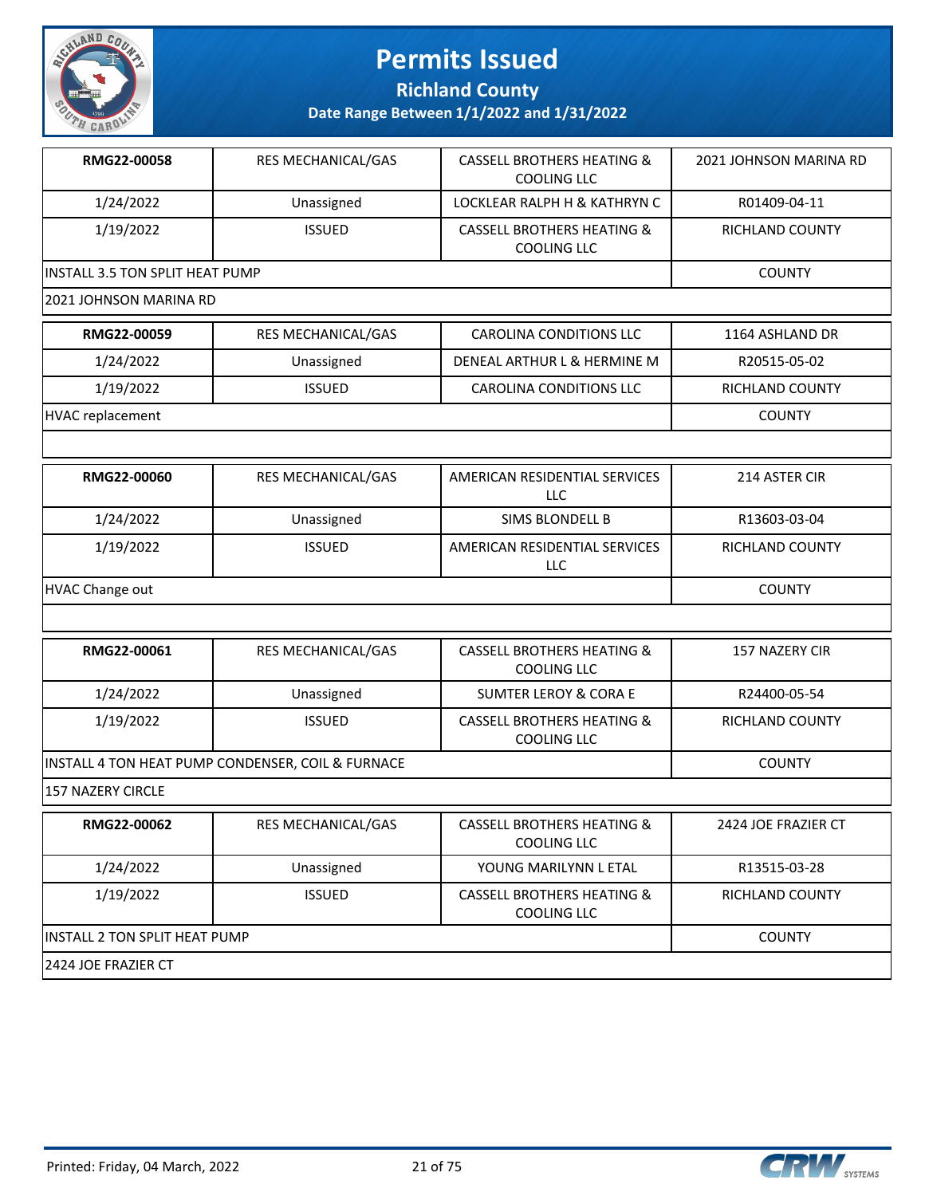# Permits Issued

## Richland County

### Date Range Between 1/1/2022 and 1/31/2022

| | | | |
|---|---|---|---|
| **RMG22-00058** | RES MECHANICAL/GAS | CASSELL BROTHERS HEATING & COOLING LLC | 2021 JOHNSON MARINA RD |
| 1/24/2022 | Unassigned | LOCKLEAR RALPH H & KATHRYN C | R01409-04-11 |
| 1/19/2022 | ISSUED | CASSELL BROTHERS HEATING & COOLING LLC | RICHLAND COUNTY |
| INSTALL 3.5 TON SPLIT HEAT PUMP | | | COUNTY |
| 2021 JOHNSON MARINA RD | | | |

| | | | |
|---|---|---|---|
| **RMG22-00059** | RES MECHANICAL/GAS | CAROLINA CONDITIONS LLC | 1164 ASHLAND DR |
| 1/24/2022 | Unassigned | DENEAL ARTHUR L & HERMINE M | R20515-05-02 |
| 1/19/2022 | ISSUED | CAROLINA CONDITIONS LLC | RICHLAND COUNTY |
| HVAC replacement | | | COUNTY |
| | | | |

| | | | |
|---|---|---|---|
| **RMG22-00060** | RES MECHANICAL/GAS | AMERICAN RESIDENTIAL SERVICES LLC | 214 ASTER CIR |
| 1/24/2022 | Unassigned | SIMS BLONDELL B | R13603-03-04 |
| 1/19/2022 | ISSUED | AMERICAN RESIDENTIAL SERVICES LLC | RICHLAND COUNTY |
| HVAC Change out | | | COUNTY |
| | | | |

| | | | |
|---|---|---|---|
| **RMG22-00061** | RES MECHANICAL/GAS | CASSELL BROTHERS HEATING & COOLING LLC | 157 NAZERY CIR |
| 1/24/2022 | Unassigned | SUMTER LEROY & CORA E | R24400-05-54 |
| 1/19/2022 | ISSUED | CASSELL BROTHERS HEATING & COOLING LLC | RICHLAND COUNTY |
| INSTALL 4 TON HEAT PUMP CONDENSER, COIL & FURNACE | | | COUNTY |
| 157 NAZERY CIRCLE | | | |

| | | | |
|---|---|---|---|
| **RMG22-00062** | RES MECHANICAL/GAS | CASSELL BROTHERS HEATING & COOLING LLC | 2424 JOE FRAZIER CT |
| 1/24/2022 | Unassigned | YOUNG MARILYNN L ETAL | R13515-03-28 |
| 1/19/2022 | ISSUED | CASSELL BROTHERS HEATING & COOLING LLC | RICHLAND COUNTY |
| INSTALL 2 TON SPLIT HEAT PUMP | | | COUNTY |
| 2424 JOE FRAZIER CT | | | |

Printed: Friday, 04 March, 2022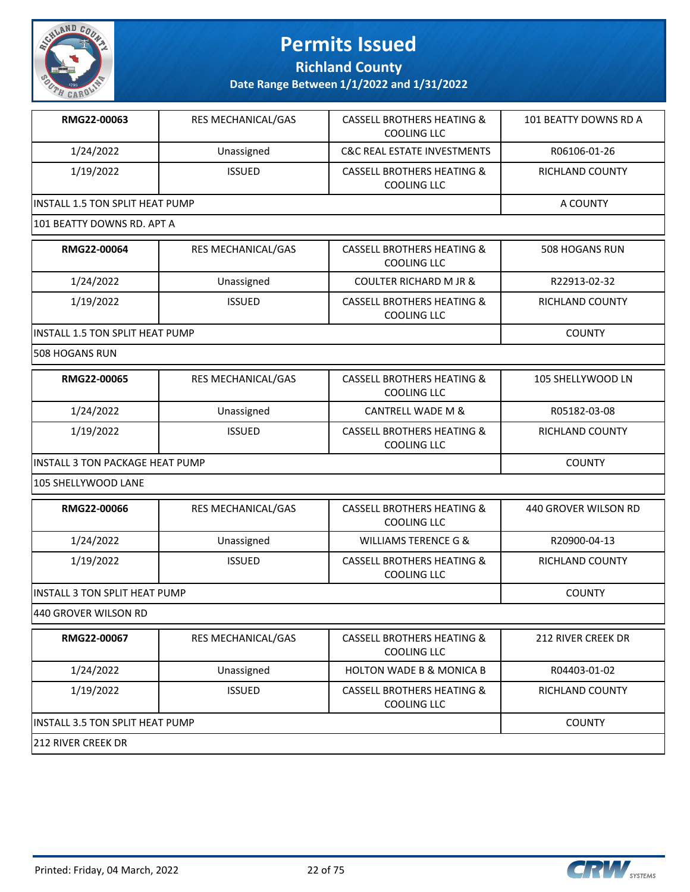# Permits Issued

## Richland County

### Date Range Between 1/1/2022 and 1/31/2022

| | | | |
|---|---|---|---|
| **RMG22-00063** | RES MECHANICAL/GAS | CASSELL BROTHERS HEATING & COOLING LLC | 101 BEATTY DOWNS RD A |
| 1/24/2022 | Unassigned | C&C REAL ESTATE INVESTMENTS | R06106-01-26 |
| 1/19/2022 | ISSUED | CASSELL BROTHERS HEATING & COOLING LLC | RICHLAND COUNTY |
| INSTALL 1.5 TON SPLIT HEAT PUMP | | | A COUNTY |
| 101 BEATTY DOWNS RD. APT A | | | |

| | | | |
|---|---|---|---|
| **RMG22-00064** | RES MECHANICAL/GAS | CASSELL BROTHERS HEATING & COOLING LLC | 508 HOGANS RUN |
| 1/24/2022 | Unassigned | COULTER RICHARD M JR & | R22913-02-32 |
| 1/19/2022 | ISSUED | CASSELL BROTHERS HEATING & COOLING LLC | RICHLAND COUNTY |
| INSTALL 1.5 TON SPLIT HEAT PUMP | | | COUNTY |
| 508 HOGANS RUN | | | |

| | | | |
|---|---|---|---|
| **RMG22-00065** | RES MECHANICAL/GAS | CASSELL BROTHERS HEATING & COOLING LLC | 105 SHELLYWOOD LN |
| 1/24/2022 | Unassigned | CANTRELL WADE M & | R05182-03-08 |
| 1/19/2022 | ISSUED | CASSELL BROTHERS HEATING & COOLING LLC | RICHLAND COUNTY |
| INSTALL 3 TON PACKAGE HEAT PUMP | | | COUNTY |
| 105 SHELLYWOOD LANE | | | |

| | | | |
|---|---|---|---|
| **RMG22-00066** | RES MECHANICAL/GAS | CASSELL BROTHERS HEATING & COOLING LLC | 440 GROVER WILSON RD |
| 1/24/2022 | Unassigned | WILLIAMS TERENCE G & | R20900-04-13 |
| 1/19/2022 | ISSUED | CASSELL BROTHERS HEATING & COOLING LLC | RICHLAND COUNTY |
| INSTALL 3 TON SPLIT HEAT PUMP | | | COUNTY |
| 440 GROVER WILSON RD | | | |

| | | | |
|---|---|---|---|
| **RMG22-00067** | RES MECHANICAL/GAS | CASSELL BROTHERS HEATING & COOLING LLC | 212 RIVER CREEK DR |
| 1/24/2022 | Unassigned | HOLTON WADE B & MONICA B | R04403-01-02 |
| 1/19/2022 | ISSUED | CASSELL BROTHERS HEATING & COOLING LLC | RICHLAND COUNTY |
| INSTALL 3.5 TON SPLIT HEAT PUMP | | | COUNTY |
| 212 RIVER CREEK DR | | | |

Printed: Friday, 04 March, 2022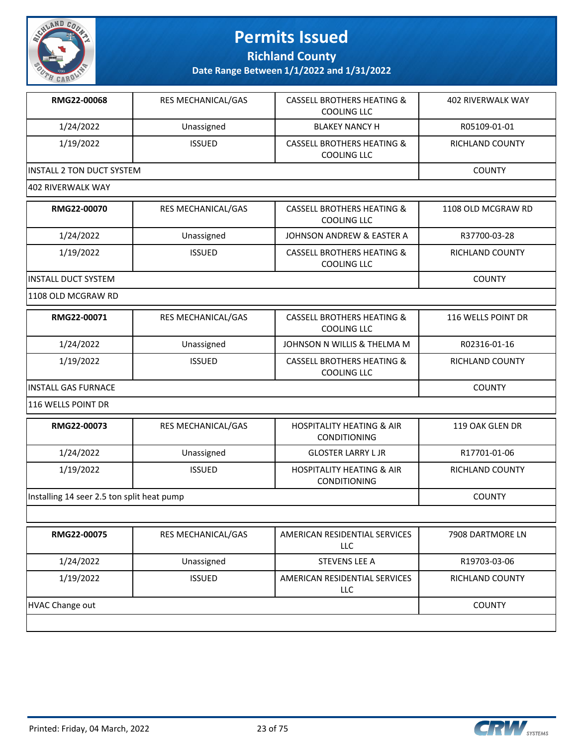# Permits Issued

## Richland County

### Date Range Between 1/1/2022 and 1/31/2022

| | | | |
|---|---|---|---|
| **RMG22-00068** | RES MECHANICAL/GAS | CASSELL BROTHERS HEATING & COOLING LLC | 402 RIVERWALK WAY |
| 1/24/2022 | Unassigned | BLAKEY NANCY H | R05109-01-01 |
| 1/19/2022 | ISSUED | CASSELL BROTHERS HEATING & COOLING LLC | RICHLAND COUNTY |
| INSTALL 2 TON DUCT SYSTEM | | | COUNTY |
| 402 RIVERWALK WAY | | | |

| | | | |
|---|---|---|---|
| **RMG22-00070** | RES MECHANICAL/GAS | CASSELL BROTHERS HEATING & COOLING LLC | 1108 OLD MCGRAW RD |
| 1/24/2022 | Unassigned | JOHNSON ANDREW & EASTER A | R37700-03-28 |
| 1/19/2022 | ISSUED | CASSELL BROTHERS HEATING & COOLING LLC | RICHLAND COUNTY |
| INSTALL DUCT SYSTEM | | | COUNTY |
| 1108 OLD MCGRAW RD | | | |

| | | | |
|---|---|---|---|
| **RMG22-00071** | RES MECHANICAL/GAS | CASSELL BROTHERS HEATING & COOLING LLC | 116 WELLS POINT DR |
| 1/24/2022 | Unassigned | JOHNSON N WILLIS & THELMA M | R02316-01-16 |
| 1/19/2022 | ISSUED | CASSELL BROTHERS HEATING & COOLING LLC | RICHLAND COUNTY |
| INSTALL GAS FURNACE | | | COUNTY |
| 116 WELLS POINT DR | | | |

| | | | |
|---|---|---|---|
| **RMG22-00073** | RES MECHANICAL/GAS | HOSPITALITY HEATING & AIR CONDITIONING | 119 OAK GLEN DR |
| 1/24/2022 | Unassigned | GLOSTER LARRY L JR | R17701-01-06 |
| 1/19/2022 | ISSUED | HOSPITALITY HEATING & AIR CONDITIONING | RICHLAND COUNTY |
| Installing 14 seer 2.5 ton split heat pump | | | COUNTY |
| | | | |

| | | | |
|---|---|---|---|
| **RMG22-00075** | RES MECHANICAL/GAS | AMERICAN RESIDENTIAL SERVICES LLC | 7908 DARTMORE LN |
| 1/24/2022 | Unassigned | STEVENS LEE A | R19703-03-06 |
| 1/19/2022 | ISSUED | AMERICAN RESIDENTIAL SERVICES LLC | RICHLAND COUNTY |
| HVAC Change out | | | COUNTY |
| | | | |

Printed: Friday, 04 March, 2022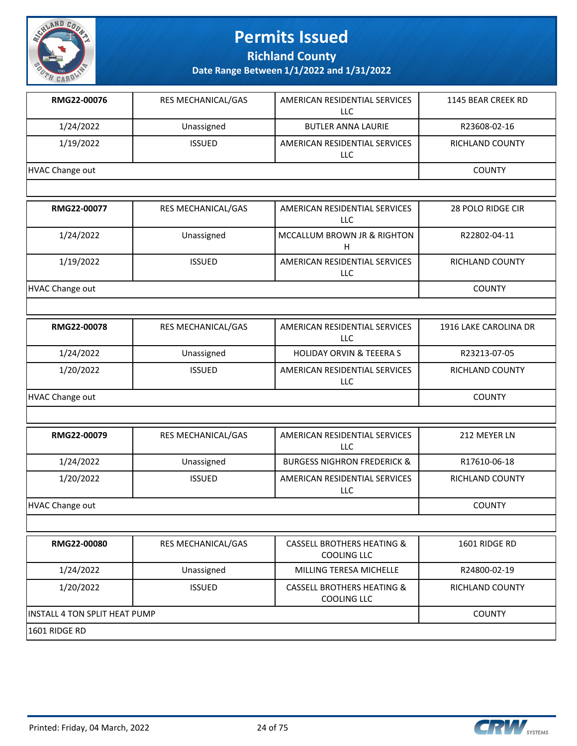# Permits Issued

## Richland County

### Date Range Between 1/1/2022 and 1/31/2022

| | | | |
|---|---|---|---|
| **RMG22-00076** | RES MECHANICAL/GAS | AMERICAN RESIDENTIAL SERVICES LLC | 1145 BEAR CREEK RD |
| 1/24/2022 | Unassigned | BUTLER ANNA LAURIE | R23608-02-16 |
| 1/19/2022 | ISSUED | AMERICAN RESIDENTIAL SERVICES LLC | RICHLAND COUNTY |
| HVAC Change out | | | COUNTY |

| | | | |
|---|---|---|---|
| **RMG22-00077** | RES MECHANICAL/GAS | AMERICAN RESIDENTIAL SERVICES LLC | 28 POLO RIDGE CIR |
| 1/24/2022 | Unassigned | MCCALLUM BROWN JR & RIGHTON H | R22802-04-11 |
| 1/19/2022 | ISSUED | AMERICAN RESIDENTIAL SERVICES LLC | RICHLAND COUNTY |
| HVAC Change out | | | COUNTY |

| | | | |
|---|---|---|---|
| **RMG22-00078** | RES MECHANICAL/GAS | AMERICAN RESIDENTIAL SERVICES LLC | 1916 LAKE CAROLINA DR |
| 1/24/2022 | Unassigned | HOLIDAY ORVIN & TEEERA S | R23213-07-05 |
| 1/20/2022 | ISSUED | AMERICAN RESIDENTIAL SERVICES LLC | RICHLAND COUNTY |
| HVAC Change out | | | COUNTY |

| | | | |
|---|---|---|---|
| **RMG22-00079** | RES MECHANICAL/GAS | AMERICAN RESIDENTIAL SERVICES LLC | 212 MEYER LN |
| 1/24/2022 | Unassigned | BURGESS NIGHRON FREDERICK & | R17610-06-18 |
| 1/20/2022 | ISSUED | AMERICAN RESIDENTIAL SERVICES LLC | RICHLAND COUNTY |
| HVAC Change out | | | COUNTY |

| | | | |
|---|---|---|---|
| **RMG22-00080** | RES MECHANICAL/GAS | CASSELL BROTHERS HEATING & COOLING LLC | 1601 RIDGE RD |
| 1/24/2022 | Unassigned | MILLING TERESA MICHELLE | R24800-02-19 |
| 1/20/2022 | ISSUED | CASSELL BROTHERS HEATING & COOLING LLC | RICHLAND COUNTY |
| INSTALL 4 TON SPLIT HEAT PUMP | | | COUNTY |
| 1601 RIDGE RD | | | |

Printed: Friday, 04 March, 2022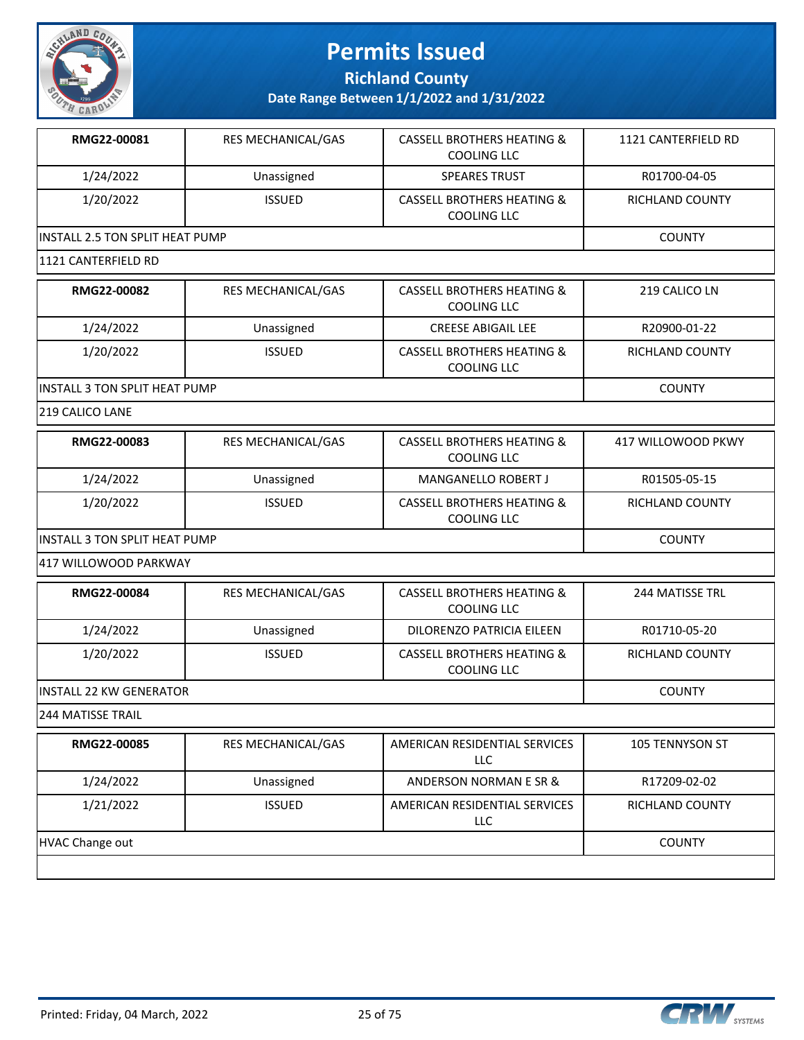# Permits Issued

## Richland County

### Date Range Between 1/1/2022 and 1/31/2022

| RMG22-00081 | RES MECHANICAL/GAS | CASSELL BROTHERS HEATING & COOLING LLC | 1121 CANTERFIELD RD |
|---|---|---|---|
| 1/24/2022 | Unassigned | SPEARES TRUST | R01700-04-05 |
| 1/20/2022 | ISSUED | CASSELL BROTHERS HEATING & COOLING LLC | RICHLAND COUNTY |
| INSTALL 2.5 TON SPLIT HEAT PUMP | | | COUNTY |
| 1121 CANTERFIELD RD | | | |

| RMG22-00082 | RES MECHANICAL/GAS | CASSELL BROTHERS HEATING & COOLING LLC | 219 CALICO LN |
|---|---|---|---|
| 1/24/2022 | Unassigned | CREESE ABIGAIL LEE | R20900-01-22 |
| 1/20/2022 | ISSUED | CASSELL BROTHERS HEATING & COOLING LLC | RICHLAND COUNTY |
| INSTALL 3 TON SPLIT HEAT PUMP | | | COUNTY |
| 219 CALICO LANE | | | |

| RMG22-00083 | RES MECHANICAL/GAS | CASSELL BROTHERS HEATING & COOLING LLC | 417 WILLOWOOD PKWY |
|---|---|---|---|
| 1/24/2022 | Unassigned | MANGANELLO ROBERT J | R01505-05-15 |
| 1/20/2022 | ISSUED | CASSELL BROTHERS HEATING & COOLING LLC | RICHLAND COUNTY |
| INSTALL 3 TON SPLIT HEAT PUMP | | | COUNTY |
| 417 WILLOWOOD PARKWAY | | | |

| RMG22-00084 | RES MECHANICAL/GAS | CASSELL BROTHERS HEATING & COOLING LLC | 244 MATISSE TRL |
|---|---|---|---|
| 1/24/2022 | Unassigned | DILORENZO PATRICIA EILEEN | R01710-05-20 |
| 1/20/2022 | ISSUED | CASSELL BROTHERS HEATING & COOLING LLC | RICHLAND COUNTY |
| INSTALL 22 KW GENERATOR | | | COUNTY |
| 244 MATISSE TRAIL | | | |

| RMG22-00085 | RES MECHANICAL/GAS | AMERICAN RESIDENTIAL SERVICES LLC | 105 TENNYSON ST |
|---|---|---|---|
| 1/24/2022 | Unassigned | ANDERSON NORMAN E SR & | R17209-02-02 |
| 1/21/2022 | ISSUED | AMERICAN RESIDENTIAL SERVICES LLC | RICHLAND COUNTY |
| HVAC Change out | | | COUNTY |
| | | | |

Printed: Friday, 04 March, 2022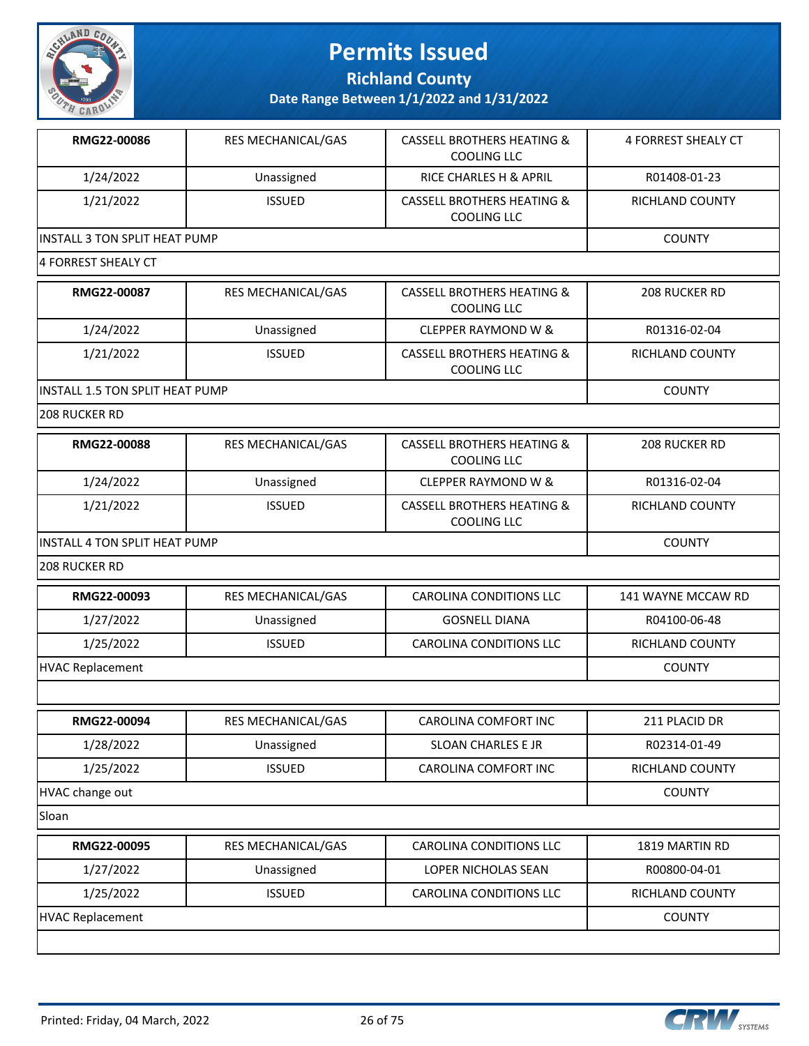# Permits Issued

**Richland County**

**Date Range Between 1/1/2022 and 1/31/2022**

| **RMG22-00086** | RES MECHANICAL/GAS | CASSELL BROTHERS HEATING & COOLING LLC | 4 FORREST SHEALY CT |
|---|---|---|---|
| 1/24/2022 | Unassigned | RICE CHARLES H & APRIL | R01408-01-23 |
| 1/21/2022 | ISSUED | CASSELL BROTHERS HEATING & COOLING LLC | RICHLAND COUNTY |
| INSTALL 3 TON SPLIT HEAT PUMP | | | COUNTY |
| 4 FORREST SHEALY CT | | | |

| **RMG22-00087** | RES MECHANICAL/GAS | CASSELL BROTHERS HEATING & COOLING LLC | 208 RUCKER RD |
|---|---|---|---|
| 1/24/2022 | Unassigned | CLEPPER RAYMOND W & | R01316-02-04 |
| 1/21/2022 | ISSUED | CASSELL BROTHERS HEATING & COOLING LLC | RICHLAND COUNTY |
| INSTALL 1.5 TON SPLIT HEAT PUMP | | | COUNTY |
| 208 RUCKER RD | | | |

| **RMG22-00088** | RES MECHANICAL/GAS | CASSELL BROTHERS HEATING & COOLING LLC | 208 RUCKER RD |
|---|---|---|---|
| 1/24/2022 | Unassigned | CLEPPER RAYMOND W & | R01316-02-04 |
| 1/21/2022 | ISSUED | CASSELL BROTHERS HEATING & COOLING LLC | RICHLAND COUNTY |
| INSTALL 4 TON SPLIT HEAT PUMP | | | COUNTY |
| 208 RUCKER RD | | | |

| **RMG22-00093** | RES MECHANICAL/GAS | CAROLINA CONDITIONS LLC | 141 WAYNE MCCAW RD |
|---|---|---|---|
| 1/27/2022 | Unassigned | GOSNELL DIANA | R04100-06-48 |
| 1/25/2022 | ISSUED | CAROLINA CONDITIONS LLC | RICHLAND COUNTY |
| HVAC Replacement | | | COUNTY |
| | | | |

| **RMG22-00094** | RES MECHANICAL/GAS | CAROLINA COMFORT INC | 211 PLACID DR |
|---|---|---|---|
| 1/28/2022 | Unassigned | SLOAN CHARLES E JR | R02314-01-49 |
| 1/25/2022 | ISSUED | CAROLINA COMFORT INC | RICHLAND COUNTY |
| HVAC change out | | | COUNTY |
| Sloan | | | |

| **RMG22-00095** | RES MECHANICAL/GAS | CAROLINA CONDITIONS LLC | 1819 MARTIN RD |
|---|---|---|---|
| 1/27/2022 | Unassigned | LOPER NICHOLAS SEAN | R00800-04-01 |
| 1/25/2022 | ISSUED | CAROLINA CONDITIONS LLC | RICHLAND COUNTY |
| HVAC Replacement | | | COUNTY |
| | | | |

Printed: Friday, 04 March, 2022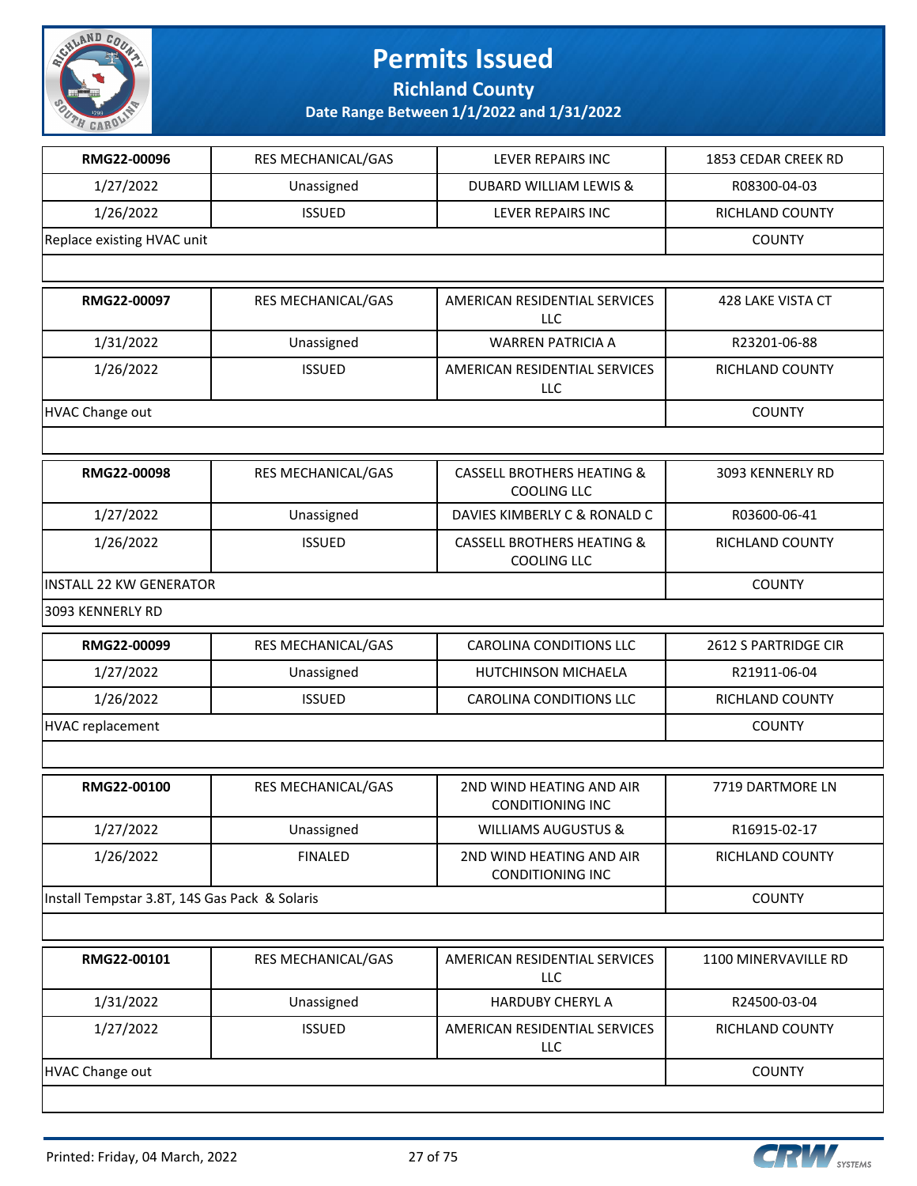# Permits Issued

## Richland County

### Date Range Between 1/1/2022 and 1/31/2022

| RMG22-00096 | RES MECHANICAL/GAS | LEVER REPAIRS INC | 1853 CEDAR CREEK RD |
|---|---|---|---|
| 1/27/2022 | Unassigned | DUBARD WILLIAM LEWIS & | R08300-04-03 |
| 1/26/2022 | ISSUED | LEVER REPAIRS INC | RICHLAND COUNTY |
| Replace existing HVAC unit | | | COUNTY |

| RMG22-00097 | RES MECHANICAL/GAS | AMERICAN RESIDENTIAL SERVICES LLC | 428 LAKE VISTA CT |
|---|---|---|---|
| 1/31/2022 | Unassigned | WARREN PATRICIA A | R23201-06-88 |
| 1/26/2022 | ISSUED | AMERICAN RESIDENTIAL SERVICES LLC | RICHLAND COUNTY |
| HVAC Change out | | | COUNTY |

| RMG22-00098 | RES MECHANICAL/GAS | CASSELL BROTHERS HEATING & COOLING LLC | 3093 KENNERLY RD |
|---|---|---|---|
| 1/27/2022 | Unassigned | DAVIES KIMBERLY C & RONALD C | R03600-06-41 |
| 1/26/2022 | ISSUED | CASSELL BROTHERS HEATING & COOLING LLC | RICHLAND COUNTY |
| INSTALL 22 KW GENERATOR | | | COUNTY |
| 3093 KENNERLY RD | | | |

| RMG22-00099 | RES MECHANICAL/GAS | CAROLINA CONDITIONS LLC | 2612 S PARTRIDGE CIR |
|---|---|---|---|
| 1/27/2022 | Unassigned | HUTCHINSON MICHAELA | R21911-06-04 |
| 1/26/2022 | ISSUED | CAROLINA CONDITIONS LLC | RICHLAND COUNTY |
| HVAC replacement | | | COUNTY |

| RMG22-00100 | RES MECHANICAL/GAS | 2ND WIND HEATING AND AIR CONDITIONING INC | 7719 DARTMORE LN |
|---|---|---|---|
| 1/27/2022 | Unassigned | WILLIAMS AUGUSTUS & | R16915-02-17 |
| 1/26/2022 | FINALED | 2ND WIND HEATING AND AIR CONDITIONING INC | RICHLAND COUNTY |
| Install Tempstar 3.8T, 14S Gas Pack & Solaris | | | COUNTY |

| RMG22-00101 | RES MECHANICAL/GAS | AMERICAN RESIDENTIAL SERVICES LLC | 1100 MINERVAVILLE RD |
|---|---|---|---|
| 1/31/2022 | Unassigned | HARDUBY CHERYL A | R24500-03-04 |
| 1/27/2022 | ISSUED | AMERICAN RESIDENTIAL SERVICES LLC | RICHLAND COUNTY |
| HVAC Change out | | | COUNTY |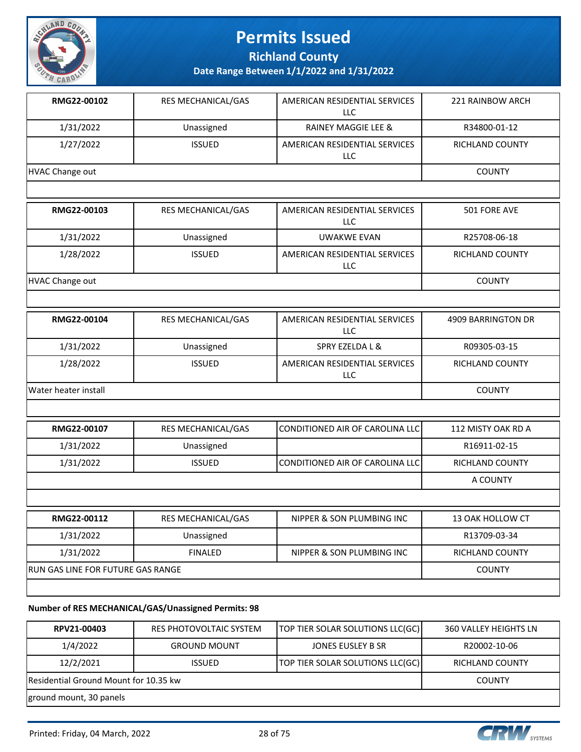# Permits Issued

**Richland County**

**Date Range Between 1/1/2022 and 1/31/2022**

| RMG22-00102 | RES MECHANICAL/GAS | AMERICAN RESIDENTIAL SERVICES LLC | 221 RAINBOW ARCH |
|---|---|---|---|
| 1/31/2022 | Unassigned | RAINEY MAGGIE LEE & | R34800-01-12 |
| 1/27/2022 | ISSUED | AMERICAN RESIDENTIAL SERVICES LLC | RICHLAND COUNTY |
| HVAC Change out | | | COUNTY |

| RMG22-00103 | RES MECHANICAL/GAS | AMERICAN RESIDENTIAL SERVICES LLC | 501 FORE AVE |
|---|---|---|---|
| 1/31/2022 | Unassigned | UWAKWE EVAN | R25708-06-18 |
| 1/28/2022 | ISSUED | AMERICAN RESIDENTIAL SERVICES LLC | RICHLAND COUNTY |
| HVAC Change out | | | COUNTY |

| RMG22-00104 | RES MECHANICAL/GAS | AMERICAN RESIDENTIAL SERVICES LLC | 4909 BARRINGTON DR |
|---|---|---|---|
| 1/31/2022 | Unassigned | SPRY EZELDA L & | R09305-03-15 |
| 1/28/2022 | ISSUED | AMERICAN RESIDENTIAL SERVICES LLC | RICHLAND COUNTY |
| Water heater install | | | COUNTY |

| RMG22-00107 | RES MECHANICAL/GAS | CONDITIONED AIR OF CAROLINA LLC | 112 MISTY OAK RD A |
|---|---|---|---|
| 1/31/2022 | Unassigned | | R16911-02-15 |
| 1/31/2022 | ISSUED | CONDITIONED AIR OF CAROLINA LLC | RICHLAND COUNTY |
| | | | A COUNTY |

| RMG22-00112 | RES MECHANICAL/GAS | NIPPER & SON PLUMBING INC | 13 OAK HOLLOW CT |
|---|---|---|---|
| 1/31/2022 | Unassigned | | R13709-03-34 |
| 1/31/2022 | FINALED | NIPPER & SON PLUMBING INC | RICHLAND COUNTY |
| RUN GAS LINE FOR FUTURE GAS RANGE | | | COUNTY |

**Number of RES MECHANICAL/GAS/Unassigned Permits: 98**

| RPV21-00403 | RES PHOTOVOLTAIC SYSTEM | TOP TIER SOLAR SOLUTIONS LLC(GC) | 360 VALLEY HEIGHTS LN |
|---|---|---|---|
| 1/4/2022 | GROUND MOUNT | JONES EUSLEY B SR | R20002-10-06 |
| 12/2/2021 | ISSUED | TOP TIER SOLAR SOLUTIONS LLC(GC) | RICHLAND COUNTY |
| Residential Ground Mount for 10.35 kw | | | COUNTY |
| ground mount, 30 panels | | | |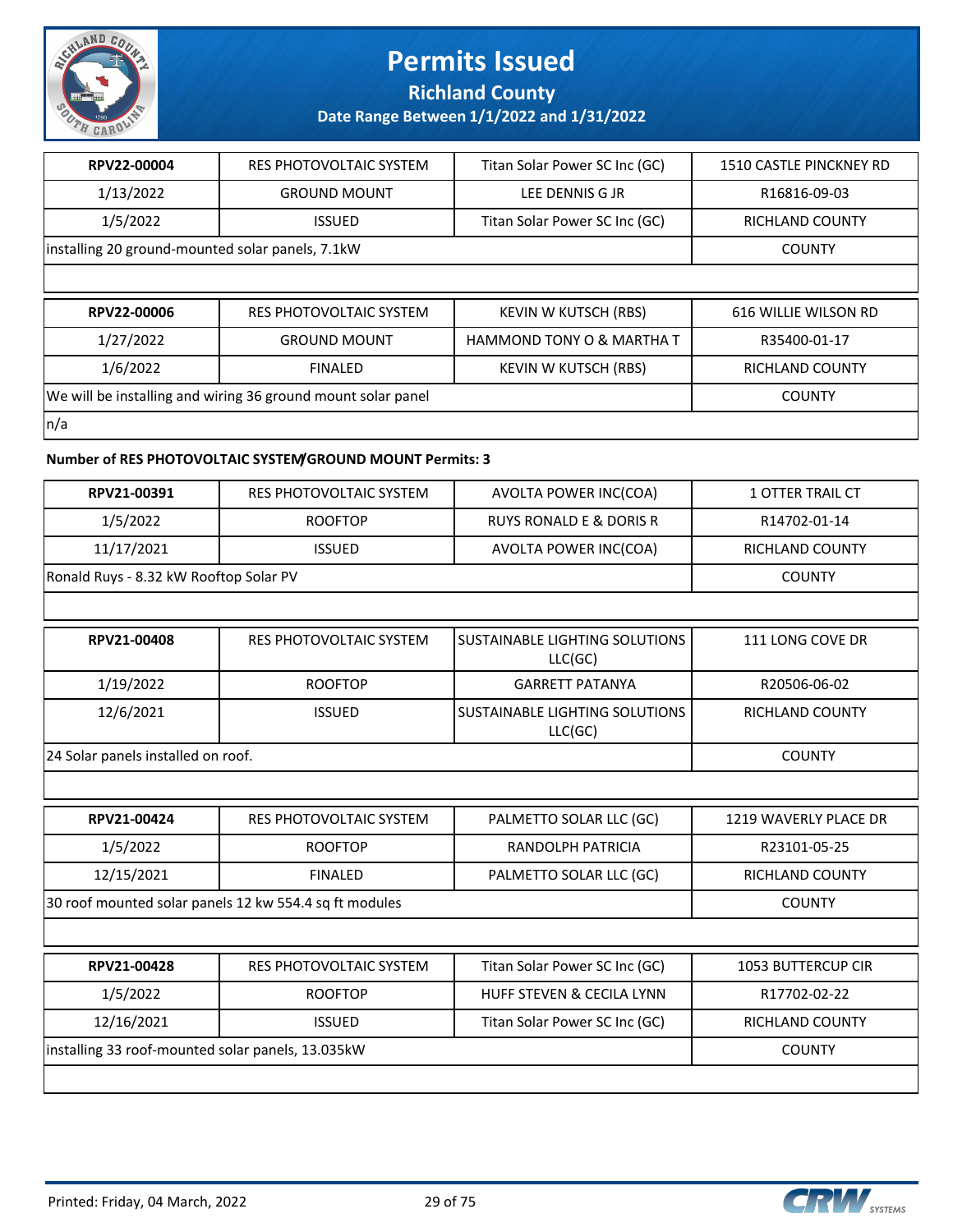# Permits Issued

## Richland County

### Date Range Between 1/1/2022 and 1/31/2022

| RPV22-00004 | RES PHOTOVOLTAIC SYSTEM | Titan Solar Power SC Inc (GC) | 1510 CASTLE PINCKNEY RD |
|---|---|---|---|
| 1/13/2022 | GROUND MOUNT | LEE DENNIS G JR | R16816-09-03 |
| 1/5/2022 | ISSUED | Titan Solar Power SC Inc (GC) | RICHLAND COUNTY |
| installing 20 ground-mounted solar panels, 7.1kW | | | COUNTY |

| RPV22-00006 | RES PHOTOVOLTAIC SYSTEM | KEVIN W KUTSCH (RBS) | 616 WILLIE WILSON RD |
|---|---|---|---|
| 1/27/2022 | GROUND MOUNT | HAMMOND TONY O & MARTHA T | R35400-01-17 |
| 1/6/2022 | FINALED | KEVIN W KUTSCH (RBS) | RICHLAND COUNTY |
| We will be installing and wiring 36 ground mount solar panel | | | COUNTY |
| n/a | | | |

**Number of RES PHOTOVOLTAIC SYSTEM/GROUND MOUNT Permits: 3**

| RPV21-00391 | RES PHOTOVOLTAIC SYSTEM | AVOLTA POWER INC(COA) | 1 OTTER TRAIL CT |
|---|---|---|---|
| 1/5/2022 | ROOFTOP | RUYS RONALD E & DORIS R | R14702-01-14 |
| 11/17/2021 | ISSUED | AVOLTA POWER INC(COA) | RICHLAND COUNTY |
| Ronald Ruys - 8.32 kW Rooftop Solar PV | | | COUNTY |

| RPV21-00408 | RES PHOTOVOLTAIC SYSTEM | SUSTAINABLE LIGHTING SOLUTIONS LLC(GC) | 111 LONG COVE DR |
|---|---|---|---|
| 1/19/2022 | ROOFTOP | GARRETT PATANYA | R20506-06-02 |
| 12/6/2021 | ISSUED | SUSTAINABLE LIGHTING SOLUTIONS LLC(GC) | RICHLAND COUNTY |
| 24 Solar panels installed on roof. | | | COUNTY |

| RPV21-00424 | RES PHOTOVOLTAIC SYSTEM | PALMETTO SOLAR LLC (GC) | 1219 WAVERLY PLACE DR |
|---|---|---|---|
| 1/5/2022 | ROOFTOP | RANDOLPH PATRICIA | R23101-05-25 |
| 12/15/2021 | FINALED | PALMETTO SOLAR LLC (GC) | RICHLAND COUNTY |
| 30 roof mounted solar panels 12 kw 554.4 sq ft modules | | | COUNTY |

| RPV21-00428 | RES PHOTOVOLTAIC SYSTEM | Titan Solar Power SC Inc (GC) | 1053 BUTTERCUP CIR |
|---|---|---|---|
| 1/5/2022 | ROOFTOP | HUFF STEVEN & CECILA LYNN | R17702-02-22 |
| 12/16/2021 | ISSUED | Titan Solar Power SC Inc (GC) | RICHLAND COUNTY |
| installing 33 roof-mounted solar panels, 13.035kW | | | COUNTY |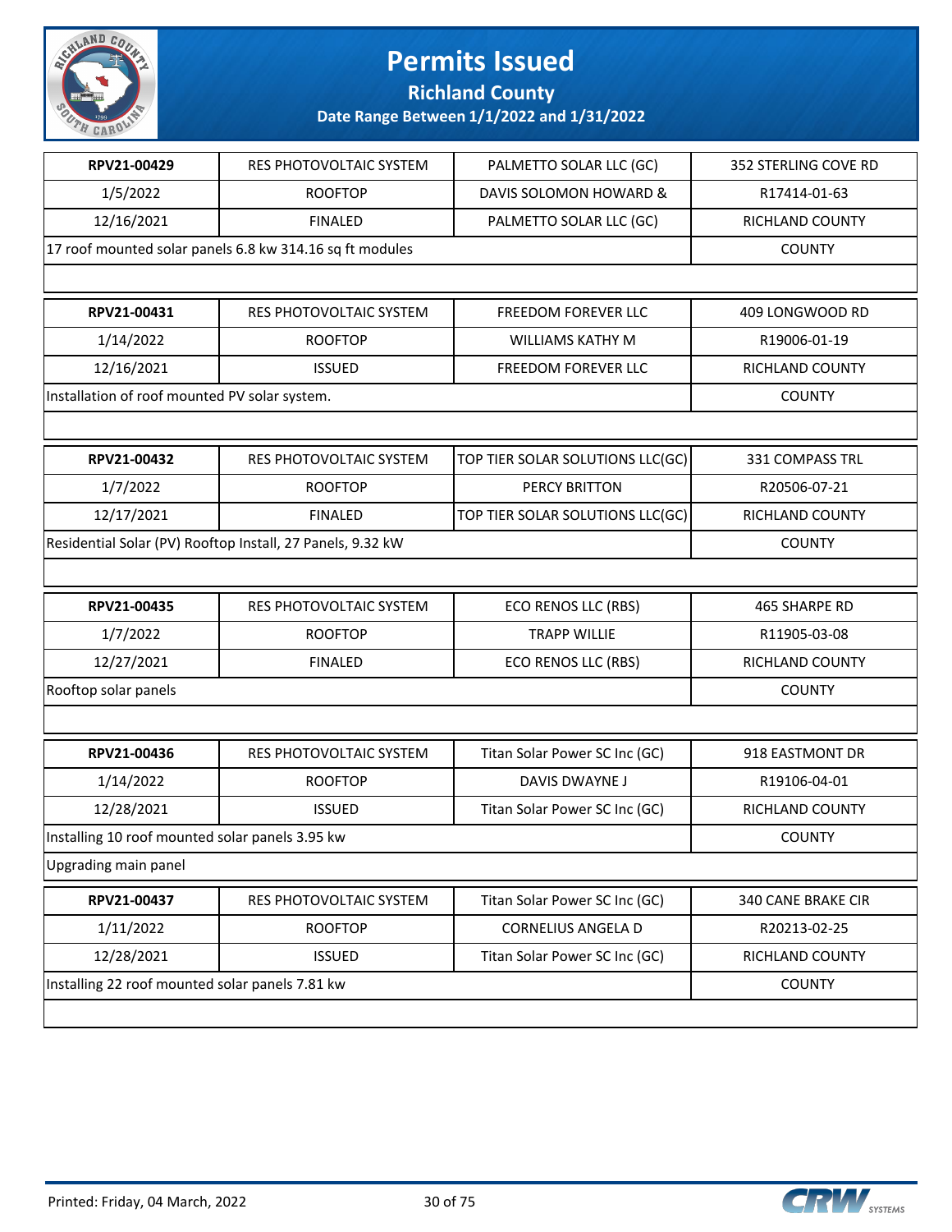# Permits Issued

## Richland County

### Date Range Between 1/1/2022 and 1/31/2022

| | | | |
|---|---|---|---|
| **RPV21-00429** | RES PHOTOVOLTAIC SYSTEM | PALMETTO SOLAR LLC (GC) | 352 STERLING COVE RD |
| 1/5/2022 | ROOFTOP | DAVIS SOLOMON HOWARD & | R17414-01-63 |
| 12/16/2021 | FINALED | PALMETTO SOLAR LLC (GC) | RICHLAND COUNTY |
| 17 roof mounted solar panels 6.8 kw 314.16 sq ft modules | | | COUNTY |

| | | | |
|---|---|---|---|
| **RPV21-00431** | RES PHOTOVOLTAIC SYSTEM | FREEDOM FOREVER LLC | 409 LONGWOOD RD |
| 1/14/2022 | ROOFTOP | WILLIAMS KATHY M | R19006-01-19 |
| 12/16/2021 | ISSUED | FREEDOM FOREVER LLC | RICHLAND COUNTY |
| Installation of roof mounted PV solar system. | | | COUNTY |

| | | | |
|---|---|---|---|
| **RPV21-00432** | RES PHOTOVOLTAIC SYSTEM | TOP TIER SOLAR SOLUTIONS LLC(GC) | 331 COMPASS TRL |
| 1/7/2022 | ROOFTOP | PERCY BRITTON | R20506-07-21 |
| 12/17/2021 | FINALED | TOP TIER SOLAR SOLUTIONS LLC(GC) | RICHLAND COUNTY |
| Residential Solar (PV) Rooftop Install, 27 Panels, 9.32 kW | | | COUNTY |

| | | | |
|---|---|---|---|
| **RPV21-00435** | RES PHOTOVOLTAIC SYSTEM | ECO RENOS LLC (RBS) | 465 SHARPE RD |
| 1/7/2022 | ROOFTOP | TRAPP WILLIE | R11905-03-08 |
| 12/27/2021 | FINALED | ECO RENOS LLC (RBS) | RICHLAND COUNTY |
| Rooftop solar panels | | | COUNTY |

| | | | |
|---|---|---|---|
| **RPV21-00436** | RES PHOTOVOLTAIC SYSTEM | Titan Solar Power SC Inc (GC) | 918 EASTMONT DR |
| 1/14/2022 | ROOFTOP | DAVIS DWAYNE J | R19106-04-01 |
| 12/28/2021 | ISSUED | Titan Solar Power SC Inc (GC) | RICHLAND COUNTY |
| Installing 10 roof mounted solar panels 3.95 kw | | | COUNTY |
| Upgrading main panel | | | |

| | | | |
|---|---|---|---|
| **RPV21-00437** | RES PHOTOVOLTAIC SYSTEM | Titan Solar Power SC Inc (GC) | 340 CANE BRAKE CIR |
| 1/11/2022 | ROOFTOP | CORNELIUS ANGELA D | R20213-02-25 |
| 12/28/2021 | ISSUED | Titan Solar Power SC Inc (GC) | RICHLAND COUNTY |
| Installing 22 roof mounted solar panels 7.81 kw | | | COUNTY |

Printed: Friday, 04 March, 2022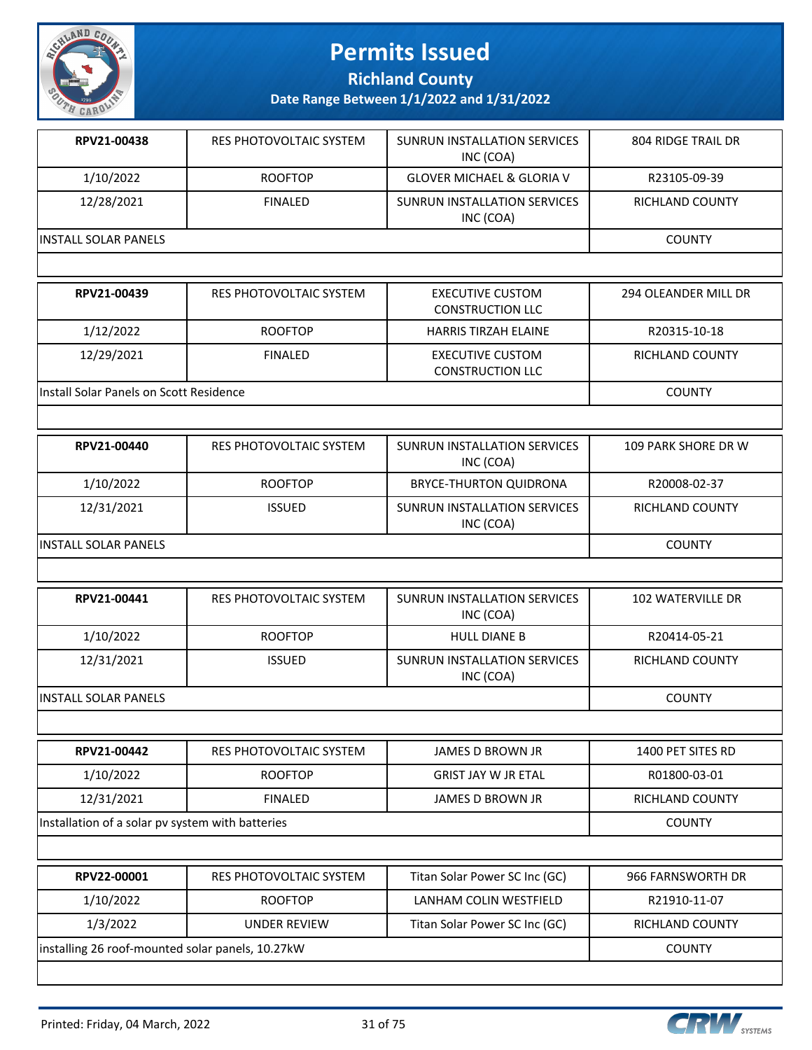# Permits Issued

**Richland County**

**Date Range Between 1/1/2022 and 1/31/2022**

| **RPV21-00438** | RES PHOTOVOLTAIC SYSTEM | SUNRUN INSTALLATION SERVICES INC (COA) | 804 RIDGE TRAIL DR |
|---|---|---|---|
| 1/10/2022 | ROOFTOP | GLOVER MICHAEL & GLORIA V | R23105-09-39 |
| 12/28/2021 | FINALED | SUNRUN INSTALLATION SERVICES INC (COA) | RICHLAND COUNTY |
| INSTALL SOLAR PANELS | | | COUNTY |

| **RPV21-00439** | RES PHOTOVOLTAIC SYSTEM | EXECUTIVE CUSTOM CONSTRUCTION LLC | 294 OLEANDER MILL DR |
|---|---|---|---|
| 1/12/2022 | ROOFTOP | HARRIS TIRZAH ELAINE | R20315-10-18 |
| 12/29/2021 | FINALED | EXECUTIVE CUSTOM CONSTRUCTION LLC | RICHLAND COUNTY |
| Install Solar Panels on Scott Residence | | | COUNTY |

| **RPV21-00440** | RES PHOTOVOLTAIC SYSTEM | SUNRUN INSTALLATION SERVICES INC (COA) | 109 PARK SHORE DR W |
|---|---|---|---|
| 1/10/2022 | ROOFTOP | BRYCE-THURTON QUIDRONA | R20008-02-37 |
| 12/31/2021 | ISSUED | SUNRUN INSTALLATION SERVICES INC (COA) | RICHLAND COUNTY |
| INSTALL SOLAR PANELS | | | COUNTY |

| **RPV21-00441** | RES PHOTOVOLTAIC SYSTEM | SUNRUN INSTALLATION SERVICES INC (COA) | 102 WATERVILLE DR |
|---|---|---|---|
| 1/10/2022 | ROOFTOP | HULL DIANE B | R20414-05-21 |
| 12/31/2021 | ISSUED | SUNRUN INSTALLATION SERVICES INC (COA) | RICHLAND COUNTY |
| INSTALL SOLAR PANELS | | | COUNTY |

| **RPV21-00442** | RES PHOTOVOLTAIC SYSTEM | JAMES D BROWN JR | 1400 PET SITES RD |
|---|---|---|---|
| 1/10/2022 | ROOFTOP | GRIST JAY W JR ETAL | R01800-03-01 |
| 12/31/2021 | FINALED | JAMES D BROWN JR | RICHLAND COUNTY |
| Installation of a solar pv system with batteries | | | COUNTY |

| **RPV22-00001** | RES PHOTOVOLTAIC SYSTEM | Titan Solar Power SC Inc (GC) | 966 FARNSWORTH DR |
|---|---|---|---|
| 1/10/2022 | ROOFTOP | LANHAM COLIN WESTFIELD | R21910-11-07 |
| 1/3/2022 | UNDER REVIEW | Titan Solar Power SC Inc (GC) | RICHLAND COUNTY |
| installing 26 roof-mounted solar panels, 10.27kW | | | COUNTY |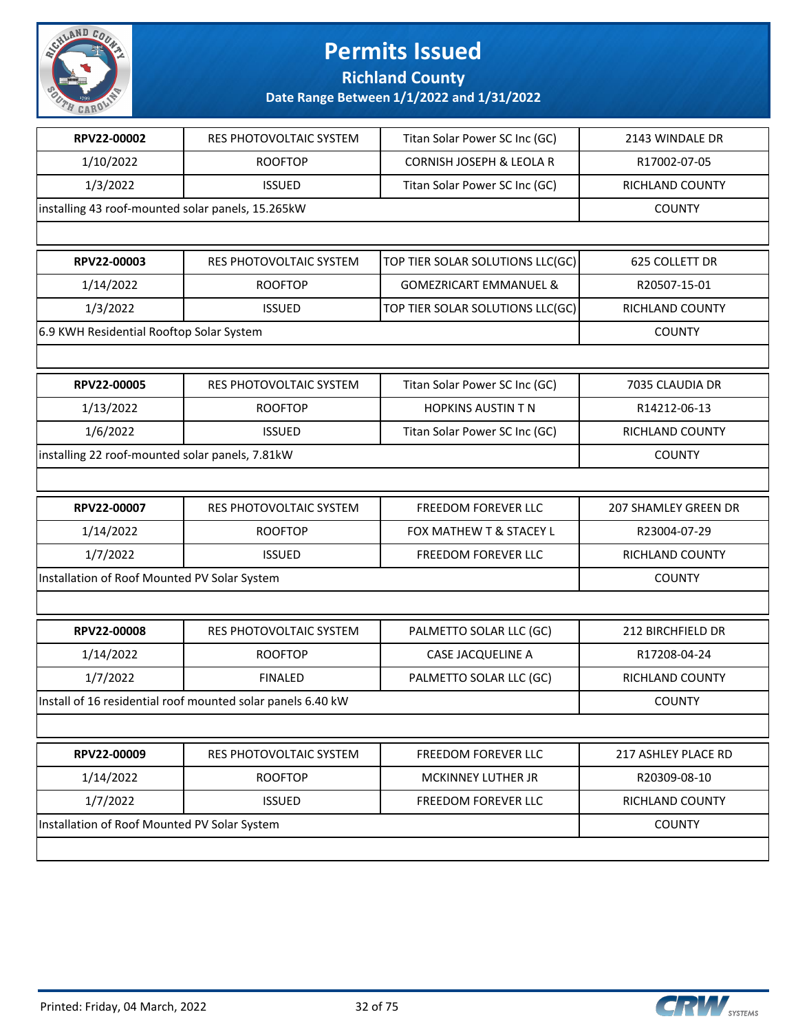# Permits Issued

## Richland County

### Date Range Between 1/1/2022 and 1/31/2022

| RPV22-00002 | RES PHOTOVOLTAIC SYSTEM | Titan Solar Power SC Inc (GC) | 2143 WINDALE DR |
|---|---|---|---|
| 1/10/2022 | ROOFTOP | CORNISH JOSEPH & LEOLA R | R17002-07-05 |
| 1/3/2022 | ISSUED | Titan Solar Power SC Inc (GC) | RICHLAND COUNTY |
| installing 43 roof-mounted solar panels, 15.265kW | | | COUNTY |

| RPV22-00003 | RES PHOTOVOLTAIC SYSTEM | TOP TIER SOLAR SOLUTIONS LLC(GC) | 625 COLLETT DR |
|---|---|---|---|
| 1/14/2022 | ROOFTOP | GOMEZRICART EMMANUEL & | R20507-15-01 |
| 1/3/2022 | ISSUED | TOP TIER SOLAR SOLUTIONS LLC(GC) | RICHLAND COUNTY |
| 6.9 KWH Residential Rooftop Solar System | | | COUNTY |

| RPV22-00005 | RES PHOTOVOLTAIC SYSTEM | Titan Solar Power SC Inc (GC) | 7035 CLAUDIA DR |
|---|---|---|---|
| 1/13/2022 | ROOFTOP | HOPKINS AUSTIN T N | R14212-06-13 |
| 1/6/2022 | ISSUED | Titan Solar Power SC Inc (GC) | RICHLAND COUNTY |
| installing 22 roof-mounted solar panels, 7.81kW | | | COUNTY |

| RPV22-00007 | RES PHOTOVOLTAIC SYSTEM | FREEDOM FOREVER LLC | 207 SHAMLEY GREEN DR |
|---|---|---|---|
| 1/14/2022 | ROOFTOP | FOX MATHEW T & STACEY L | R23004-07-29 |
| 1/7/2022 | ISSUED | FREEDOM FOREVER LLC | RICHLAND COUNTY |
| Installation of Roof Mounted PV Solar System | | | COUNTY |

| RPV22-00008 | RES PHOTOVOLTAIC SYSTEM | PALMETTO SOLAR LLC (GC) | 212 BIRCHFIELD DR |
|---|---|---|---|
| 1/14/2022 | ROOFTOP | CASE JACQUELINE A | R17208-04-24 |
| 1/7/2022 | FINALED | PALMETTO SOLAR LLC (GC) | RICHLAND COUNTY |
| Install of 16 residential roof mounted solar panels 6.40 kW | | | COUNTY |

| RPV22-00009 | RES PHOTOVOLTAIC SYSTEM | FREEDOM FOREVER LLC | 217 ASHLEY PLACE RD |
|---|---|---|---|
| 1/14/2022 | ROOFTOP | MCKINNEY LUTHER JR | R20309-08-10 |
| 1/7/2022 | ISSUED | FREEDOM FOREVER LLC | RICHLAND COUNTY |
| Installation of Roof Mounted PV Solar System | | | COUNTY |

Printed: Friday, 04 March, 2022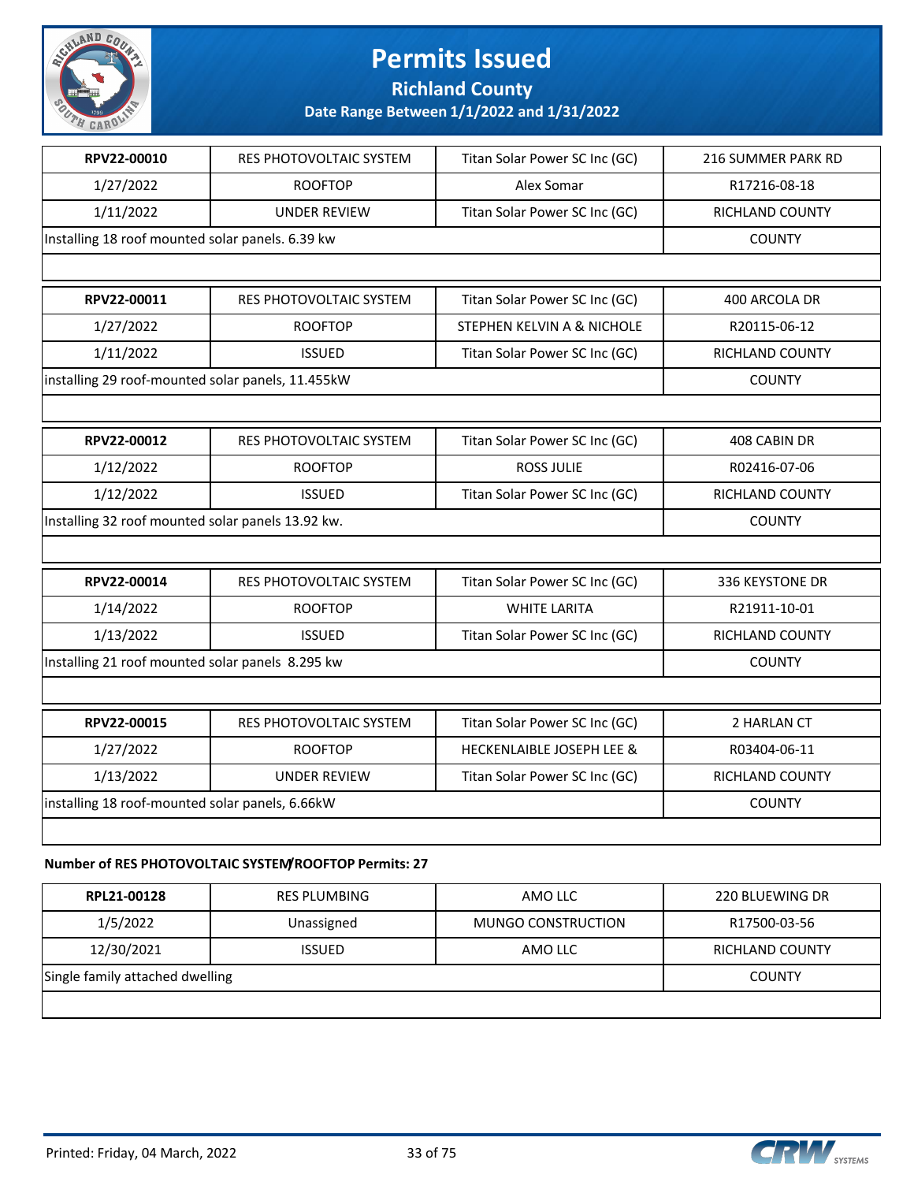# Permits Issued

## Richland County

### Date Range Between 1/1/2022 and 1/31/2022

| RPV22-00010 | RES PHOTOVOLTAIC SYSTEM | Titan Solar Power SC Inc (GC) | 216 SUMMER PARK RD |
|---|---|---|---|
| 1/27/2022 | ROOFTOP | Alex Somar | R17216-08-18 |
| 1/11/2022 | UNDER REVIEW | Titan Solar Power SC Inc (GC) | RICHLAND COUNTY |
| Installing 18 roof mounted solar panels. 6.39 kw | | | COUNTY |

| RPV22-00011 | RES PHOTOVOLTAIC SYSTEM | Titan Solar Power SC Inc (GC) | 400 ARCOLA DR |
|---|---|---|---|
| 1/27/2022 | ROOFTOP | STEPHEN KELVIN A & NICHOLE | R20115-06-12 |
| 1/11/2022 | ISSUED | Titan Solar Power SC Inc (GC) | RICHLAND COUNTY |
| installing 29 roof-mounted solar panels, 11.455kW | | | COUNTY |

| RPV22-00012 | RES PHOTOVOLTAIC SYSTEM | Titan Solar Power SC Inc (GC) | 408 CABIN DR |
|---|---|---|---|
| 1/12/2022 | ROOFTOP | ROSS JULIE | R02416-07-06 |
| 1/12/2022 | ISSUED | Titan Solar Power SC Inc (GC) | RICHLAND COUNTY |
| Installing 32 roof mounted solar panels 13.92 kw. | | | COUNTY |

| RPV22-00014 | RES PHOTOVOLTAIC SYSTEM | Titan Solar Power SC Inc (GC) | 336 KEYSTONE DR |
|---|---|---|---|
| 1/14/2022 | ROOFTOP | WHITE LARITA | R21911-10-01 |
| 1/13/2022 | ISSUED | Titan Solar Power SC Inc (GC) | RICHLAND COUNTY |
| Installing 21 roof mounted solar panels 8.295 kw | | | COUNTY |

| RPV22-00015 | RES PHOTOVOLTAIC SYSTEM | Titan Solar Power SC Inc (GC) | 2 HARLAN CT |
|---|---|---|---|
| 1/27/2022 | ROOFTOP | HECKENLAIBLE JOSEPH LEE & | R03404-06-11 |
| 1/13/2022 | UNDER REVIEW | Titan Solar Power SC Inc (GC) | RICHLAND COUNTY |
| installing 18 roof-mounted solar panels, 6.66kW | | | COUNTY |

**Number of RES PHOTOVOLTAIC SYSTEM/ROOFTOP Permits: 27**

| RPL21-00128 | RES PLUMBING | AMO LLC | 220 BLUEWING DR |
|---|---|---|---|
| 1/5/2022 | Unassigned | MUNGO CONSTRUCTION | R17500-03-56 |
| 12/30/2021 | ISSUED | AMO LLC | RICHLAND COUNTY |
| Single family attached dwelling | | | COUNTY |

Printed: Friday, 04 March, 2022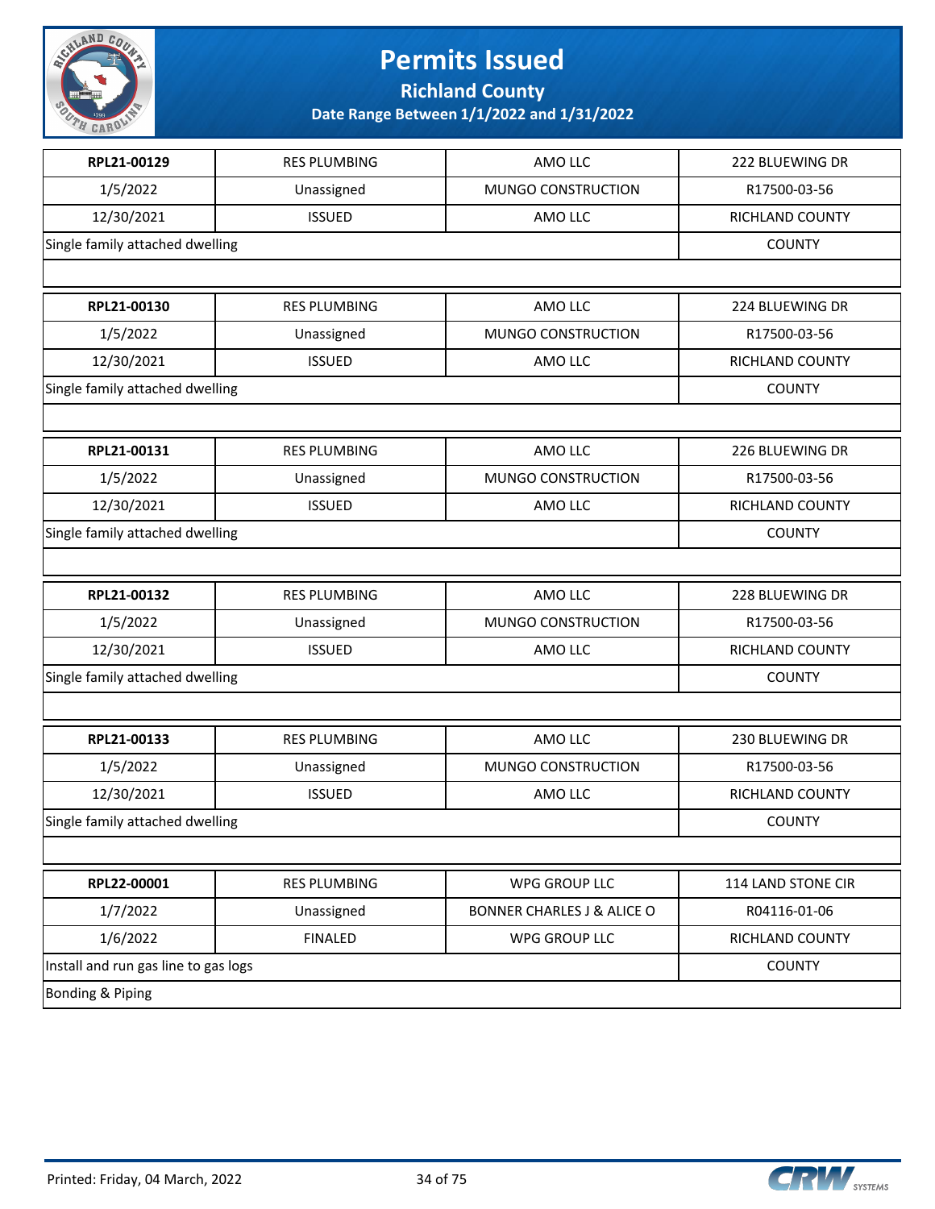# Permits Issued

## Richland County

### Date Range Between 1/1/2022 and 1/31/2022

| | | | |
|---|---|---|---|
| **RPL21-00129** | RES PLUMBING | AMO LLC | 222 BLUEWING DR |
| 1/5/2022 | Unassigned | MUNGO CONSTRUCTION | R17500-03-56 |
| 12/30/2021 | ISSUED | AMO LLC | RICHLAND COUNTY |
| Single family attached dwelling | | | COUNTY |
| | | | |

| | | | |
|---|---|---|---|
| **RPL21-00130** | RES PLUMBING | AMO LLC | 224 BLUEWING DR |
| 1/5/2022 | Unassigned | MUNGO CONSTRUCTION | R17500-03-56 |
| 12/30/2021 | ISSUED | AMO LLC | RICHLAND COUNTY |
| Single family attached dwelling | | | COUNTY |
| | | | |

| | | | |
|---|---|---|---|
| **RPL21-00131** | RES PLUMBING | AMO LLC | 226 BLUEWING DR |
| 1/5/2022 | Unassigned | MUNGO CONSTRUCTION | R17500-03-56 |
| 12/30/2021 | ISSUED | AMO LLC | RICHLAND COUNTY |
| Single family attached dwelling | | | COUNTY |
| | | | |

| | | | |
|---|---|---|---|
| **RPL21-00132** | RES PLUMBING | AMO LLC | 228 BLUEWING DR |
| 1/5/2022 | Unassigned | MUNGO CONSTRUCTION | R17500-03-56 |
| 12/30/2021 | ISSUED | AMO LLC | RICHLAND COUNTY |
| Single family attached dwelling | | | COUNTY |
| | | | |

| | | | |
|---|---|---|---|
| **RPL21-00133** | RES PLUMBING | AMO LLC | 230 BLUEWING DR |
| 1/5/2022 | Unassigned | MUNGO CONSTRUCTION | R17500-03-56 |
| 12/30/2021 | ISSUED | AMO LLC | RICHLAND COUNTY |
| Single family attached dwelling | | | COUNTY |
| | | | |

| | | | |
|---|---|---|---|
| **RPL22-00001** | RES PLUMBING | WPG GROUP LLC | 114 LAND STONE CIR |
| 1/7/2022 | Unassigned | BONNER CHARLES J & ALICE O | R04116-01-06 |
| 1/6/2022 | FINALED | WPG GROUP LLC | RICHLAND COUNTY |
| Install and run gas line to gas logs | | | COUNTY |
| Bonding & Piping | | | |

Printed: Friday, 04 March, 2022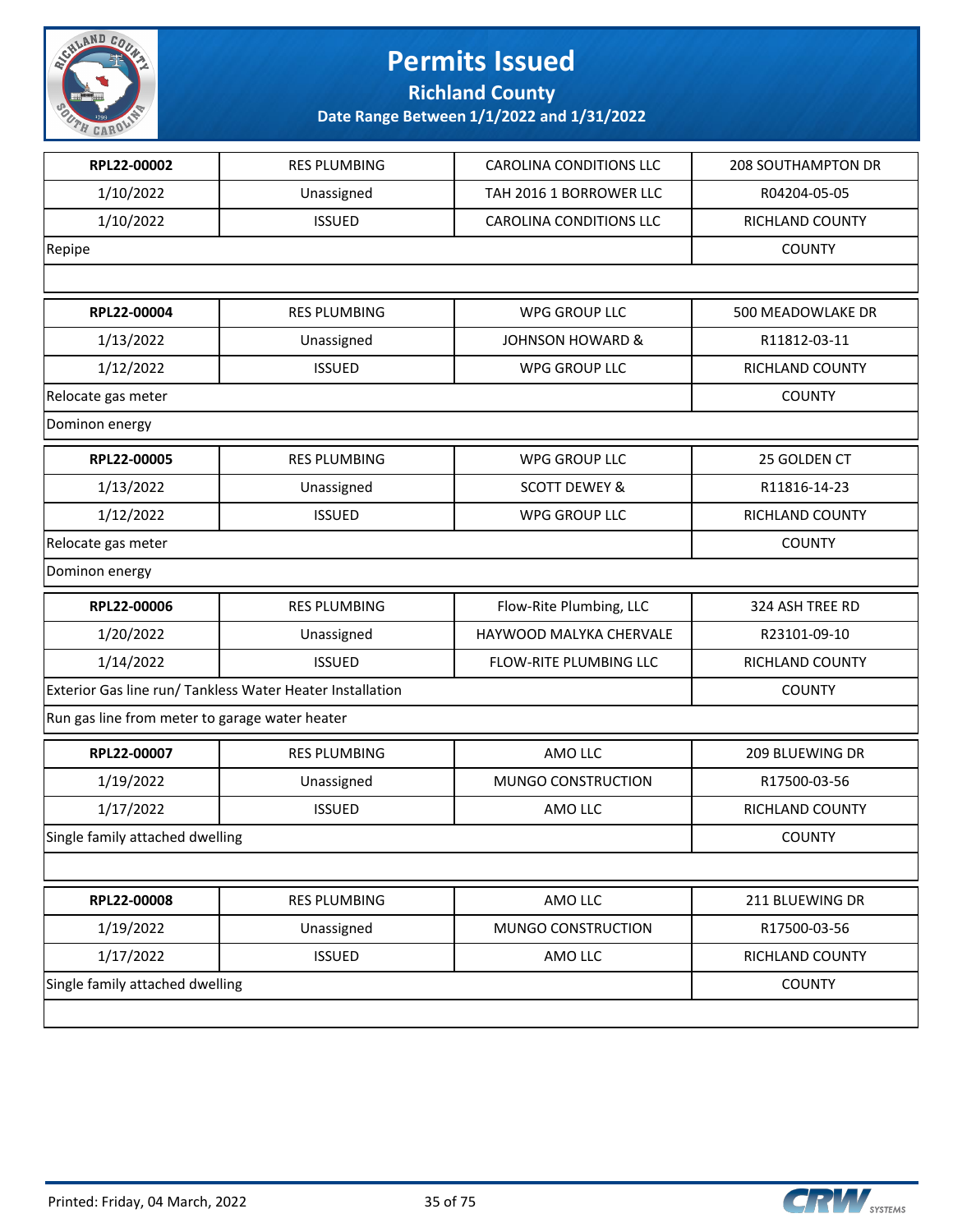# Permits Issued

## Richland County

### Date Range Between 1/1/2022 and 1/31/2022

| | | | |
|---|---|---|---|
| **RPL22-00002** | RES PLUMBING | CAROLINA CONDITIONS LLC | 208 SOUTHAMPTON DR |
| 1/10/2022 | Unassigned | TAH 2016 1 BORROWER LLC | R04204-05-05 |
| 1/10/2022 | ISSUED | CAROLINA CONDITIONS LLC | RICHLAND COUNTY |
| Repipe | | | COUNTY |
| | | | |

| | | | |
|---|---|---|---|
| **RPL22-00004** | RES PLUMBING | WPG GROUP LLC | 500 MEADOWLAKE DR |
| 1/13/2022 | Unassigned | JOHNSON HOWARD & | R11812-03-11 |
| 1/12/2022 | ISSUED | WPG GROUP LLC | RICHLAND COUNTY |
| Relocate gas meter | | | COUNTY |
| Dominon energy | | | |

| | | | |
|---|---|---|---|
| **RPL22-00005** | RES PLUMBING | WPG GROUP LLC | 25 GOLDEN CT |
| 1/13/2022 | Unassigned | SCOTT DEWEY & | R11816-14-23 |
| 1/12/2022 | ISSUED | WPG GROUP LLC | RICHLAND COUNTY |
| Relocate gas meter | | | COUNTY |
| Dominon energy | | | |

| | | | |
|---|---|---|---|
| **RPL22-00006** | RES PLUMBING | Flow-Rite Plumbing, LLC | 324 ASH TREE RD |
| 1/20/2022 | Unassigned | HAYWOOD MALYKA CHERVALE | R23101-09-10 |
| 1/14/2022 | ISSUED | FLOW-RITE PLUMBING LLC | RICHLAND COUNTY |
| Exterior Gas line run/ Tankless Water Heater Installation | | | COUNTY |
| Run gas line from meter to garage water heater | | | |

| | | | |
|---|---|---|---|
| **RPL22-00007** | RES PLUMBING | AMO LLC | 209 BLUEWING DR |
| 1/19/2022 | Unassigned | MUNGO CONSTRUCTION | R17500-03-56 |
| 1/17/2022 | ISSUED | AMO LLC | RICHLAND COUNTY |
| Single family attached dwelling | | | COUNTY |
| | | | |

| | | | |
|---|---|---|---|
| **RPL22-00008** | RES PLUMBING | AMO LLC | 211 BLUEWING DR |
| 1/19/2022 | Unassigned | MUNGO CONSTRUCTION | R17500-03-56 |
| 1/17/2022 | ISSUED | AMO LLC | RICHLAND COUNTY |
| Single family attached dwelling | | | COUNTY |
| | | | |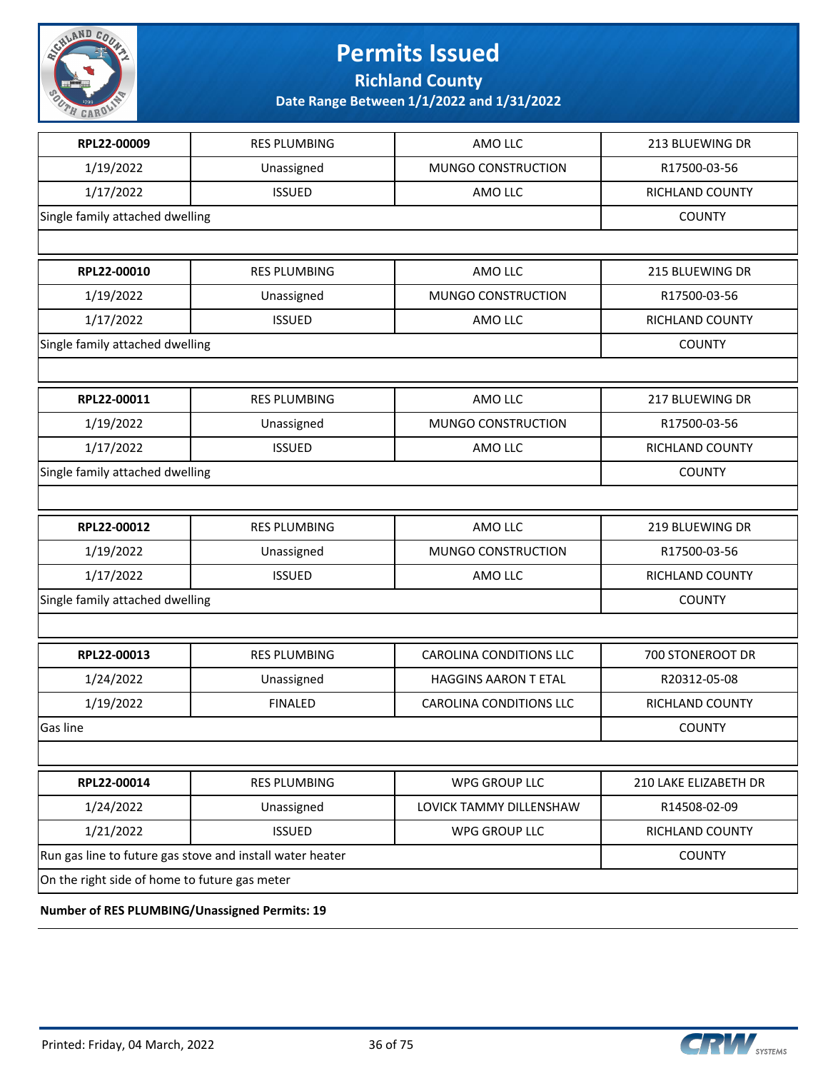# Permits Issued

## Richland County

### Date Range Between 1/1/2022 and 1/31/2022

| | | | |
|---|---|---|---|
| **RPL22-00009** | RES PLUMBING | AMO LLC | 213 BLUEWING DR |
| 1/19/2022 | Unassigned | MUNGO CONSTRUCTION | R17500-03-56 |
| 1/17/2022 | ISSUED | AMO LLC | RICHLAND COUNTY |
| Single family attached dwelling | | | COUNTY |

| | | | |
|---|---|---|---|
| **RPL22-00010** | RES PLUMBING | AMO LLC | 215 BLUEWING DR |
| 1/19/2022 | Unassigned | MUNGO CONSTRUCTION | R17500-03-56 |
| 1/17/2022 | ISSUED | AMO LLC | RICHLAND COUNTY |
| Single family attached dwelling | | | COUNTY |

| | | | |
|---|---|---|---|
| **RPL22-00011** | RES PLUMBING | AMO LLC | 217 BLUEWING DR |
| 1/19/2022 | Unassigned | MUNGO CONSTRUCTION | R17500-03-56 |
| 1/17/2022 | ISSUED | AMO LLC | RICHLAND COUNTY |
| Single family attached dwelling | | | COUNTY |

| | | | |
|---|---|---|---|
| **RPL22-00012** | RES PLUMBING | AMO LLC | 219 BLUEWING DR |
| 1/19/2022 | Unassigned | MUNGO CONSTRUCTION | R17500-03-56 |
| 1/17/2022 | ISSUED | AMO LLC | RICHLAND COUNTY |
| Single family attached dwelling | | | COUNTY |

| | | | |
|---|---|---|---|
| **RPL22-00013** | RES PLUMBING | CAROLINA CONDITIONS LLC | 700 STONEROOT DR |
| 1/24/2022 | Unassigned | HAGGINS AARON T ETAL | R20312-05-08 |
| 1/19/2022 | FINALED | CAROLINA CONDITIONS LLC | RICHLAND COUNTY |
| Gas line | | | COUNTY |

| | | | |
|---|---|---|---|
| **RPL22-00014** | RES PLUMBING | WPG GROUP LLC | 210 LAKE ELIZABETH DR |
| 1/24/2022 | Unassigned | LOVICK TAMMY DILLENSHAW | R14508-02-09 |
| 1/21/2022 | ISSUED | WPG GROUP LLC | RICHLAND COUNTY |
| Run gas line to future gas stove and install water heater | | | COUNTY |
| On the right side of home to future gas meter | | | |

**Number of RES PLUMBING/Unassigned Permits: 19**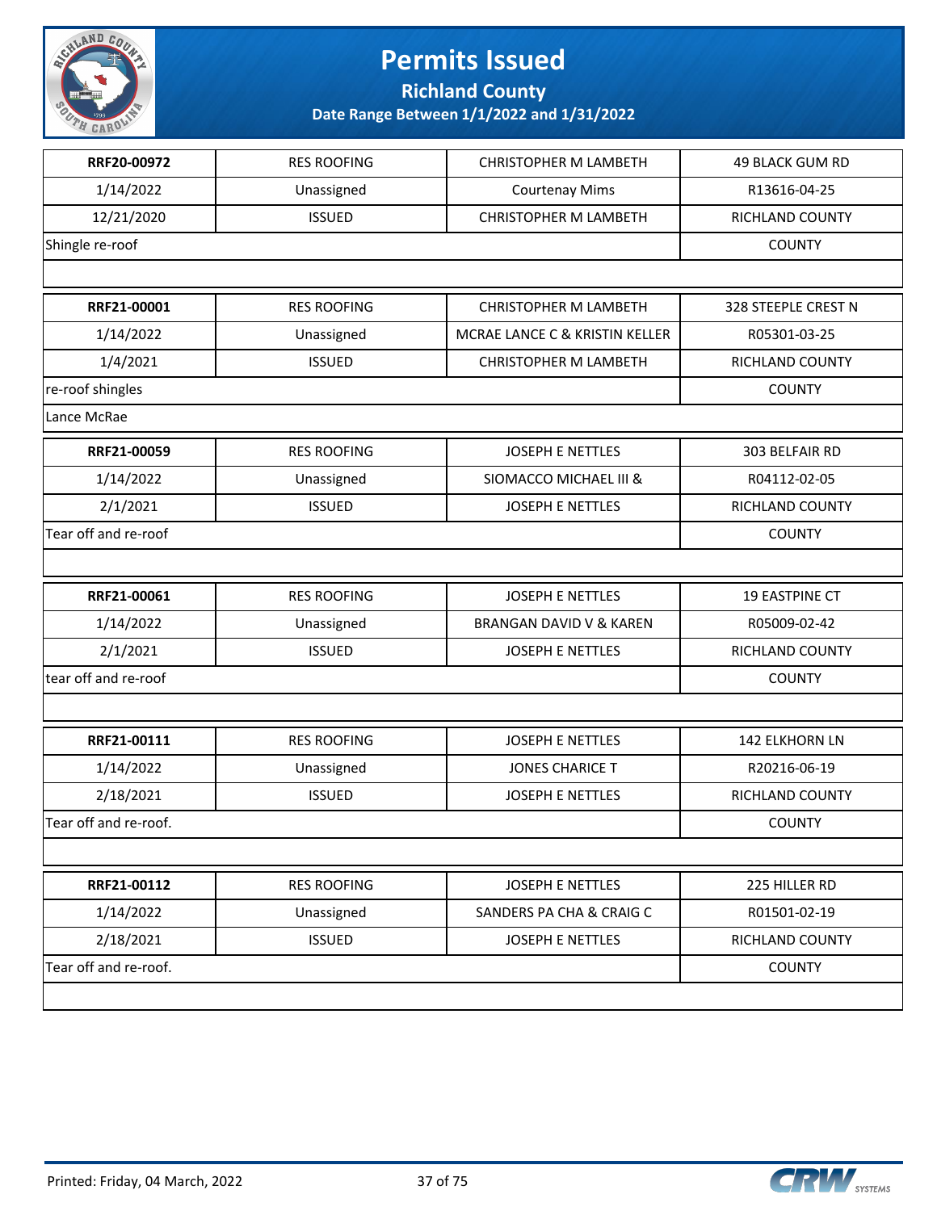# Permits Issued

## Richland County

### Date Range Between 1/1/2022 and 1/31/2022

| RRF20-00972 | RES ROOFING | CHRISTOPHER M LAMBETH | 49 BLACK GUM RD |
|---|---|---|---|
| 1/14/2022 | Unassigned | Courtenay Mims | R13616-04-25 |
| 12/21/2020 | ISSUED | CHRISTOPHER M LAMBETH | RICHLAND COUNTY |
| Shingle re-roof | | | COUNTY |
| | | | |

| RRF21-00001 | RES ROOFING | CHRISTOPHER M LAMBETH | 328 STEEPLE CREST N |
|---|---|---|---|
| 1/14/2022 | Unassigned | MCRAE LANCE C & KRISTIN KELLER | R05301-03-25 |
| 1/4/2021 | ISSUED | CHRISTOPHER M LAMBETH | RICHLAND COUNTY |
| re-roof shingles | | | COUNTY |
| Lance McRae | | | |

| RRF21-00059 | RES ROOFING | JOSEPH E NETTLES | 303 BELFAIR RD |
|---|---|---|---|
| 1/14/2022 | Unassigned | SIOMACCO MICHAEL III & | R04112-02-05 |
| 2/1/2021 | ISSUED | JOSEPH E NETTLES | RICHLAND COUNTY |
| Tear off and re-roof | | | COUNTY |
| | | | |

| RRF21-00061 | RES ROOFING | JOSEPH E NETTLES | 19 EASTPINE CT |
|---|---|---|---|
| 1/14/2022 | Unassigned | BRANGAN DAVID V & KAREN | R05009-02-42 |
| 2/1/2021 | ISSUED | JOSEPH E NETTLES | RICHLAND COUNTY |
| tear off and re-roof | | | COUNTY |
| | | | |

| RRF21-00111 | RES ROOFING | JOSEPH E NETTLES | 142 ELKHORN LN |
|---|---|---|---|
| 1/14/2022 | Unassigned | JONES CHARICE T | R20216-06-19 |
| 2/18/2021 | ISSUED | JOSEPH E NETTLES | RICHLAND COUNTY |
| Tear off and re-roof. | | | COUNTY |
| | | | |

| RRF21-00112 | RES ROOFING | JOSEPH E NETTLES | 225 HILLER RD |
|---|---|---|---|
| 1/14/2022 | Unassigned | SANDERS PA CHA & CRAIG C | R01501-02-19 |
| 2/18/2021 | ISSUED | JOSEPH E NETTLES | RICHLAND COUNTY |
| Tear off and re-roof. | | | COUNTY |
| | | | |

Printed: Friday, 04 March, 2022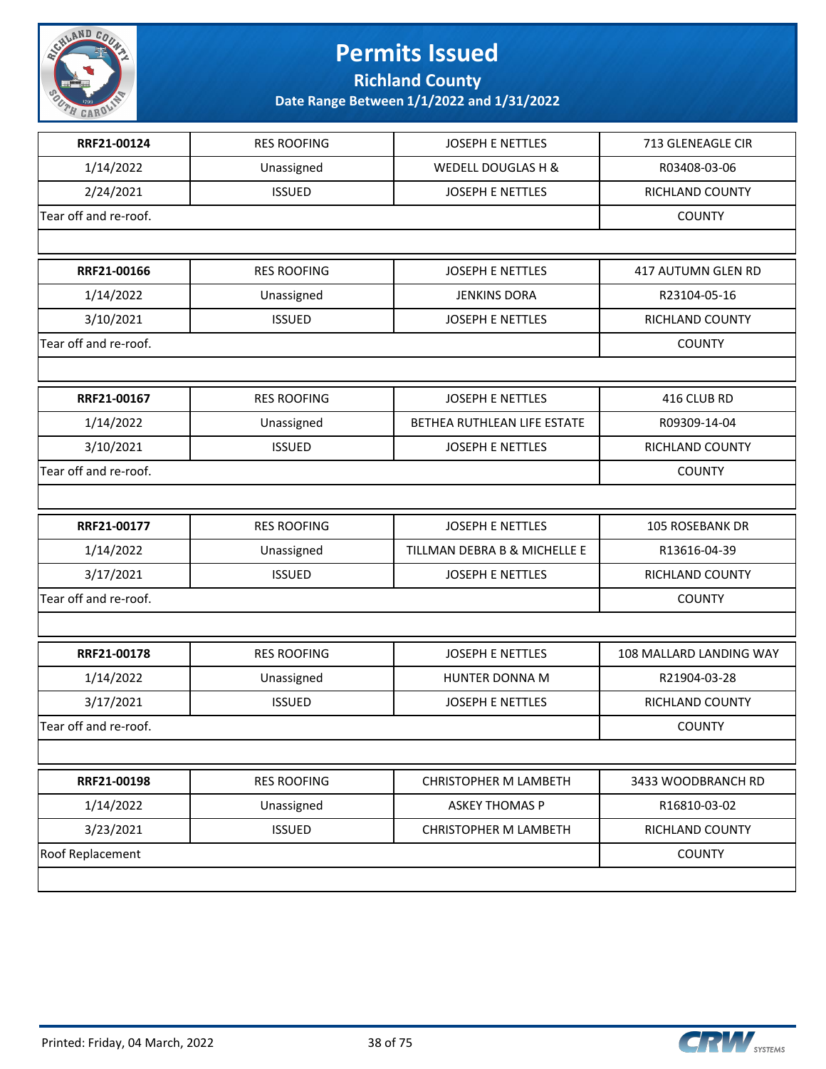# Permits Issued

**Richland County**

**Date Range Between 1/1/2022 and 1/31/2022**

| RRF21-00124 | RES ROOFING | JOSEPH E NETTLES | 713 GLENEAGLE CIR |
|---|---|---|---|
| 1/14/2022 | Unassigned | WEDELL DOUGLAS H & | R03408-03-06 |
| 2/24/2021 | ISSUED | JOSEPH E NETTLES | RICHLAND COUNTY |
| Tear off and re-roof. | | | COUNTY |

| RRF21-00166 | RES ROOFING | JOSEPH E NETTLES | 417 AUTUMN GLEN RD |
|---|---|---|---|
| 1/14/2022 | Unassigned | JENKINS DORA | R23104-05-16 |
| 3/10/2021 | ISSUED | JOSEPH E NETTLES | RICHLAND COUNTY |
| Tear off and re-roof. | | | COUNTY |

| RRF21-00167 | RES ROOFING | JOSEPH E NETTLES | 416 CLUB RD |
|---|---|---|---|
| 1/14/2022 | Unassigned | BETHEA RUTHLEAN LIFE ESTATE | R09309-14-04 |
| 3/10/2021 | ISSUED | JOSEPH E NETTLES | RICHLAND COUNTY |
| Tear off and re-roof. | | | COUNTY |

| RRF21-00177 | RES ROOFING | JOSEPH E NETTLES | 105 ROSEBANK DR |
|---|---|---|---|
| 1/14/2022 | Unassigned | TILLMAN DEBRA B & MICHELLE E | R13616-04-39 |
| 3/17/2021 | ISSUED | JOSEPH E NETTLES | RICHLAND COUNTY |
| Tear off and re-roof. | | | COUNTY |

| RRF21-00178 | RES ROOFING | JOSEPH E NETTLES | 108 MALLARD LANDING WAY |
|---|---|---|---|
| 1/14/2022 | Unassigned | HUNTER DONNA M | R21904-03-28 |
| 3/17/2021 | ISSUED | JOSEPH E NETTLES | RICHLAND COUNTY |
| Tear off and re-roof. | | | COUNTY |

| RRF21-00198 | RES ROOFING | CHRISTOPHER M LAMBETH | 3433 WOODBRANCH RD |
|---|---|---|---|
| 1/14/2022 | Unassigned | ASKEY THOMAS P | R16810-03-02 |
| 3/23/2021 | ISSUED | CHRISTOPHER M LAMBETH | RICHLAND COUNTY |
| Roof Replacement | | | COUNTY |

Printed: Friday, 04 March, 2022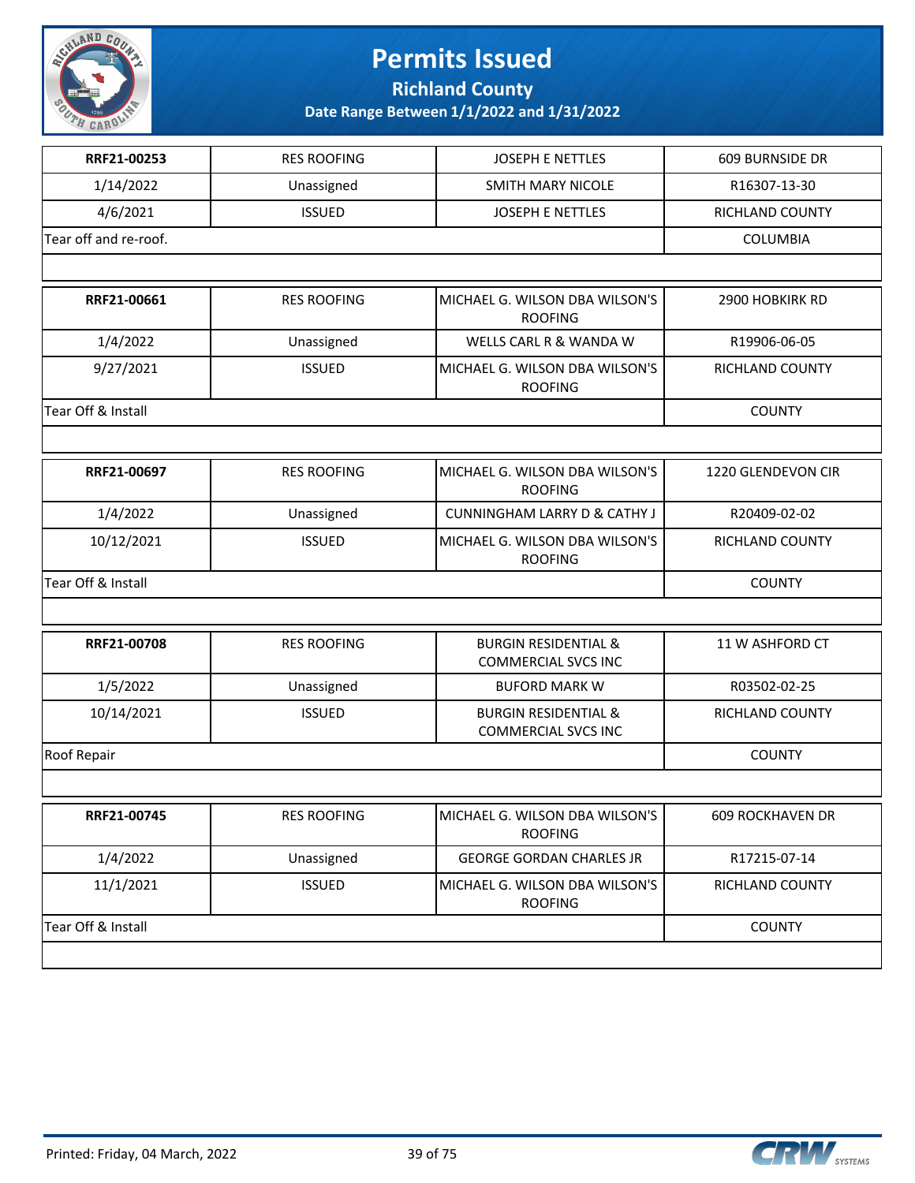# Permits Issued

## Richland County

### Date Range Between 1/1/2022 and 1/31/2022

| | | | |
|---|---|---|---|
| **RRF21-00253** | RES ROOFING | JOSEPH E NETTLES | 609 BURNSIDE DR |
| 1/14/2022 | Unassigned | SMITH MARY NICOLE | R16307-13-30 |
| 4/6/2021 | ISSUED | JOSEPH E NETTLES | RICHLAND COUNTY |
| Tear off and re-roof. | | | COLUMBIA |

| | | | |
|---|---|---|---|
| **RRF21-00661** | RES ROOFING | MICHAEL G. WILSON DBA WILSON'S ROOFING | 2900 HOBKIRK RD |
| 1/4/2022 | Unassigned | WELLS CARL R & WANDA W | R19906-06-05 |
| 9/27/2021 | ISSUED | MICHAEL G. WILSON DBA WILSON'S ROOFING | RICHLAND COUNTY |
| Tear Off & Install | | | COUNTY |

| | | | |
|---|---|---|---|
| **RRF21-00697** | RES ROOFING | MICHAEL G. WILSON DBA WILSON'S ROOFING | 1220 GLENDEVON CIR |
| 1/4/2022 | Unassigned | CUNNINGHAM LARRY D & CATHY J | R20409-02-02 |
| 10/12/2021 | ISSUED | MICHAEL G. WILSON DBA WILSON'S ROOFING | RICHLAND COUNTY |
| Tear Off & Install | | | COUNTY |

| | | | |
|---|---|---|---|
| **RRF21-00708** | RES ROOFING | BURGIN RESIDENTIAL & COMMERCIAL SVCS INC | 11 W ASHFORD CT |
| 1/5/2022 | Unassigned | BUFORD MARK W | R03502-02-25 |
| 10/14/2021 | ISSUED | BURGIN RESIDENTIAL & COMMERCIAL SVCS INC | RICHLAND COUNTY |
| Roof Repair | | | COUNTY |

| | | | |
|---|---|---|---|
| **RRF21-00745** | RES ROOFING | MICHAEL G. WILSON DBA WILSON'S ROOFING | 609 ROCKHAVEN DR |
| 1/4/2022 | Unassigned | GEORGE GORDAN CHARLES JR | R17215-07-14 |
| 11/1/2021 | ISSUED | MICHAEL G. WILSON DBA WILSON'S ROOFING | RICHLAND COUNTY |
| Tear Off & Install | | | COUNTY |

Printed: Friday, 04 March, 2022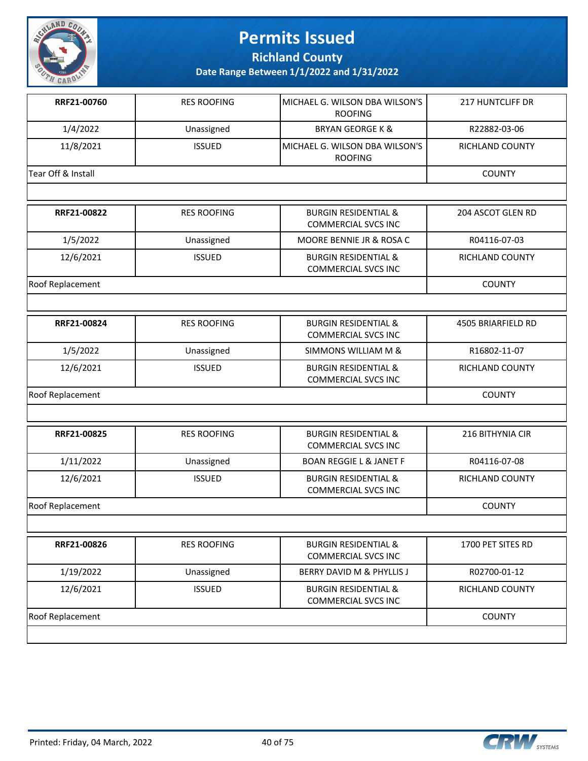# Permits Issued

## Richland County

### Date Range Between 1/1/2022 and 1/31/2022

| | | | |
|---|---|---|---|
| **RRF21-00760** | RES ROOFING | MICHAEL G. WILSON DBA WILSON'S ROOFING | 217 HUNTCLIFF DR |
| 1/4/2022 | Unassigned | BRYAN GEORGE K & | R22882-03-06 |
| 11/8/2021 | ISSUED | MICHAEL G. WILSON DBA WILSON'S ROOFING | RICHLAND COUNTY |
| Tear Off & Install | | | COUNTY |

| | | | |
|---|---|---|---|
| **RRF21-00822** | RES ROOFING | BURGIN RESIDENTIAL & COMMERCIAL SVCS INC | 204 ASCOT GLEN RD |
| 1/5/2022 | Unassigned | MOORE BENNIE JR & ROSA C | R04116-07-03 |
| 12/6/2021 | ISSUED | BURGIN RESIDENTIAL & COMMERCIAL SVCS INC | RICHLAND COUNTY |
| Roof Replacement | | | COUNTY |

| | | | |
|---|---|---|---|
| **RRF21-00824** | RES ROOFING | BURGIN RESIDENTIAL & COMMERCIAL SVCS INC | 4505 BRIARFIELD RD |
| 1/5/2022 | Unassigned | SIMMONS WILLIAM M & | R16802-11-07 |
| 12/6/2021 | ISSUED | BURGIN RESIDENTIAL & COMMERCIAL SVCS INC | RICHLAND COUNTY |
| Roof Replacement | | | COUNTY |

| | | | |
|---|---|---|---|
| **RRF21-00825** | RES ROOFING | BURGIN RESIDENTIAL & COMMERCIAL SVCS INC | 216 BITHYNIA CIR |
| 1/11/2022 | Unassigned | BOAN REGGIE L & JANET F | R04116-07-08 |
| 12/6/2021 | ISSUED | BURGIN RESIDENTIAL & COMMERCIAL SVCS INC | RICHLAND COUNTY |
| Roof Replacement | | | COUNTY |

| | | | |
|---|---|---|---|
| **RRF21-00826** | RES ROOFING | BURGIN RESIDENTIAL & COMMERCIAL SVCS INC | 1700 PET SITES RD |
| 1/19/2022 | Unassigned | BERRY DAVID M & PHYLLIS J | R02700-01-12 |
| 12/6/2021 | ISSUED | BURGIN RESIDENTIAL & COMMERCIAL SVCS INC | RICHLAND COUNTY |
| Roof Replacement | | | COUNTY |

Printed: Friday, 04 March, 2022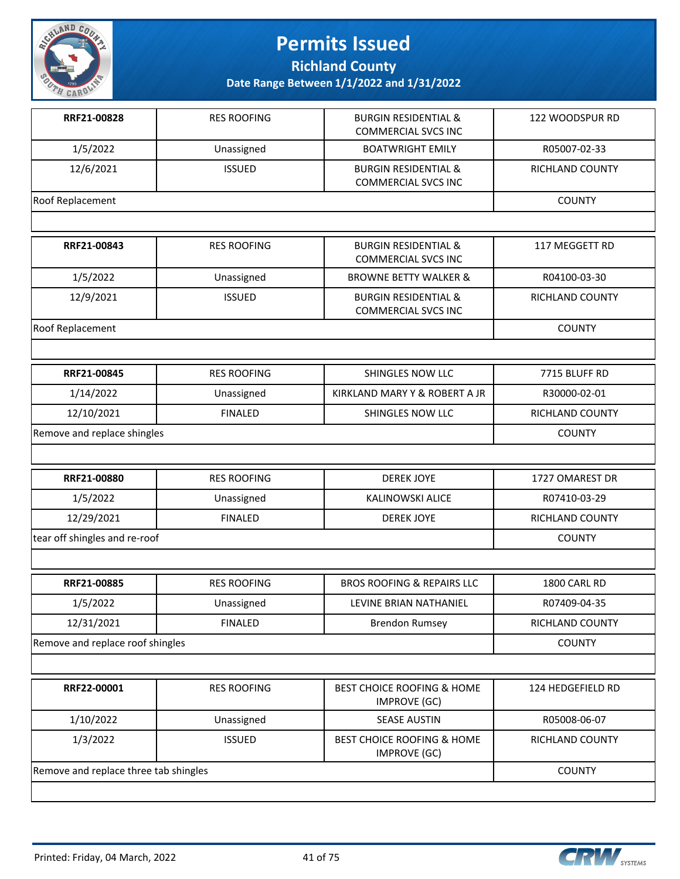# Permits Issued

**Richland County**

**Date Range Between 1/1/2022 and 1/31/2022**

| **RRF21-00828** | RES ROOFING | BURGIN RESIDENTIAL & COMMERCIAL SVCS INC | 122 WOODSPUR RD |
|---|---|---|---|
| 1/5/2022 | Unassigned | BOATWRIGHT EMILY | R05007-02-33 |
| 12/6/2021 | ISSUED | BURGIN RESIDENTIAL & COMMERCIAL SVCS INC | RICHLAND COUNTY |
| Roof Replacement | | | COUNTY |

| **RRF21-00843** | RES ROOFING | BURGIN RESIDENTIAL & COMMERCIAL SVCS INC | 117 MEGGETT RD |
|---|---|---|---|
| 1/5/2022 | Unassigned | BROWNE BETTY WALKER & | R04100-03-30 |
| 12/9/2021 | ISSUED | BURGIN RESIDENTIAL & COMMERCIAL SVCS INC | RICHLAND COUNTY |
| Roof Replacement | | | COUNTY |

| **RRF21-00845** | RES ROOFING | SHINGLES NOW LLC | 7715 BLUFF RD |
|---|---|---|---|
| 1/14/2022 | Unassigned | KIRKLAND MARY Y & ROBERT A JR | R30000-02-01 |
| 12/10/2021 | FINALED | SHINGLES NOW LLC | RICHLAND COUNTY |
| Remove and replace shingles | | | COUNTY |

| **RRF21-00880** | RES ROOFING | DEREK JOYE | 1727 OMAREST DR |
|---|---|---|---|
| 1/5/2022 | Unassigned | KALINOWSKI ALICE | R07410-03-29 |
| 12/29/2021 | FINALED | DEREK JOYE | RICHLAND COUNTY |
| tear off shingles and re-roof | | | COUNTY |

| **RRF21-00885** | RES ROOFING | BROS ROOFING & REPAIRS LLC | 1800 CARL RD |
|---|---|---|---|
| 1/5/2022 | Unassigned | LEVINE BRIAN NATHANIEL | R07409-04-35 |
| 12/31/2021 | FINALED | Brendon Rumsey | RICHLAND COUNTY |
| Remove and replace roof shingles | | | COUNTY |

| **RRF22-00001** | RES ROOFING | BEST CHOICE ROOFING & HOME IMPROVE (GC) | 124 HEDGEFIELD RD |
|---|---|---|---|
| 1/10/2022 | Unassigned | SEASE AUSTIN | R05008-06-07 |
| 1/3/2022 | ISSUED | BEST CHOICE ROOFING & HOME IMPROVE (GC) | RICHLAND COUNTY |
| Remove and replace three tab shingles | | | COUNTY |

Printed: Friday, 04 March, 2022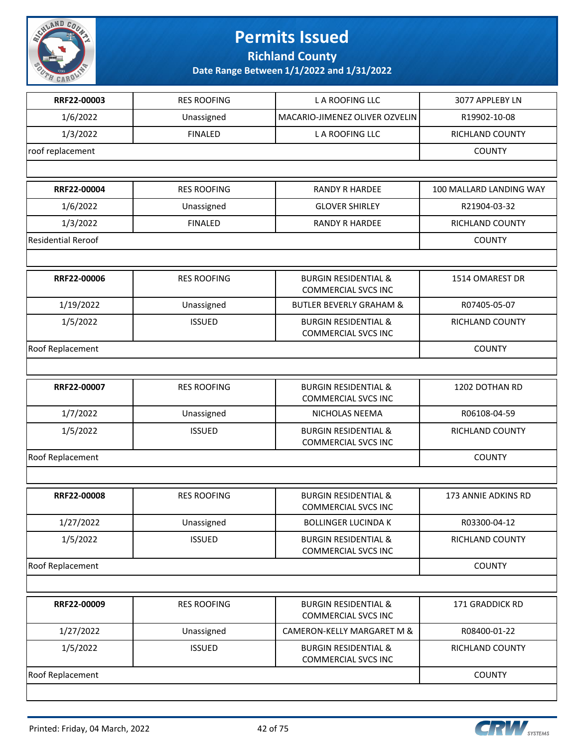# Permits Issued

**Richland County**

**Date Range Between 1/1/2022 and 1/31/2022**

| | | | |
|---|---|---|---|
| **RRF22-00003** | RES ROOFING | L A ROOFING LLC | 3077 APPLEBY LN |
| 1/6/2022 | Unassigned | MACARIO-JIMENEZ OLIVER OZVELIN | R19902-10-08 |
| 1/3/2022 | FINALED | L A ROOFING LLC | RICHLAND COUNTY |
| roof replacement | | | COUNTY |
| **RRF22-00004** | RES ROOFING | RANDY R HARDEE | 100 MALLARD LANDING WAY |
| 1/6/2022 | Unassigned | GLOVER SHIRLEY | R21904-03-32 |
| 1/3/2022 | FINALED | RANDY R HARDEE | RICHLAND COUNTY |
| Residential Reroof | | | COUNTY |
| **RRF22-00006** | RES ROOFING | BURGIN RESIDENTIAL & COMMERCIAL SVCS INC | 1514 OMAREST DR |
| 1/19/2022 | Unassigned | BUTLER BEVERLY GRAHAM & | R07405-05-07 |
| 1/5/2022 | ISSUED | BURGIN RESIDENTIAL & COMMERCIAL SVCS INC | RICHLAND COUNTY |
| Roof Replacement | | | COUNTY |
| **RRF22-00007** | RES ROOFING | BURGIN RESIDENTIAL & COMMERCIAL SVCS INC | 1202 DOTHAN RD |
| 1/7/2022 | Unassigned | NICHOLAS NEEMA | R06108-04-59 |
| 1/5/2022 | ISSUED | BURGIN RESIDENTIAL & COMMERCIAL SVCS INC | RICHLAND COUNTY |
| Roof Replacement | | | COUNTY |
| **RRF22-00008** | RES ROOFING | BURGIN RESIDENTIAL & COMMERCIAL SVCS INC | 173 ANNIE ADKINS RD |
| 1/27/2022 | Unassigned | BOLLINGER LUCINDA K | R03300-04-12 |
| 1/5/2022 | ISSUED | BURGIN RESIDENTIAL & COMMERCIAL SVCS INC | RICHLAND COUNTY |
| Roof Replacement | | | COUNTY |
| **RRF22-00009** | RES ROOFING | BURGIN RESIDENTIAL & COMMERCIAL SVCS INC | 171 GRADDICK RD |
| 1/27/2022 | Unassigned | CAMERON-KELLY MARGARET M & | R08400-01-22 |
| 1/5/2022 | ISSUED | BURGIN RESIDENTIAL & COMMERCIAL SVCS INC | RICHLAND COUNTY |
| Roof Replacement | | | COUNTY |

Printed: Friday, 04 March, 2022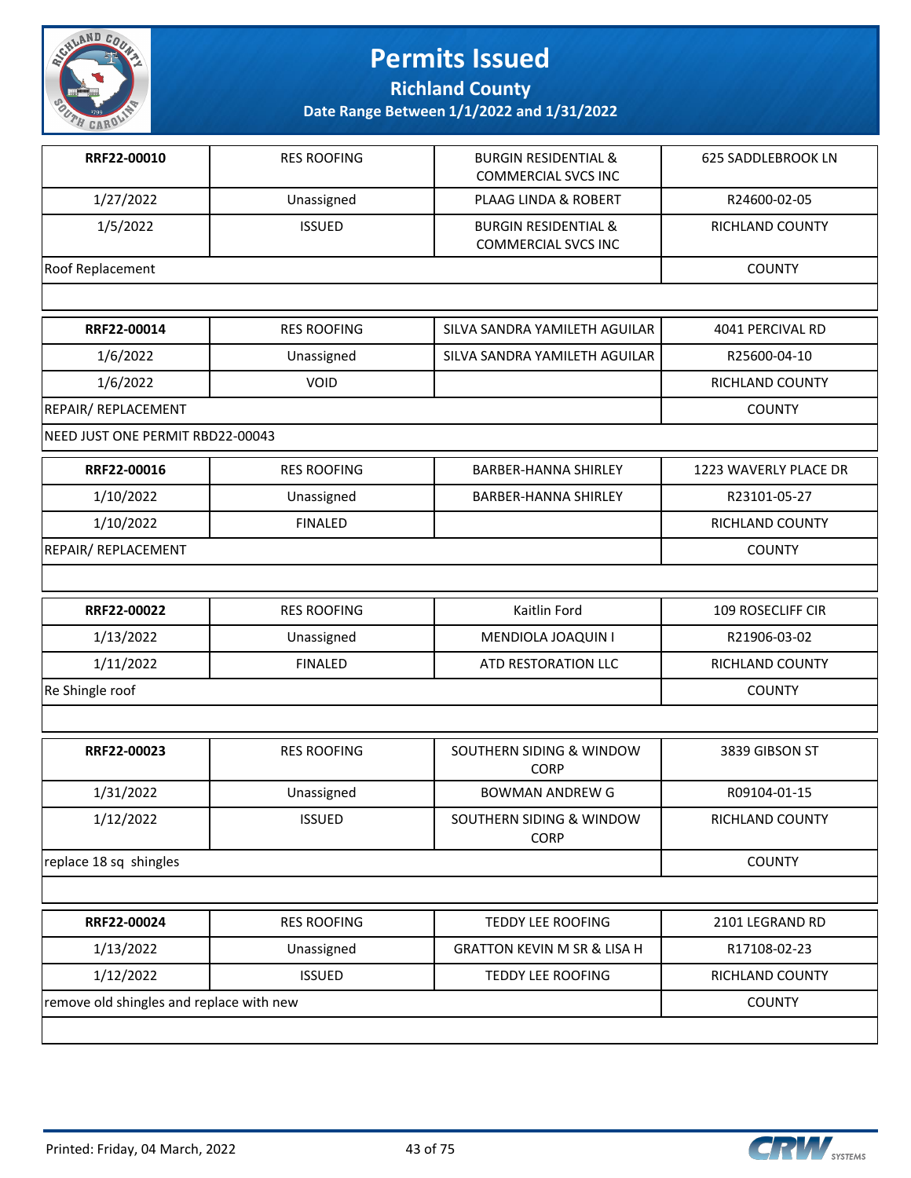# Permits Issued

## Richland County

### Date Range Between 1/1/2022 and 1/31/2022

| | | | |
|---|---|---|---|
| **RRF22-00010** | RES ROOFING | BURGIN RESIDENTIAL & COMMERCIAL SVCS INC | 625 SADDLEBROOK LN |
| 1/27/2022 | Unassigned | PLAAG LINDA & ROBERT | R24600-02-05 |
| 1/5/2022 | ISSUED | BURGIN RESIDENTIAL & COMMERCIAL SVCS INC | RICHLAND COUNTY |
| Roof Replacement | | | COUNTY |
| | | | |

| | | | |
|---|---|---|---|
| **RRF22-00014** | RES ROOFING | SILVA SANDRA YAMILETH AGUILAR | 4041 PERCIVAL RD |
| 1/6/2022 | Unassigned | SILVA SANDRA YAMILETH AGUILAR | R25600-04-10 |
| 1/6/2022 | VOID | | RICHLAND COUNTY |
| REPAIR/ REPLACEMENT | | | COUNTY |
| NEED JUST ONE PERMIT RBD22-00043 | | | |

| | | | |
|---|---|---|---|
| **RRF22-00016** | RES ROOFING | BARBER-HANNA SHIRLEY | 1223 WAVERLY PLACE DR |
| 1/10/2022 | Unassigned | BARBER-HANNA SHIRLEY | R23101-05-27 |
| 1/10/2022 | FINALED | | RICHLAND COUNTY |
| REPAIR/ REPLACEMENT | | | COUNTY |
| | | | |

| | | | |
|---|---|---|---|
| **RRF22-00022** | RES ROOFING | Kaitlin Ford | 109 ROSECLIFF CIR |
| 1/13/2022 | Unassigned | MENDIOLA JOAQUIN I | R21906-03-02 |
| 1/11/2022 | FINALED | ATD RESTORATION LLC | RICHLAND COUNTY |
| Re Shingle roof | | | COUNTY |
| | | | |

| | | | |
|---|---|---|---|
| **RRF22-00023** | RES ROOFING | SOUTHERN SIDING & WINDOW CORP | 3839 GIBSON ST |
| 1/31/2022 | Unassigned | BOWMAN ANDREW G | R09104-01-15 |
| 1/12/2022 | ISSUED | SOUTHERN SIDING & WINDOW CORP | RICHLAND COUNTY |
| replace 18 sq shingles | | | COUNTY |
| | | | |

| | | | |
|---|---|---|---|
| **RRF22-00024** | RES ROOFING | TEDDY LEE ROOFING | 2101 LEGRAND RD |
| 1/13/2022 | Unassigned | GRATTON KEVIN M SR & LISA H | R17108-02-23 |
| 1/12/2022 | ISSUED | TEDDY LEE ROOFING | RICHLAND COUNTY |
| remove old shingles and replace with new | | | COUNTY |
| | | | |

Printed: Friday, 04 March, 2022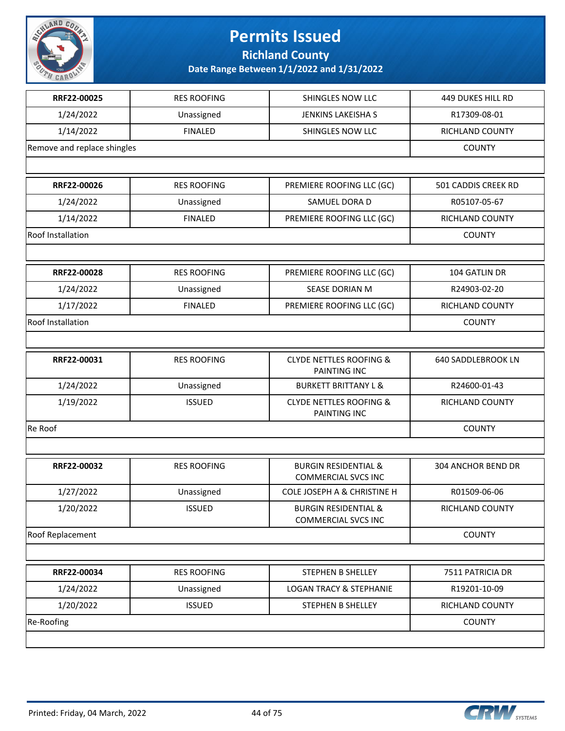# Permits Issued

## Richland County

### Date Range Between 1/1/2022 and 1/31/2022

| RRF22-00025 | RES ROOFING | SHINGLES NOW LLC | 449 DUKES HILL RD |
|---|---|---|---|
| 1/24/2022 | Unassigned | JENKINS LAKEISHA S | R17309-08-01 |
| 1/14/2022 | FINALED | SHINGLES NOW LLC | RICHLAND COUNTY |
| Remove and replace shingles | | | COUNTY |

| RRF22-00026 | RES ROOFING | PREMIERE ROOFING LLC (GC) | 501 CADDIS CREEK RD |
|---|---|---|---|
| 1/24/2022 | Unassigned | SAMUEL DORA D | R05107-05-67 |
| 1/14/2022 | FINALED | PREMIERE ROOFING LLC (GC) | RICHLAND COUNTY |
| Roof Installation | | | COUNTY |

| RRF22-00028 | RES ROOFING | PREMIERE ROOFING LLC (GC) | 104 GATLIN DR |
|---|---|---|---|
| 1/24/2022 | Unassigned | SEASE DORIAN M | R24903-02-20 |
| 1/17/2022 | FINALED | PREMIERE ROOFING LLC (GC) | RICHLAND COUNTY |
| Roof Installation | | | COUNTY |

| RRF22-00031 | RES ROOFING | CLYDE NETTLES ROOFING & PAINTING INC | 640 SADDLEBROOK LN |
|---|---|---|---|
| 1/24/2022 | Unassigned | BURKETT BRITTANY L & | R24600-01-43 |
| 1/19/2022 | ISSUED | CLYDE NETTLES ROOFING & PAINTING INC | RICHLAND COUNTY |
| Re Roof | | | COUNTY |

| RRF22-00032 | RES ROOFING | BURGIN RESIDENTIAL & COMMERCIAL SVCS INC | 304 ANCHOR BEND DR |
|---|---|---|---|
| 1/27/2022 | Unassigned | COLE JOSEPH A & CHRISTINE H | R01509-06-06 |
| 1/20/2022 | ISSUED | BURGIN RESIDENTIAL & COMMERCIAL SVCS INC | RICHLAND COUNTY |
| Roof Replacement | | | COUNTY |

| RRF22-00034 | RES ROOFING | STEPHEN B SHELLEY | 7511 PATRICIA DR |
|---|---|---|---|
| 1/24/2022 | Unassigned | LOGAN TRACY & STEPHANIE | R19201-10-09 |
| 1/20/2022 | ISSUED | STEPHEN B SHELLEY | RICHLAND COUNTY |
| Re-Roofing | | | COUNTY |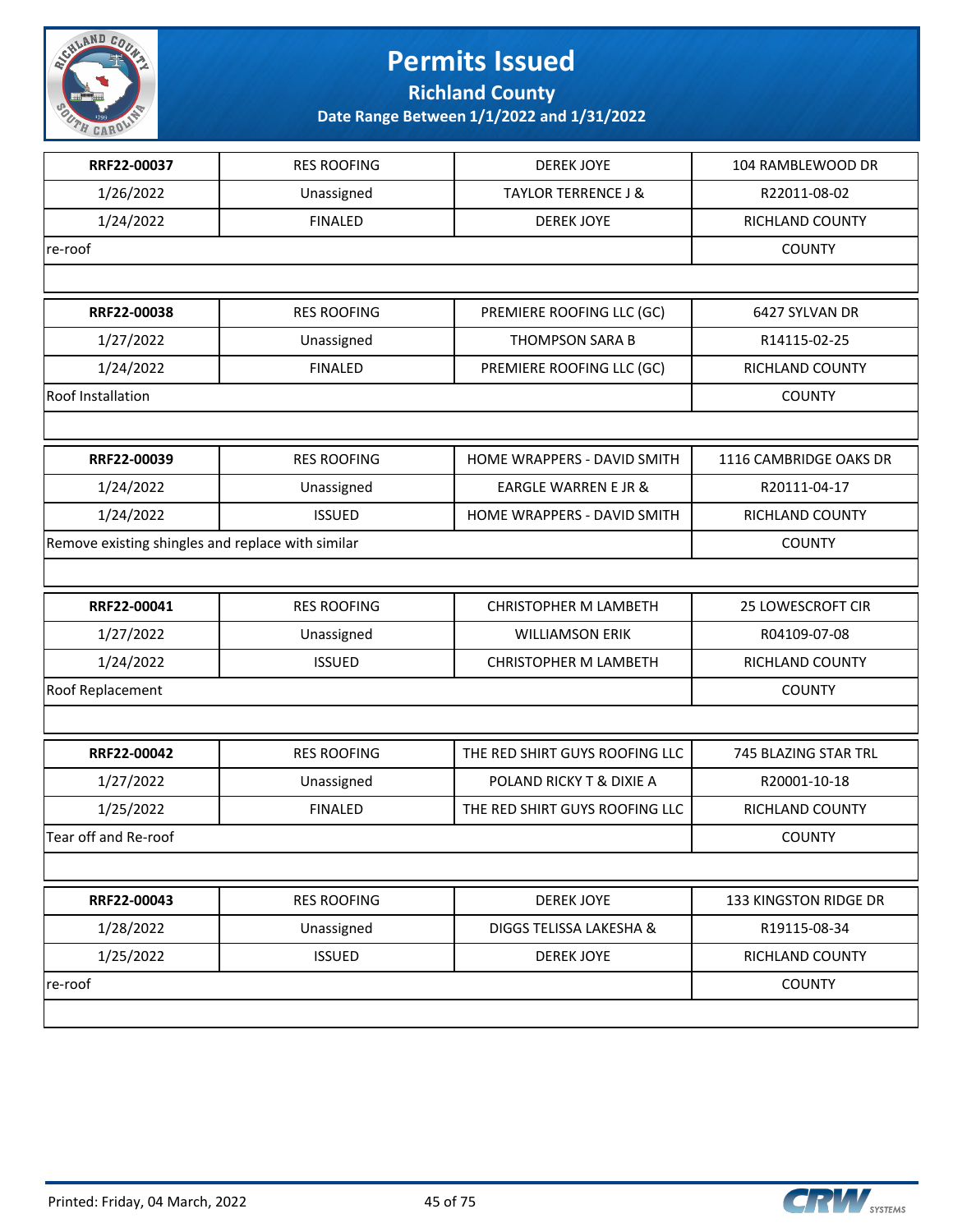# Permits Issued

## Richland County

### Date Range Between 1/1/2022 and 1/31/2022

| | | | |
|---|---|---|---|
| **RRF22-00037** | RES ROOFING | DEREK JOYE | 104 RAMBLEWOOD DR |
| 1/26/2022 | Unassigned | TAYLOR TERRENCE J & | R22011-08-02 |
| 1/24/2022 | FINALED | DEREK JOYE | RICHLAND COUNTY |
| re-roof | | | COUNTY |

| | | | |
|---|---|---|---|
| **RRF22-00038** | RES ROOFING | PREMIERE ROOFING LLC (GC) | 6427 SYLVAN DR |
| 1/27/2022 | Unassigned | THOMPSON SARA B | R14115-02-25 |
| 1/24/2022 | FINALED | PREMIERE ROOFING LLC (GC) | RICHLAND COUNTY |
| Roof Installation | | | COUNTY |

| | | | |
|---|---|---|---|
| **RRF22-00039** | RES ROOFING | HOME WRAPPERS - DAVID SMITH | 1116 CAMBRIDGE OAKS DR |
| 1/24/2022 | Unassigned | EARGLE WARREN E JR & | R20111-04-17 |
| 1/24/2022 | ISSUED | HOME WRAPPERS - DAVID SMITH | RICHLAND COUNTY |
| Remove existing shingles and replace with similar | | | COUNTY |

| | | | |
|---|---|---|---|
| **RRF22-00041** | RES ROOFING | CHRISTOPHER M LAMBETH | 25 LOWESCROFT CIR |
| 1/27/2022 | Unassigned | WILLIAMSON ERIK | R04109-07-08 |
| 1/24/2022 | ISSUED | CHRISTOPHER M LAMBETH | RICHLAND COUNTY |
| Roof Replacement | | | COUNTY |

| | | | |
|---|---|---|---|
| **RRF22-00042** | RES ROOFING | THE RED SHIRT GUYS ROOFING LLC | 745 BLAZING STAR TRL |
| 1/27/2022 | Unassigned | POLAND RICKY T & DIXIE A | R20001-10-18 |
| 1/25/2022 | FINALED | THE RED SHIRT GUYS ROOFING LLC | RICHLAND COUNTY |
| Tear off and Re-roof | | | COUNTY |

| | | | |
|---|---|---|---|
| **RRF22-00043** | RES ROOFING | DEREK JOYE | 133 KINGSTON RIDGE DR |
| 1/28/2022 | Unassigned | DIGGS TELISSA LAKESHA & | R19115-08-34 |
| 1/25/2022 | ISSUED | DEREK JOYE | RICHLAND COUNTY |
| re-roof | | | COUNTY |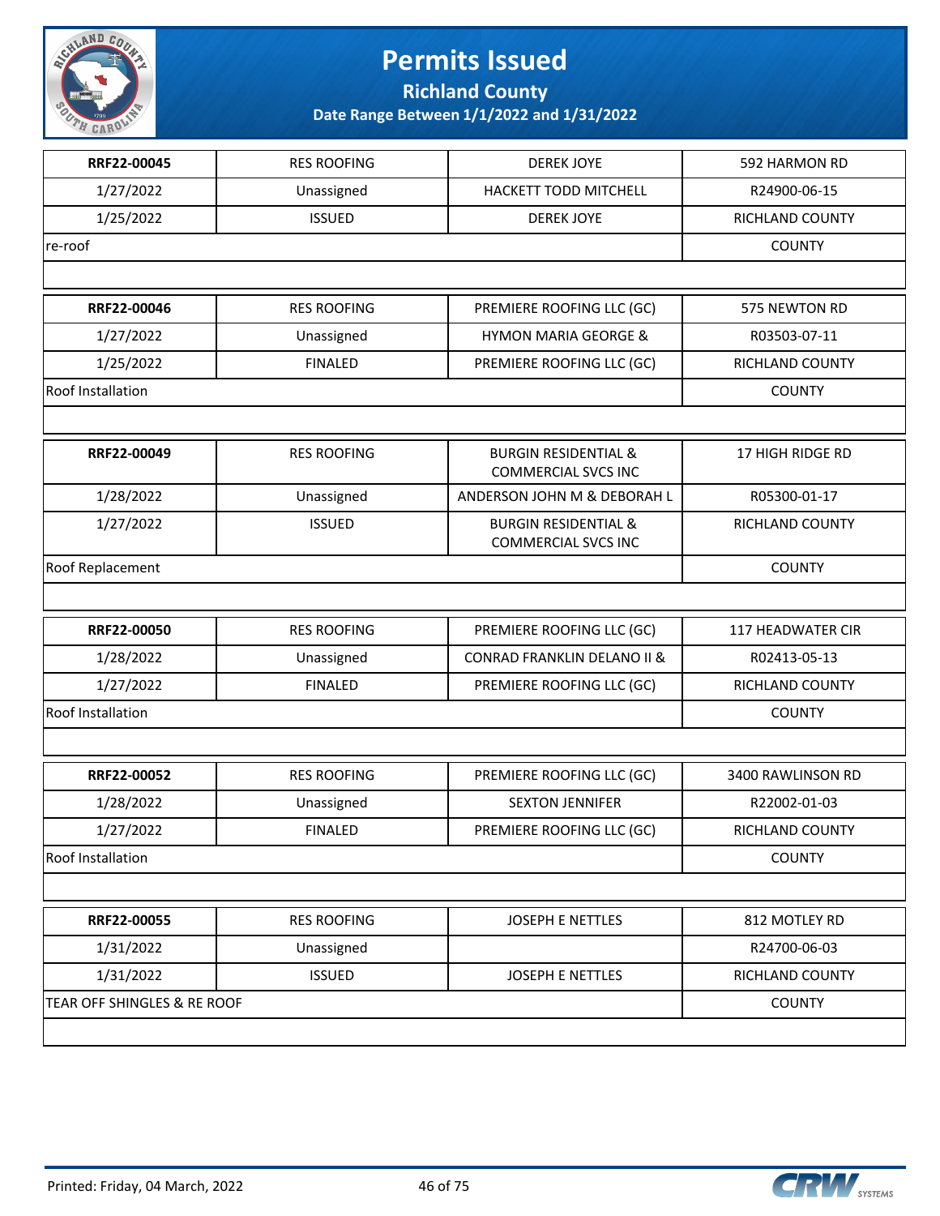# Permits Issued

**Richland County**

**Date Range Between 1/1/2022 and 1/31/2022**

| | | | |
|---|---|---|---|
| **RRF22-00045** | RES ROOFING | DEREK JOYE | 592 HARMON RD |
| 1/27/2022 | Unassigned | HACKETT TODD MITCHELL | R24900-06-15 |
| 1/25/2022 | ISSUED | DEREK JOYE | RICHLAND COUNTY |
| re-roof | | | COUNTY |

| | | | |
|---|---|---|---|
| **RRF22-00046** | RES ROOFING | PREMIERE ROOFING LLC (GC) | 575 NEWTON RD |
| 1/27/2022 | Unassigned | HYMON MARIA GEORGE & | R03503-07-11 |
| 1/25/2022 | FINALED | PREMIERE ROOFING LLC (GC) | RICHLAND COUNTY |
| Roof Installation | | | COUNTY |

| | | | |
|---|---|---|---|
| **RRF22-00049** | RES ROOFING | BURGIN RESIDENTIAL & COMMERCIAL SVCS INC | 17 HIGH RIDGE RD |
| 1/28/2022 | Unassigned | ANDERSON JOHN M & DEBORAH L | R05300-01-17 |
| 1/27/2022 | ISSUED | BURGIN RESIDENTIAL & COMMERCIAL SVCS INC | RICHLAND COUNTY |
| Roof Replacement | | | COUNTY |

| | | | |
|---|---|---|---|
| **RRF22-00050** | RES ROOFING | PREMIERE ROOFING LLC (GC) | 117 HEADWATER CIR |
| 1/28/2022 | Unassigned | CONRAD FRANKLIN DELANO II & | R02413-05-13 |
| 1/27/2022 | FINALED | PREMIERE ROOFING LLC (GC) | RICHLAND COUNTY |
| Roof Installation | | | COUNTY |

| | | | |
|---|---|---|---|
| **RRF22-00052** | RES ROOFING | PREMIERE ROOFING LLC (GC) | 3400 RAWLINSON RD |
| 1/28/2022 | Unassigned | SEXTON JENNIFER | R22002-01-03 |
| 1/27/2022 | FINALED | PREMIERE ROOFING LLC (GC) | RICHLAND COUNTY |
| Roof Installation | | | COUNTY |

| | | | |
|---|---|---|---|
| **RRF22-00055** | RES ROOFING | JOSEPH E NETTLES | 812 MOTLEY RD |
| 1/31/2022 | Unassigned | | R24700-06-03 |
| 1/31/2022 | ISSUED | JOSEPH E NETTLES | RICHLAND COUNTY |
| TEAR OFF SHINGLES & RE ROOF | | | COUNTY |

Printed: Friday, 04 March, 2022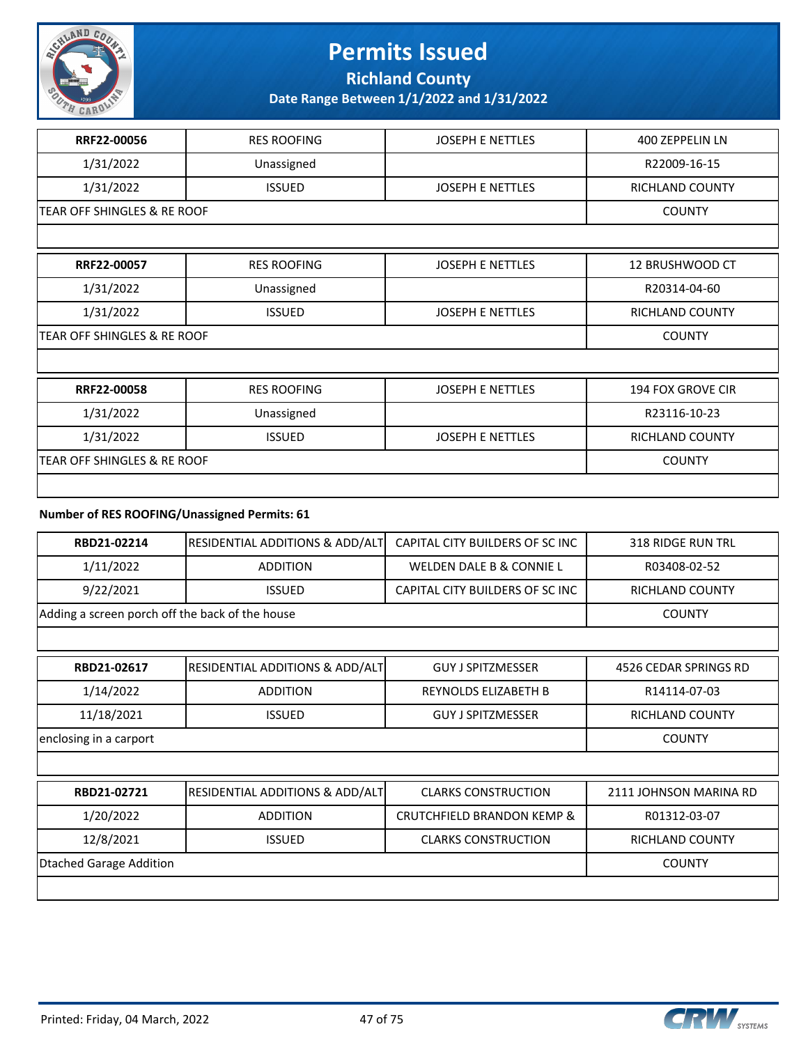| RRF22-00056 | RES ROOFING | JOSEPH E NETTLES | 400 ZEPPELIN LN |
|---|---|---|---|
| 1/31/2022 | Unassigned | | R22009-16-15 |
| 1/31/2022 | ISSUED | JOSEPH E NETTLES | RICHLAND COUNTY |
| TEAR OFF SHINGLES & RE ROOF | | | COUNTY |

| RRF22-00057 | RES ROOFING | JOSEPH E NETTLES | 12 BRUSHWOOD CT |
|---|---|---|---|
| 1/31/2022 | Unassigned | | R20314-04-60 |
| 1/31/2022 | ISSUED | JOSEPH E NETTLES | RICHLAND COUNTY |
| TEAR OFF SHINGLES & RE ROOF | | | COUNTY |

| RRF22-00058 | RES ROOFING | JOSEPH E NETTLES | 194 FOX GROVE CIR |
|---|---|---|---|
| 1/31/2022 | Unassigned | | R23116-10-23 |
| 1/31/2022 | ISSUED | JOSEPH E NETTLES | RICHLAND COUNTY |
| TEAR OFF SHINGLES & RE ROOF | | | COUNTY |

**Number of RES ROOFING/Unassigned Permits: 61**

| RBD21-02214 | RESIDENTIAL ADDITIONS & ADD/ALT | CAPITAL CITY BUILDERS OF SC INC | 318 RIDGE RUN TRL |
|---|---|---|---|
| 1/11/2022 | ADDITION | WELDEN DALE B & CONNIE L | R03408-02-52 |
| 9/22/2021 | ISSUED | CAPITAL CITY BUILDERS OF SC INC | RICHLAND COUNTY |
| Adding a screen porch off the back of the house | | | COUNTY |

| RBD21-02617 | RESIDENTIAL ADDITIONS & ADD/ALT | GUY J SPITZMESSER | 4526 CEDAR SPRINGS RD |
|---|---|---|---|
| 1/14/2022 | ADDITION | REYNOLDS ELIZABETH B | R14114-07-03 |
| 11/18/2021 | ISSUED | GUY J SPITZMESSER | RICHLAND COUNTY |
| enclosing in a carport | | | COUNTY |

| RBD21-02721 | RESIDENTIAL ADDITIONS & ADD/ALT | CLARKS CONSTRUCTION | 2111 JOHNSON MARINA RD |
|---|---|---|---|
| 1/20/2022 | ADDITION | CRUTCHFIELD BRANDON KEMP & | R01312-03-07 |
| 12/8/2021 | ISSUED | CLARKS CONSTRUCTION | RICHLAND COUNTY |
| Dtached Garage Addition | | | COUNTY |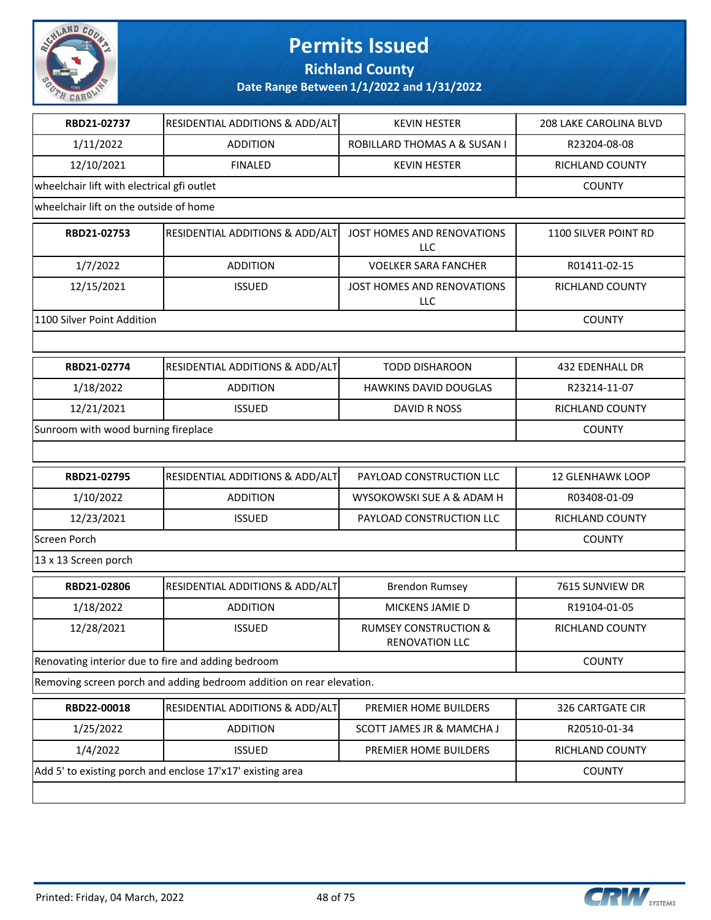# Permits Issued

## Richland County

### Date Range Between 1/1/2022 and 1/31/2022

| | | | |
|---|---|---|---|
| **RBD21-02737** | RESIDENTIAL ADDITIONS & ADD/ALT | KEVIN HESTER | 208 LAKE CAROLINA BLVD |
| 1/11/2022 | ADDITION | ROBILLARD THOMAS A & SUSAN I | R23204-08-08 |
| 12/10/2021 | FINALED | KEVIN HESTER | RICHLAND COUNTY |
| wheelchair lift with electrical gfi outlet | | | COUNTY |
| wheelchair lift on the outside of home | | | |

| | | | |
|---|---|---|---|
| **RBD21-02753** | RESIDENTIAL ADDITIONS & ADD/ALT | JOST HOMES AND RENOVATIONS LLC | 1100 SILVER POINT RD |
| 1/7/2022 | ADDITION | VOELKER SARA FANCHER | R01411-02-15 |
| 12/15/2021 | ISSUED | JOST HOMES AND RENOVATIONS LLC | RICHLAND COUNTY |
| 1100 Silver Point Addition | | | COUNTY |

| | | | |
|---|---|---|---|
| **RBD21-02774** | RESIDENTIAL ADDITIONS & ADD/ALT | TODD DISHAROON | 432 EDENHALL DR |
| 1/18/2022 | ADDITION | HAWKINS DAVID DOUGLAS | R23214-11-07 |
| 12/21/2021 | ISSUED | DAVID R NOSS | RICHLAND COUNTY |
| Sunroom with wood burning fireplace | | | COUNTY |

| | | | |
|---|---|---|---|
| **RBD21-02795** | RESIDENTIAL ADDITIONS & ADD/ALT | PAYLOAD CONSTRUCTION LLC | 12 GLENHAWK LOOP |
| 1/10/2022 | ADDITION | WYSOKOWSKI SUE A & ADAM H | R03408-01-09 |
| 12/23/2021 | ISSUED | PAYLOAD CONSTRUCTION LLC | RICHLAND COUNTY |
| Screen Porch | | | COUNTY |
| 13 x 13 Screen porch | | | |

| | | | |
|---|---|---|---|
| **RBD21-02806** | RESIDENTIAL ADDITIONS & ADD/ALT | Brendon Rumsey | 7615 SUNVIEW DR |
| 1/18/2022 | ADDITION | MICKENS JAMIE D | R19104-01-05 |
| 12/28/2021 | ISSUED | RUMSEY CONSTRUCTION & RENOVATION LLC | RICHLAND COUNTY |
| Renovating interior due to fire and adding bedroom | | | COUNTY |
| Removing screen porch and adding bedroom addition on rear elevation. | | | |

| | | | |
|---|---|---|---|
| **RBD22-00018** | RESIDENTIAL ADDITIONS & ADD/ALT | PREMIER HOME BUILDERS | 326 CARTGATE CIR |
| 1/25/2022 | ADDITION | SCOTT JAMES JR & MAMCHA J | R20510-01-34 |
| 1/4/2022 | ISSUED | PREMIER HOME BUILDERS | RICHLAND COUNTY |
| Add 5' to existing porch and enclose 17'x17' existing area | | | COUNTY |

Printed: Friday, 04 March, 2022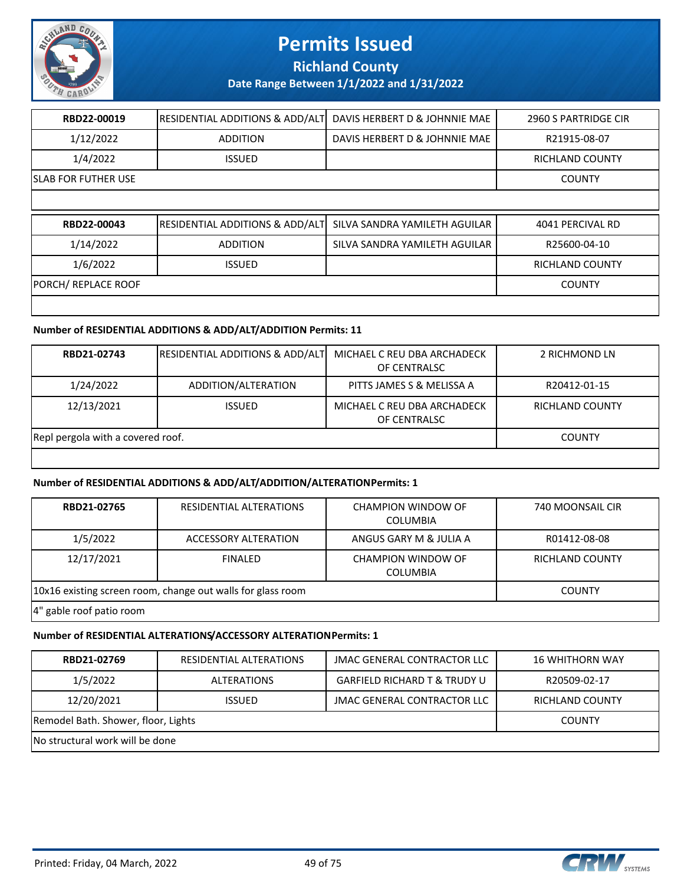# Permits Issued

**Richland County**

**Date Range Between 1/1/2022 and 1/31/2022**

| RBD22-00019 | RESIDENTIAL ADDITIONS & ADD/ALT | DAVIS HERBERT D & JOHNNIE MAE | 2960 S PARTRIDGE CIR |
|---|---|---|---|
| 1/12/2022 | ADDITION | DAVIS HERBERT D & JOHNNIE MAE | R21915-08-07 |
| 1/4/2022 | ISSUED | | RICHLAND COUNTY |
| SLAB FOR FUTHER USE | | | COUNTY |

| RBD22-00043 | RESIDENTIAL ADDITIONS & ADD/ALT | SILVA SANDRA YAMILETH AGUILAR | 4041 PERCIVAL RD |
|---|---|---|---|
| 1/14/2022 | ADDITION | SILVA SANDRA YAMILETH AGUILAR | R25600-04-10 |
| 1/6/2022 | ISSUED | | RICHLAND COUNTY |
| PORCH/ REPLACE ROOF | | | COUNTY |

**Number of RESIDENTIAL ADDITIONS & ADD/ALT/ADDITION Permits: 11**

| RBD21-02743 | RESIDENTIAL ADDITIONS & ADD/ALT | MICHAEL C REU DBA ARCHADECK OF CENTRALSC | 2 RICHMOND LN |
|---|---|---|---|
| 1/24/2022 | ADDITION/ALTERATION | PITTS JAMES S & MELISSA A | R20412-01-15 |
| 12/13/2021 | ISSUED | MICHAEL C REU DBA ARCHADECK OF CENTRALSC | RICHLAND COUNTY |
| Repl pergola with a covered roof. | | | COUNTY |

**Number of RESIDENTIAL ADDITIONS & ADD/ALT/ADDITION/ALTERATIONPermits: 1**

| RBD21-02765 | RESIDENTIAL ALTERATIONS | CHAMPION WINDOW OF COLUMBIA | 740 MOONSAIL CIR |
|---|---|---|---|
| 1/5/2022 | ACCESSORY ALTERATION | ANGUS GARY M & JULIA A | R01412-08-08 |
| 12/17/2021 | FINALED | CHAMPION WINDOW OF COLUMBIA | RICHLAND COUNTY |
| 10x16 existing screen room, change out walls for glass room | | | COUNTY |
| 4" gable roof patio room | | | |

**Number of RESIDENTIAL ALTERATIONS/ACCESSORY ALTERATIONPermits: 1**

| RBD21-02769 | RESIDENTIAL ALTERATIONS | JMAC GENERAL CONTRACTOR LLC | 16 WHITHORN WAY |
|---|---|---|---|
| 1/5/2022 | ALTERATIONS | GARFIELD RICHARD T & TRUDY U | R20509-02-17 |
| 12/20/2021 | ISSUED | JMAC GENERAL CONTRACTOR LLC | RICHLAND COUNTY |
| Remodel Bath. Shower, floor, Lights | | | COUNTY |
| No structural work will be done | | | |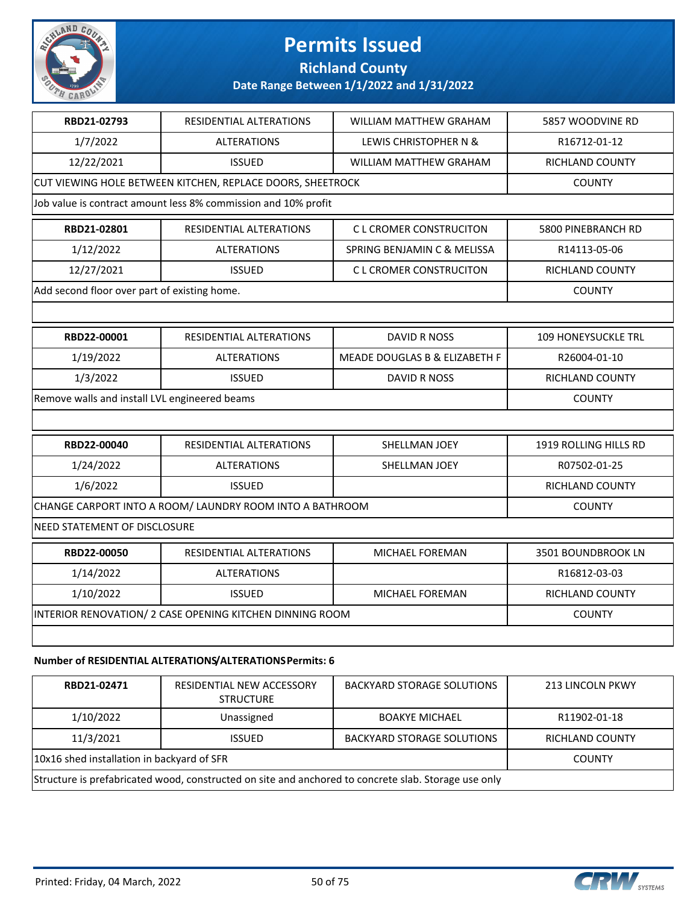# Permits Issued

## Richland County

### Date Range Between 1/1/2022 and 1/31/2022

| RBD21-02793 | RESIDENTIAL ALTERATIONS | WILLIAM MATTHEW GRAHAM | 5857 WOODVINE RD |
|---|---|---|---|
| 1/7/2022 | ALTERATIONS | LEWIS CHRISTOPHER N & | R16712-01-12 |
| 12/22/2021 | ISSUED | WILLIAM MATTHEW GRAHAM | RICHLAND COUNTY |
| CUT VIEWING HOLE BETWEEN KITCHEN, REPLACE DOORS, SHEETROCK | | | COUNTY |
| Job value is contract amount less 8% commission and 10% profit | | | |

| RBD21-02801 | RESIDENTIAL ALTERATIONS | C L CROMER CONSTRUCITON | 5800 PINEBRANCH RD |
|---|---|---|---|
| 1/12/2022 | ALTERATIONS | SPRING BENJAMIN C & MELISSA | R14113-05-06 |
| 12/27/2021 | ISSUED | C L CROMER CONSTRUCITON | RICHLAND COUNTY |
| Add second floor over part of existing home. | | | COUNTY |

| RBD22-00001 | RESIDENTIAL ALTERATIONS | DAVID R NOSS | 109 HONEYSUCKLE TRL |
|---|---|---|---|
| 1/19/2022 | ALTERATIONS | MEADE DOUGLAS B & ELIZABETH F | R26004-01-10 |
| 1/3/2022 | ISSUED | DAVID R NOSS | RICHLAND COUNTY |
| Remove walls and install LVL engineered beams | | | COUNTY |

| RBD22-00040 | RESIDENTIAL ALTERATIONS | SHELLMAN JOEY | 1919 ROLLING HILLS RD |
|---|---|---|---|
| 1/24/2022 | ALTERATIONS | SHELLMAN JOEY | R07502-01-25 |
| 1/6/2022 | ISSUED | | RICHLAND COUNTY |
| CHANGE CARPORT INTO A ROOM/ LAUNDRY ROOM INTO A BATHROOM | | | COUNTY |
| NEED STATEMENT OF DISCLOSURE | | | |

| RBD22-00050 | RESIDENTIAL ALTERATIONS | MICHAEL FOREMAN | 3501 BOUNDBROOK LN |
|---|---|---|---|
| 1/14/2022 | ALTERATIONS | | R16812-03-03 |
| 1/10/2022 | ISSUED | MICHAEL FOREMAN | RICHLAND COUNTY |
| INTERIOR RENOVATION/ 2 CASE OPENING KITCHEN DINNING ROOM | | | COUNTY |

**Number of RESIDENTIAL ALTERATIONS/ALTERATIONS Permits: 6**

| RBD21-02471 | RESIDENTIAL NEW ACCESSORY STRUCTURE | BACKYARD STORAGE SOLUTIONS | 213 LINCOLN PKWY |
|---|---|---|---|
| 1/10/2022 | Unassigned | BOAKYE MICHAEL | R11902-01-18 |
| 11/3/2021 | ISSUED | BACKYARD STORAGE SOLUTIONS | RICHLAND COUNTY |
| 10x16 shed installation in backyard of SFR | | | COUNTY |
| Structure is prefabricated wood, constructed on site and anchored to concrete slab. Storage use only | | | |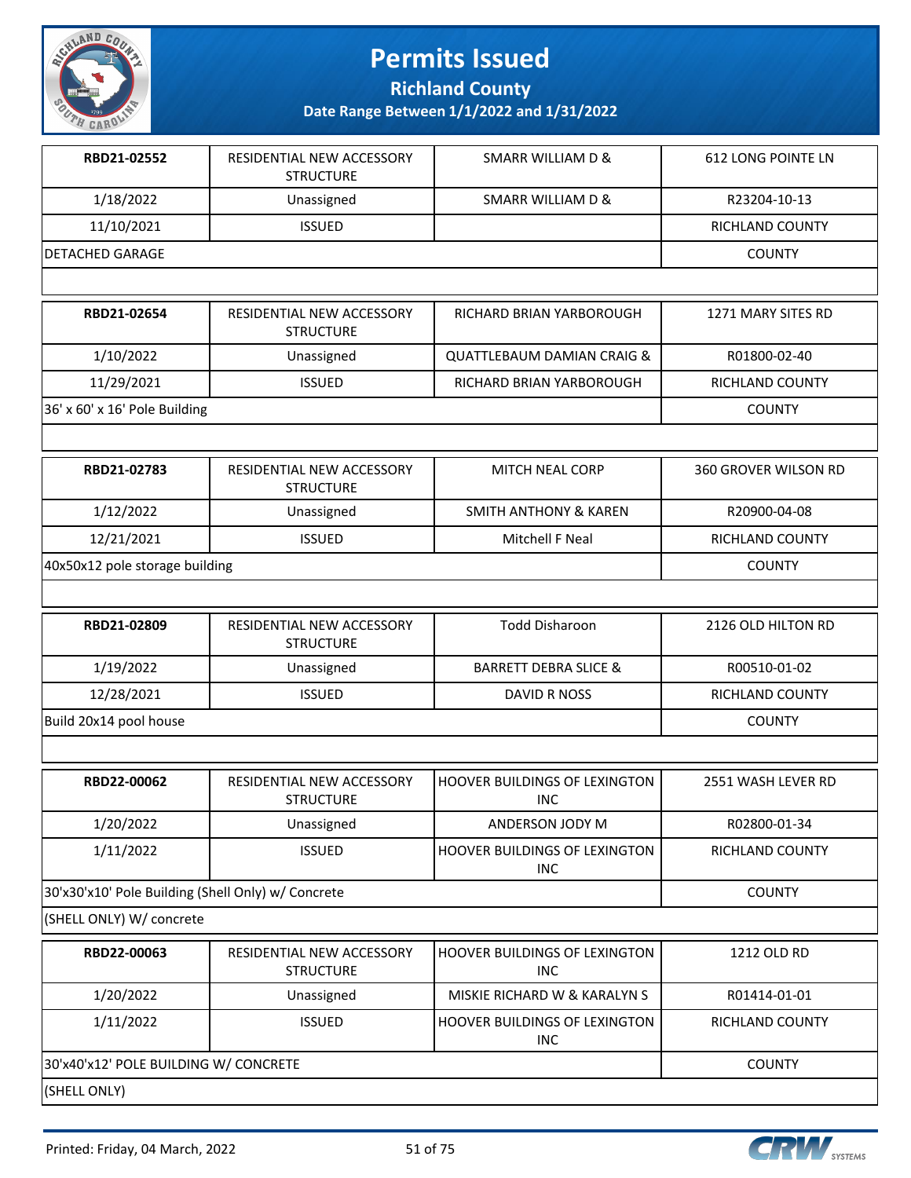# Permits Issued

**Richland County**

**Date Range Between 1/1/2022 and 1/31/2022**

| | | | |
|---|---|---|---|
| **RBD21-02552** | RESIDENTIAL NEW ACCESSORY STRUCTURE | SMARR WILLIAM D & | 612 LONG POINTE LN |
| 1/18/2022 | Unassigned | SMARR WILLIAM D & | R23204-10-13 |
| 11/10/2021 | ISSUED | | RICHLAND COUNTY |
| DETACHED GARAGE | | | COUNTY |

| | | | |
|---|---|---|---|
| **RBD21-02654** | RESIDENTIAL NEW ACCESSORY STRUCTURE | RICHARD BRIAN YARBOROUGH | 1271 MARY SITES RD |
| 1/10/2022 | Unassigned | QUATTLEBAUM DAMIAN CRAIG & | R01800-02-40 |
| 11/29/2021 | ISSUED | RICHARD BRIAN YARBOROUGH | RICHLAND COUNTY |
| 36' x 60' x 16' Pole Building | | | COUNTY |

| | | | |
|---|---|---|---|
| **RBD21-02783** | RESIDENTIAL NEW ACCESSORY STRUCTURE | MITCH NEAL CORP | 360 GROVER WILSON RD |
| 1/12/2022 | Unassigned | SMITH ANTHONY & KAREN | R20900-04-08 |
| 12/21/2021 | ISSUED | Mitchell F Neal | RICHLAND COUNTY |
| 40x50x12 pole storage building | | | COUNTY |

| | | | |
|---|---|---|---|
| **RBD21-02809** | RESIDENTIAL NEW ACCESSORY STRUCTURE | Todd Disharoon | 2126 OLD HILTON RD |
| 1/19/2022 | Unassigned | BARRETT DEBRA SLICE & | R00510-01-02 |
| 12/28/2021 | ISSUED | DAVID R NOSS | RICHLAND COUNTY |
| Build 20x14 pool house | | | COUNTY |

| | | | |
|---|---|---|---|
| **RBD22-00062** | RESIDENTIAL NEW ACCESSORY STRUCTURE | HOOVER BUILDINGS OF LEXINGTON INC | 2551 WASH LEVER RD |
| 1/20/2022 | Unassigned | ANDERSON JODY M | R02800-01-34 |
| 1/11/2022 | ISSUED | HOOVER BUILDINGS OF LEXINGTON INC | RICHLAND COUNTY |
| 30'x30'x10' Pole Building (Shell Only) w/ Concrete | | | COUNTY |
| (SHELL ONLY) W/ concrete | | | |

| | | | |
|---|---|---|---|
| **RBD22-00063** | RESIDENTIAL NEW ACCESSORY STRUCTURE | HOOVER BUILDINGS OF LEXINGTON INC | 1212 OLD RD |
| 1/20/2022 | Unassigned | MISKIE RICHARD W & KARALYN S | R01414-01-01 |
| 1/11/2022 | ISSUED | HOOVER BUILDINGS OF LEXINGTON INC | RICHLAND COUNTY |
| 30'x40'x12' POLE BUILDING W/ CONCRETE | | | COUNTY |
| (SHELL ONLY) | | | |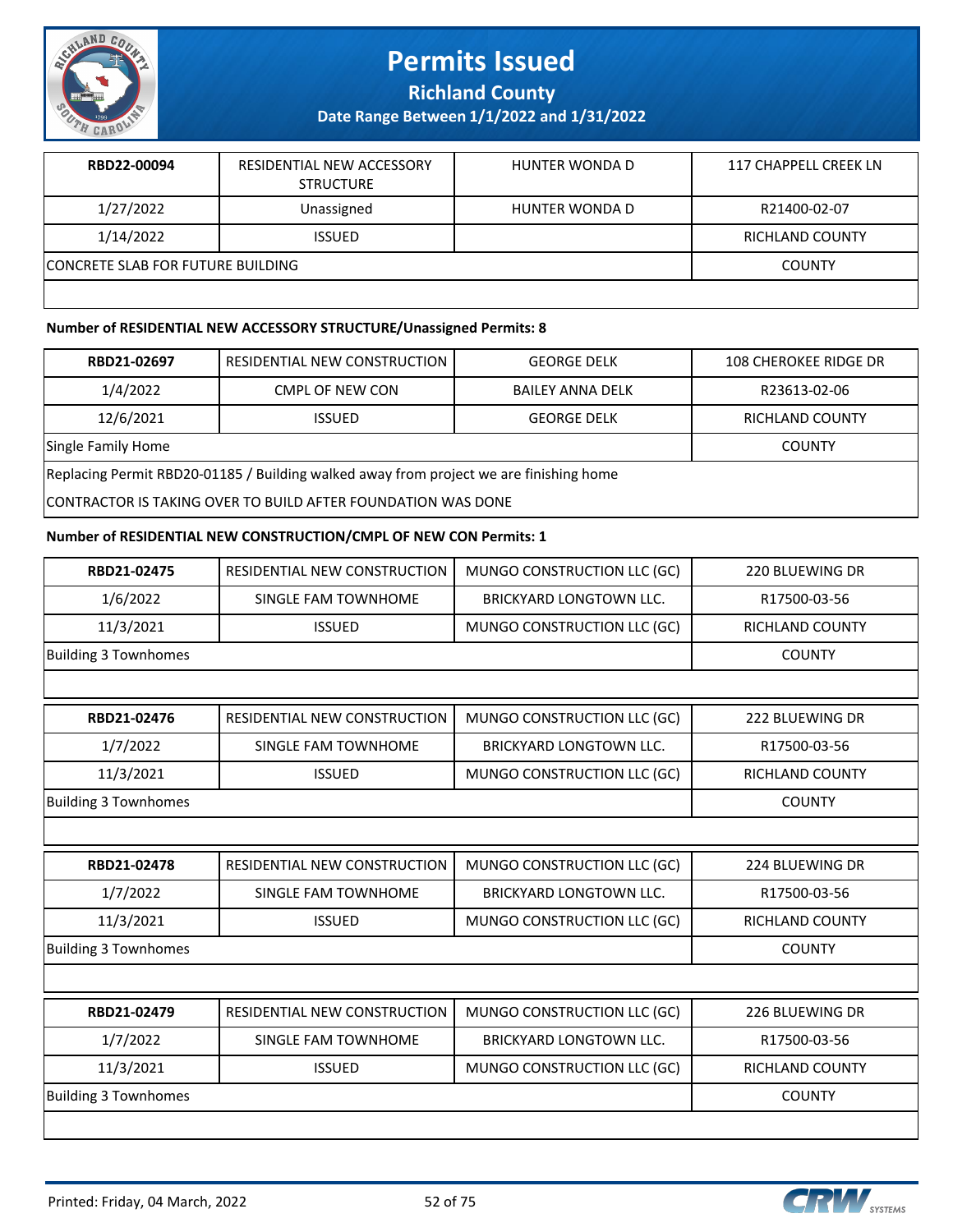# Permits Issued

**Richland County**

**Date Range Between 1/1/2022 and 1/31/2022**

| RBD22-00094 | RESIDENTIAL NEW ACCESSORY STRUCTURE | HUNTER WONDA D | 117 CHAPPELL CREEK LN |
|---|---|---|---|
| 1/27/2022 | Unassigned | HUNTER WONDA D | R21400-02-07 |
| 1/14/2022 | ISSUED | | RICHLAND COUNTY |
| CONCRETE SLAB FOR FUTURE BUILDING | | | COUNTY |

**Number of RESIDENTIAL NEW ACCESSORY STRUCTURE/Unassigned Permits: 8**

| RBD21-02697 | RESIDENTIAL NEW CONSTRUCTION | GEORGE DELK | 108 CHEROKEE RIDGE DR |
|---|---|---|---|
| 1/4/2022 | CMPL OF NEW CON | BAILEY ANNA DELK | R23613-02-06 |
| 12/6/2021 | ISSUED | GEORGE DELK | RICHLAND COUNTY |
| Single Family Home | | | COUNTY |
| Replacing Permit RBD20-01185 / Building walked away from project we are finishing home | | | |
| CONTRACTOR IS TAKING OVER TO BUILD AFTER FOUNDATION WAS DONE | | | |

**Number of RESIDENTIAL NEW CONSTRUCTION/CMPL OF NEW CON Permits: 1**

| RBD21-02475 | RESIDENTIAL NEW CONSTRUCTION | MUNGO CONSTRUCTION LLC (GC) | 220 BLUEWING DR |
|---|---|---|---|
| 1/6/2022 | SINGLE FAM TOWNHOME | BRICKYARD LONGTOWN LLC. | R17500-03-56 |
| 11/3/2021 | ISSUED | MUNGO CONSTRUCTION LLC (GC) | RICHLAND COUNTY |
| Building 3 Townhomes | | | COUNTY |

| RBD21-02476 | RESIDENTIAL NEW CONSTRUCTION | MUNGO CONSTRUCTION LLC (GC) | 222 BLUEWING DR |
|---|---|---|---|
| 1/7/2022 | SINGLE FAM TOWNHOME | BRICKYARD LONGTOWN LLC. | R17500-03-56 |
| 11/3/2021 | ISSUED | MUNGO CONSTRUCTION LLC (GC) | RICHLAND COUNTY |
| Building 3 Townhome | | | COUNTY |

| RBD21-02478 | RESIDENTIAL NEW CONSTRUCTION | MUNGO CONSTRUCTION LLC (GC) | 224 BLUEWING DR |
|---|---|---|---|
| 1/7/2022 | SINGLE FAM TOWNHOME | BRICKYARD LONGTOWN LLC. | R17500-03-56 |
| 11/3/2021 | ISSUED | MUNGO CONSTRUCTION LLC (GC) | RICHLAND COUNTY |
| Building 3 Townhomes | | | COUNTY |

| RBD21-02479 | RESIDENTIAL NEW CONSTRUCTION | MUNGO CONSTRUCTION LLC (GC) | 226 BLUEWING DR |
|---|---|---|---|
| 1/7/2022 | SINGLE FAM TOWNHOME | BRICKYARD LONGTOWN LLC. | R17500-03-56 |
| 11/3/2021 | ISSUED | MUNGO CONSTRUCTION LLC (GC) | RICHLAND COUNTY |
| Building 3 Townhomes | | | COUNTY |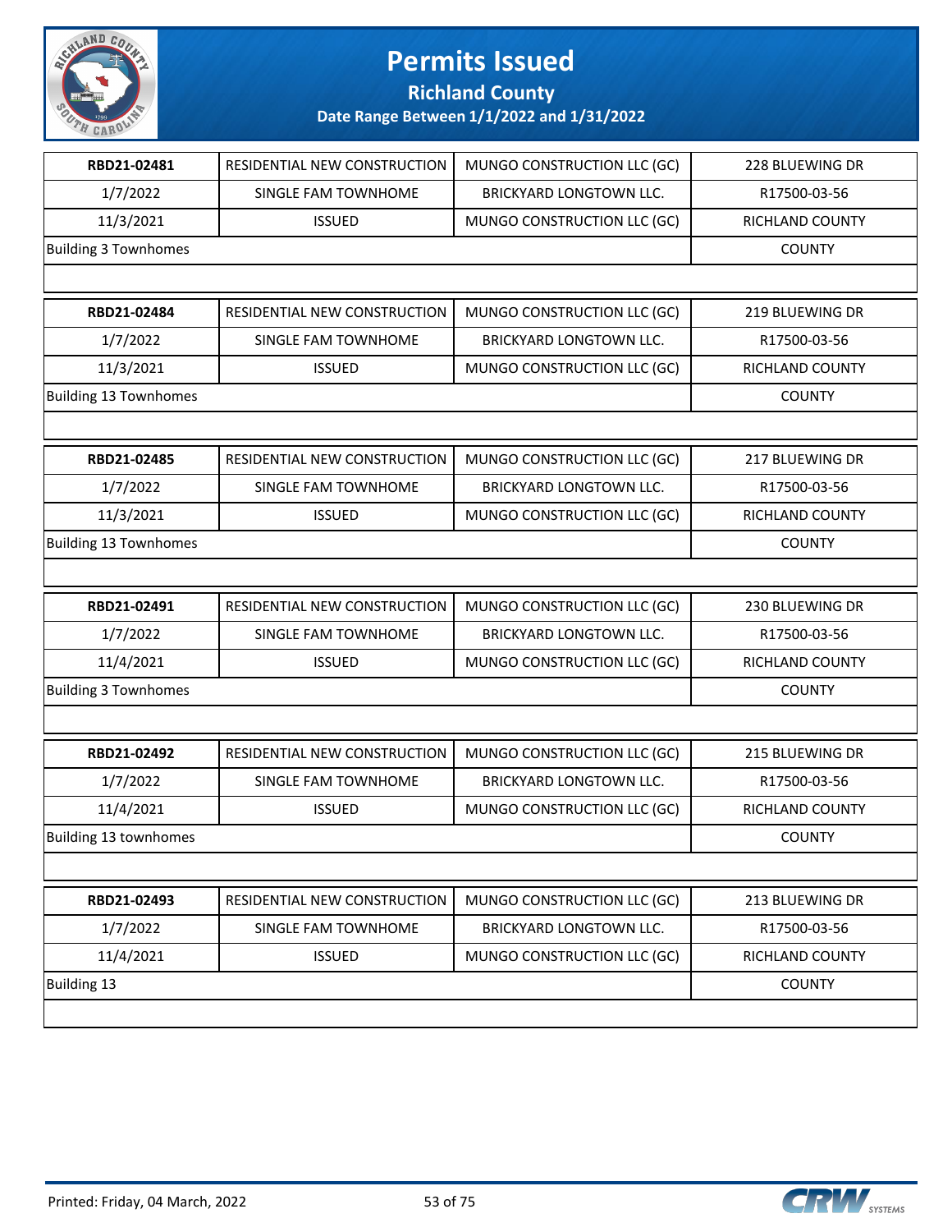# Permits Issued

**Richland County**

**Date Range Between 1/1/2022 and 1/31/2022**

| | | | |
|---|---|---|---|
| **RBD21-02481** | RESIDENTIAL NEW CONSTRUCTION | MUNGO CONSTRUCTION LLC (GC) | 228 BLUEWING DR |
| 1/7/2022 | SINGLE FAM TOWNHOME | BRICKYARD LONGTOWN LLC. | R17500-03-56 |
| 11/3/2021 | ISSUED | MUNGO CONSTRUCTION LLC (GC) | RICHLAND COUNTY |
| Building 3 Townhomes | | | COUNTY |

| | | | |
|---|---|---|---|
| **RBD21-02484** | RESIDENTIAL NEW CONSTRUCTION | MUNGO CONSTRUCTION LLC (GC) | 219 BLUEWING DR |
| 1/7/2022 | SINGLE FAM TOWNHOME | BRICKYARD LONGTOWN LLC. | R17500-03-56 |
| 11/3/2021 | ISSUED | MUNGO CONSTRUCTION LLC (GC) | RICHLAND COUNTY |
| Building 13 Townhomes | | | COUNTY |

| | | | |
|---|---|---|---|
| **RBD21-02485** | RESIDENTIAL NEW CONSTRUCTION | MUNGO CONSTRUCTION LLC (GC) | 217 BLUEWING DR |
| 1/7/2022 | SINGLE FAM TOWNHOME | BRICKYARD LONGTOWN LLC. | R17500-03-56 |
| 11/3/2021 | ISSUED | MUNGO CONSTRUCTION LLC (GC) | RICHLAND COUNTY |
| Building 13 Townhomes | | | COUNTY |

| | | | |
|---|---|---|---|
| **RBD21-02491** | RESIDENTIAL NEW CONSTRUCTION | MUNGO CONSTRUCTION LLC (GC) | 230 BLUEWING DR |
| 1/7/2022 | SINGLE FAM TOWNHOME | BRICKYARD LONGTOWN LLC. | R17500-03-56 |
| 11/4/2021 | ISSUED | MUNGO CONSTRUCTION LLC (GC) | RICHLAND COUNTY |
| Building 3 Townhomes | | | COUNTY |

| | | | |
|---|---|---|---|
| **RBD21-02492** | RESIDENTIAL NEW CONSTRUCTION | MUNGO CONSTRUCTION LLC (GC) | 215 BLUEWING DR |
| 1/7/2022 | SINGLE FAM TOWNHOME | BRICKYARD LONGTOWN LLC. | R17500-03-56 |
| 11/4/2021 | ISSUED | MUNGO CONSTRUCTION LLC (GC) | RICHLAND COUNTY |
| Building 13 townhomes | | | COUNTY |

| | | | |
|---|---|---|---|
| **RBD21-02493** | RESIDENTIAL NEW CONSTRUCTION | MUNGO CONSTRUCTION LLC (GC) | 213 BLUEWING DR |
| 1/7/2022 | SINGLE FAM TOWNHOME | BRICKYARD LONGTOWN LLC. | R17500-03-56 |
| 11/4/2021 | ISSUED | MUNGO CONSTRUCTION LLC (GC) | RICHLAND COUNTY |
| Building 13 | | | COUNTY |

Printed: Friday, 04 March, 2022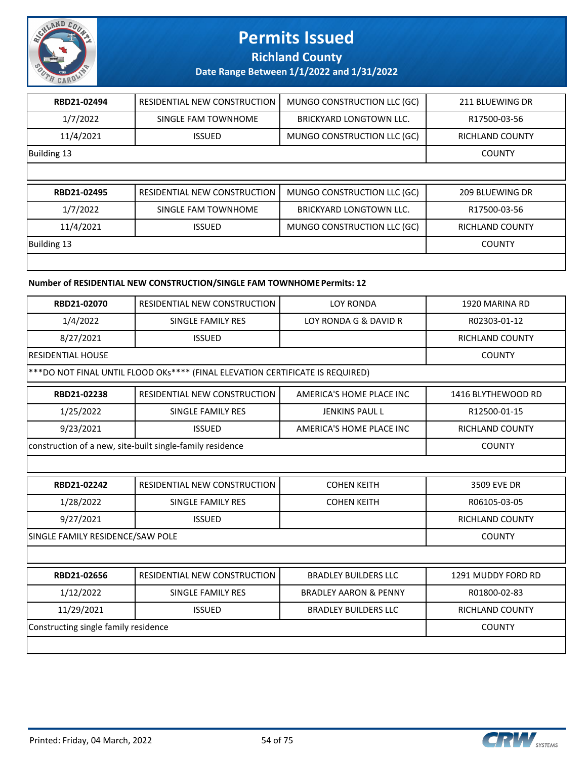# Permits Issued

## Richland County

### Date Range Between 1/1/2022 and 1/31/2022

| | | | |
|---|---|---|---|
| **RBD21-02494** | RESIDENTIAL NEW CONSTRUCTION | MUNGO CONSTRUCTION LLC (GC) | 211 BLUEWING DR |
| 1/7/2022 | SINGLE FAM TOWNHOME | BRICKYARD LONGTOWN LLC. | R17500-03-56 |
| 11/4/2021 | ISSUED | MUNGO CONSTRUCTION LLC (GC) | RICHLAND COUNTY |
| Building 13 | | | COUNTY |
| | | | |

| | | | |
|---|---|---|---|
| **RBD21-02495** | RESIDENTIAL NEW CONSTRUCTION | MUNGO CONSTRUCTION LLC (GC) | 209 BLUEWING DR |
| 1/7/2022 | SINGLE FAM TOWNHOME | BRICKYARD LONGTOWN LLC. | R17500-03-56 |
| 11/4/2021 | ISSUED | MUNGO CONSTRUCTION LLC (GC) | RICHLAND COUNTY |
| Building 13 | | | COUNTY |
| | | | |

**Number of RESIDENTIAL NEW CONSTRUCTION/SINGLE FAM TOWNHOME Permits: 12**

| | | | |
|---|---|---|---|
| **RBD21-02070** | RESIDENTIAL NEW CONSTRUCTION | LOY RONDA | 1920 MARINA RD |
| 1/4/2022 | SINGLE FAMILY RES | LOY RONDA G & DAVID R | R02303-01-12 |
| 8/27/2021 | ISSUED | | RICHLAND COUNTY |
| RESIDENTIAL HOUSE | | | COUNTY |
| ***DO NOT FINAL UNTIL FLOOD OKs**** (FINAL ELEVATION CERTIFICATE IS REQUIRED) | | | |

| | | | |
|---|---|---|---|
| **RBD21-02238** | RESIDENTIAL NEW CONSTRUCTION | AMERICA'S HOME PLACE INC | 1416 BLYTHEWOOD RD |
| 1/25/2022 | SINGLE FAMILY RES | JENKINS PAUL L | R12500-01-15 |
| 9/23/2021 | ISSUED | AMERICA'S HOME PLACE INC | RICHLAND COUNTY |
| construction of a new, site-built single-family residence | | | COUNTY |
| | | | |

| | | | |
|---|---|---|---|
| **RBD21-02242** | RESIDENTIAL NEW CONSTRUCTION | COHEN KEITH | 3509 EVE DR |
| 1/28/2022 | SINGLE FAMILY RES | COHEN KEITH | R06105-03-05 |
| 9/27/2021 | ISSUED | | RICHLAND COUNTY |
| SINGLE FAMILY RESIDENCE/SAW POLE | | | COUNTY |
| | | | |

| | | | |
|---|---|---|---|
| **RBD21-02656** | RESIDENTIAL NEW CONSTRUCTION | BRADLEY BUILDERS LLC | 1291 MUDDY FORD RD |
| 1/12/2022 | SINGLE FAMILY RES | BRADLEY AARON & PENNY | R01800-02-83 |
| 11/29/2021 | ISSUED | BRADLEY BUILDERS LLC | RICHLAND COUNTY |
| Constructing single family residence | | | COUNTY |
| | | | |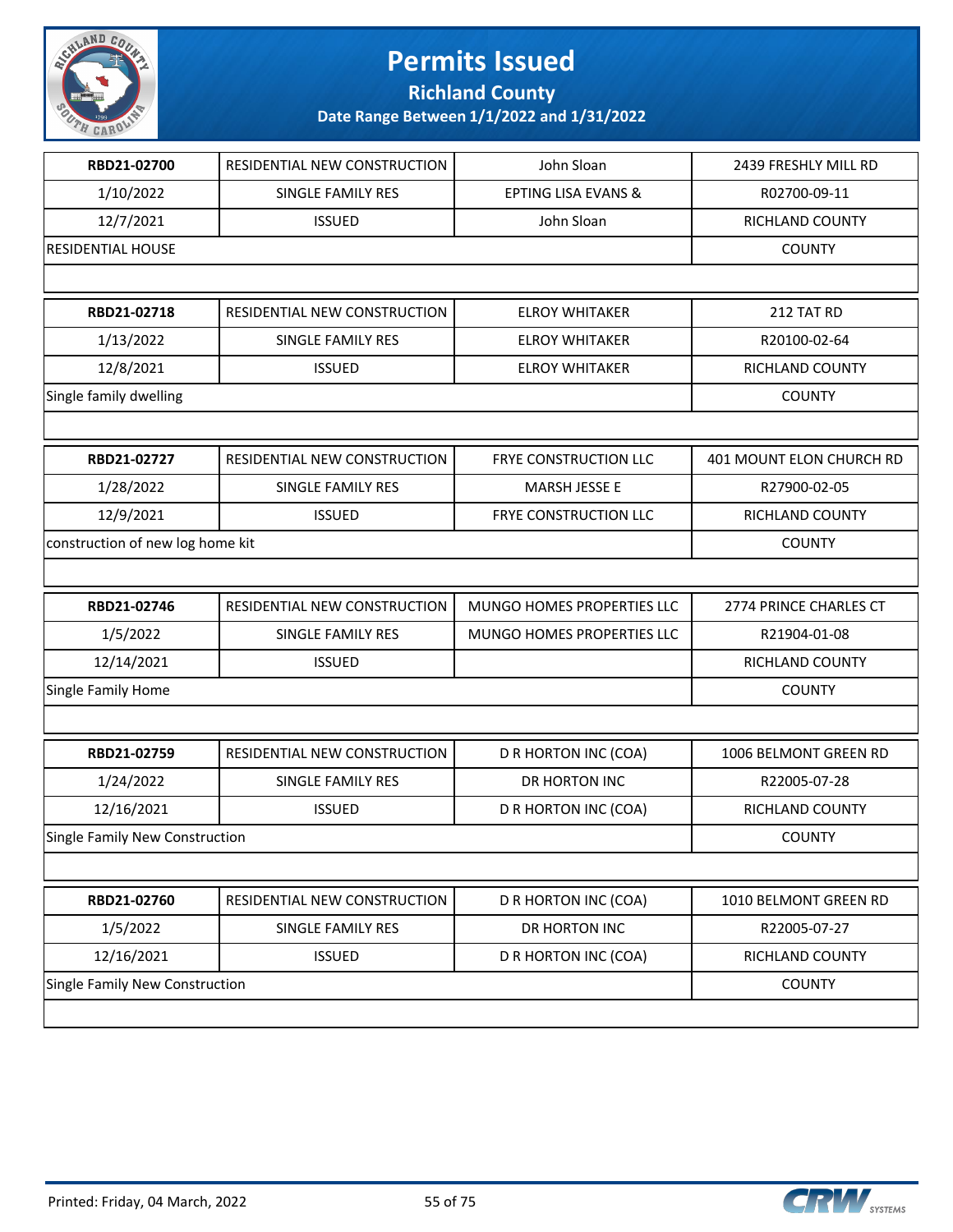# Permits Issued

## Richland County

### Date Range Between 1/1/2022 and 1/31/2022

| | | | |
|---|---|---|---|
| **RBD21-02700** | RESIDENTIAL NEW CONSTRUCTION | John Sloan | 2439 FRESHLY MILL RD |
| 1/10/2022 | SINGLE FAMILY RES | EPTING LISA EVANS & | R02700-09-11 |
| 12/7/2021 | ISSUED | John Sloan | RICHLAND COUNTY |
| RESIDENTIAL HOUSE | | | COUNTY |

| | | | |
|---|---|---|---|
| **RBD21-02718** | RESIDENTIAL NEW CONSTRUCTION | ELROY WHITAKER | 212 TAT RD |
| 1/13/2022 | SINGLE FAMILY RES | ELROY WHITAKER | R20100-02-64 |
| 12/8/2021 | ISSUED | ELROY WHITAKER | RICHLAND COUNTY |
| Single family dwelling | | | COUNTY |

| | | | |
|---|---|---|---|
| **RBD21-02727** | RESIDENTIAL NEW CONSTRUCTION | FRYE CONSTRUCTION LLC | 401 MOUNT ELON CHURCH RD |
| 1/28/2022 | SINGLE FAMILY RES | MARSH JESSE E | R27900-02-05 |
| 12/9/2021 | ISSUED | FRYE CONSTRUCTION LLC | RICHLAND COUNTY |
| construction of new log home kit | | | COUNTY |

| | | | |
|---|---|---|---|
| **RBD21-02746** | RESIDENTIAL NEW CONSTRUCTION | MUNGO HOMES PROPERTIES LLC | 2774 PRINCE CHARLES CT |
| 1/5/2022 | SINGLE FAMILY RES | MUNGO HOMES PROPERTIES LLC | R21904-01-08 |
| 12/14/2021 | ISSUED | | RICHLAND COUNTY |
| Single Family Home | | | COUNTY |

| | | | |
|---|---|---|---|
| **RBD21-02759** | RESIDENTIAL NEW CONSTRUCTION | D R HORTON INC (COA) | 1006 BELMONT GREEN RD |
| 1/24/2022 | SINGLE FAMILY RES | DR HORTON INC | R22005-07-28 |
| 12/16/2021 | ISSUED | D R HORTON INC (COA) | RICHLAND COUNTY |
| Single Family New Construction | | | COUNTY |

| | | | |
|---|---|---|---|
| **RBD21-02760** | RESIDENTIAL NEW CONSTRUCTION | D R HORTON INC (COA) | 1010 BELMONT GREEN RD |
| 1/5/2022 | SINGLE FAMILY RES | DR HORTON INC | R22005-07-27 |
| 12/16/2021 | ISSUED | D R HORTON INC (COA) | RICHLAND COUNTY |
| Single Family New Construction | | | COUNTY |

Printed: Friday, 04 March, 2022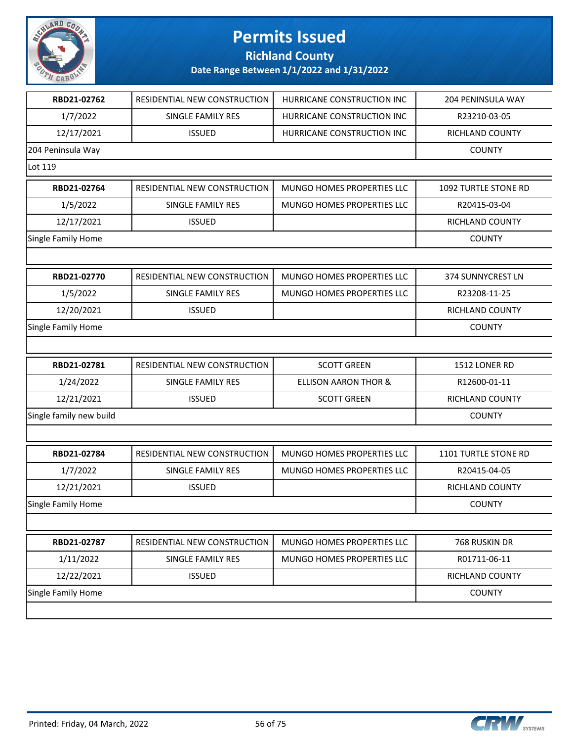# Permits Issued

## Richland County

### Date Range Between 1/1/2022 and 1/31/2022

| | | | |
|---|---|---|---|
| **RBD21-02762** | RESIDENTIAL NEW CONSTRUCTION | HURRICANE CONSTRUCTION INC | 204 PENINSULA WAY |
| 1/7/2022 | SINGLE FAMILY RES | HURRICANE CONSTRUCTION INC | R23210-03-05 |
| 12/17/2021 | ISSUED | HURRICANE CONSTRUCTION INC | RICHLAND COUNTY |
| 204 Peninsula Way | | | COUNTY |
| Lot 119 | | | |
| **RBD21-02764** | RESIDENTIAL NEW CONSTRUCTION | MUNGO HOMES PROPERTIES LLC | 1092 TURTLE STONE RD |
| 1/5/2022 | SINGLE FAMILY RES | MUNGO HOMES PROPERTIES LLC | R20415-03-04 |
| 12/17/2021 | ISSUED | | RICHLAND COUNTY |
| Single Family Home | | | COUNTY |
| | | | |
| **RBD21-02770** | RESIDENTIAL NEW CONSTRUCTION | MUNGO HOMES PROPERTIES LLC | 374 SUNNYCREST LN |
| 1/5/2022 | SINGLE FAMILY RES | MUNGO HOMES PROPERTIES LLC | R23208-11-25 |
| 12/20/2021 | ISSUED | | RICHLAND COUNTY |
| Single Family Home | | | COUNTY |
| | | | |
| **RBD21-02781** | RESIDENTIAL NEW CONSTRUCTION | SCOTT GREEN | 1512 LONER RD |
| 1/24/2022 | SINGLE FAMILY RES | ELLISON AARON THOR & | R12600-01-11 |
| 12/21/2021 | ISSUED | SCOTT GREEN | RICHLAND COUNTY |
| Single family new build | | | COUNTY |
| | | | |
| **RBD21-02784** | RESIDENTIAL NEW CONSTRUCTION | MUNGO HOMES PROPERTIES LLC | 1101 TURTLE STONE RD |
| 1/7/2022 | SINGLE FAMILY RES | MUNGO HOMES PROPERTIES LLC | R20415-04-05 |
| 12/21/2021 | ISSUED | | RICHLAND COUNTY |
| Single Family Home | | | COUNTY |
| | | | |
| **RBD21-02787** | RESIDENTIAL NEW CONSTRUCTION | MUNGO HOMES PROPERTIES LLC | 768 RUSKIN DR |
| 1/11/2022 | SINGLE FAMILY RES | MUNGO HOMES PROPERTIES LLC | R01711-06-11 |
| 12/22/2021 | ISSUED | | RICHLAND COUNTY |
| Single Family Home | | | COUNTY |
| | | | |

Printed: Friday, 04 March, 2022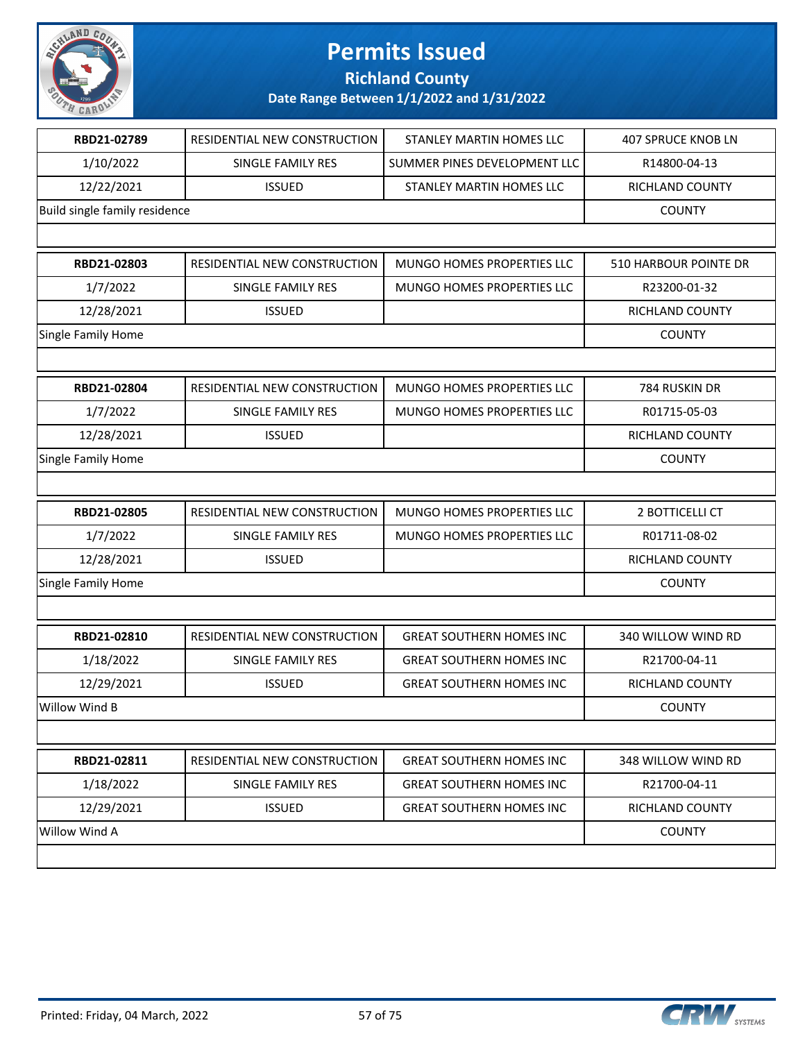# Permits Issued

## Richland County

### Date Range Between 1/1/2022 and 1/31/2022

| RBD21-02789 | RESIDENTIAL NEW CONSTRUCTION | STANLEY MARTIN HOMES LLC | 407 SPRUCE KNOB LN |
|---|---|---|---|
| 1/10/2022 | SINGLE FAMILY RES | SUMMER PINES DEVELOPMENT LLC | R14800-04-13 |
| 12/22/2021 | ISSUED | STANLEY MARTIN HOMES LLC | RICHLAND COUNTY |
| Build single family residence | | | COUNTY |

| RBD21-02803 | RESIDENTIAL NEW CONSTRUCTION | MUNGO HOMES PROPERTIES LLC | 510 HARBOUR POINTE DR |
|---|---|---|---|
| 1/7/2022 | SINGLE FAMILY RES | MUNGO HOMES PROPERTIES LLC | R23200-01-32 |
| 12/28/2021 | ISSUED | | RICHLAND COUNTY |
| Single Family Home | | | COUNTY |

| RBD21-02804 | RESIDENTIAL NEW CONSTRUCTION | MUNGO HOMES PROPERTIES LLC | 784 RUSKIN DR |
|---|---|---|---|
| 1/7/2022 | SINGLE FAMILY RES | MUNGO HOMES PROPERTIES LLC | R01715-05-03 |
| 12/28/2021 | ISSUED | | RICHLAND COUNTY |
| Single Family Home | | | COUNTY |

| RBD21-02805 | RESIDENTIAL NEW CONSTRUCTION | MUNGO HOMES PROPERTIES LLC | 2 BOTTICELLI CT |
|---|---|---|---|
| 1/7/2022 | SINGLE FAMILY RES | MUNGO HOMES PROPERTIES LLC | R01711-08-02 |
| 12/28/2021 | ISSUED | | RICHLAND COUNTY |
| Single Family Home | | | COUNTY |

| RBD21-02810 | RESIDENTIAL NEW CONSTRUCTION | GREAT SOUTHERN HOMES INC | 340 WILLOW WIND RD |
|---|---|---|---|
| 1/18/2022 | SINGLE FAMILY RES | GREAT SOUTHERN HOMES INC | R21700-04-11 |
| 12/29/2021 | ISSUED | GREAT SOUTHERN HOMES INC | RICHLAND COUNTY |
| Willow Wind B | | | COUNTY |

| RBD21-02811 | RESIDENTIAL NEW CONSTRUCTION | GREAT SOUTHERN HOMES INC | 348 WILLOW WIND RD |
|---|---|---|---|
| 1/18/2022 | SINGLE FAMILY RES | GREAT SOUTHERN HOMES INC | R21700-04-11 |
| 12/29/2021 | ISSUED | GREAT SOUTHERN HOMES INC | RICHLAND COUNTY |
| Willow Wind A | | | COUNTY |

Printed: Friday, 04 March, 2022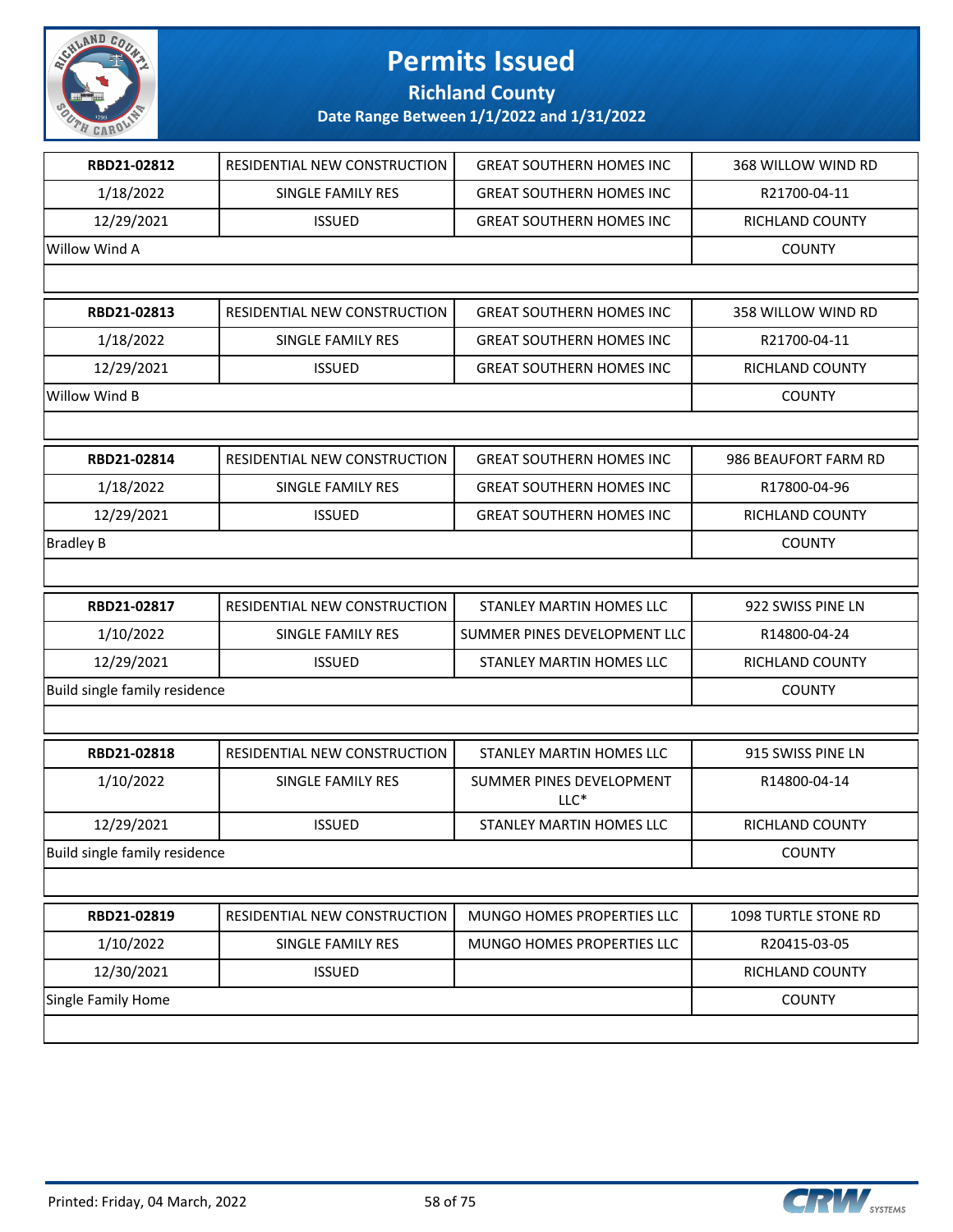# Permits Issued

## Richland County

### Date Range Between 1/1/2022 and 1/31/2022

| | | | |
|---|---|---|---|
| **RBD21-02812** | RESIDENTIAL NEW CONSTRUCTION | GREAT SOUTHERN HOMES INC | 368 WILLOW WIND RD |
| 1/18/2022 | SINGLE FAMILY RES | GREAT SOUTHERN HOMES INC | R21700-04-11 |
| 12/29/2021 | ISSUED | GREAT SOUTHERN HOMES INC | RICHLAND COUNTY |
| Willow Wind A | | | COUNTY |

| | | | |
|---|---|---|---|
| **RBD21-02813** | RESIDENTIAL NEW CONSTRUCTION | GREAT SOUTHERN HOMES INC | 358 WILLOW WIND RD |
| 1/18/2022 | SINGLE FAMILY RES | GREAT SOUTHERN HOMES INC | R21700-04-11 |
| 12/29/2021 | ISSUED | GREAT SOUTHERN HOMES INC | RICHLAND COUNTY |
| Willow Wind B | | | COUNTY |

| | | | |
|---|---|---|---|
| **RBD21-02814** | RESIDENTIAL NEW CONSTRUCTION | GREAT SOUTHERN HOMES INC | 986 BEAUFORT FARM RD |
| 1/18/2022 | SINGLE FAMILY RES | GREAT SOUTHERN HOMES INC | R17800-04-96 |
| 12/29/2021 | ISSUED | GREAT SOUTHERN HOMES INC | RICHLAND COUNTY |
| Bradley B | | | COUNTY |

| | | | |
|---|---|---|---|
| **RBD21-02817** | RESIDENTIAL NEW CONSTRUCTION | STANLEY MARTIN HOMES LLC | 922 SWISS PINE LN |
| 1/10/2022 | SINGLE FAMILY RES | SUMMER PINES DEVELOPMENT LLC | R14800-04-24 |
| 12/29/2021 | ISSUED | STANLEY MARTIN HOMES LLC | RICHLAND COUNTY |
| Build single family residence | | | COUNTY |

| | | | |
|---|---|---|---|
| **RBD21-02818** | RESIDENTIAL NEW CONSTRUCTION | STANLEY MARTIN HOMES LLC | 915 SWISS PINE LN |
| 1/10/2022 | SINGLE FAMILY RES | SUMMER PINES DEVELOPMENT LLC* | R14800-04-14 |
| 12/29/2021 | ISSUED | STANLEY MARTIN HOMES LLC | RICHLAND COUNTY |
| Build single family residence | | | COUNTY |

| | | | |
|---|---|---|---|
| **RBD21-02819** | RESIDENTIAL NEW CONSTRUCTION | MUNGO HOMES PROPERTIES LLC | 1098 TURTLE STONE RD |
| 1/10/2022 | SINGLE FAMILY RES | MUNGO HOMES PROPERTIES LLC | R20415-03-05 |
| 12/30/2021 | ISSUED | | RICHLAND COUNTY |
| Single Family Home | | | COUNTY |

Printed: Friday, 04 March, 2022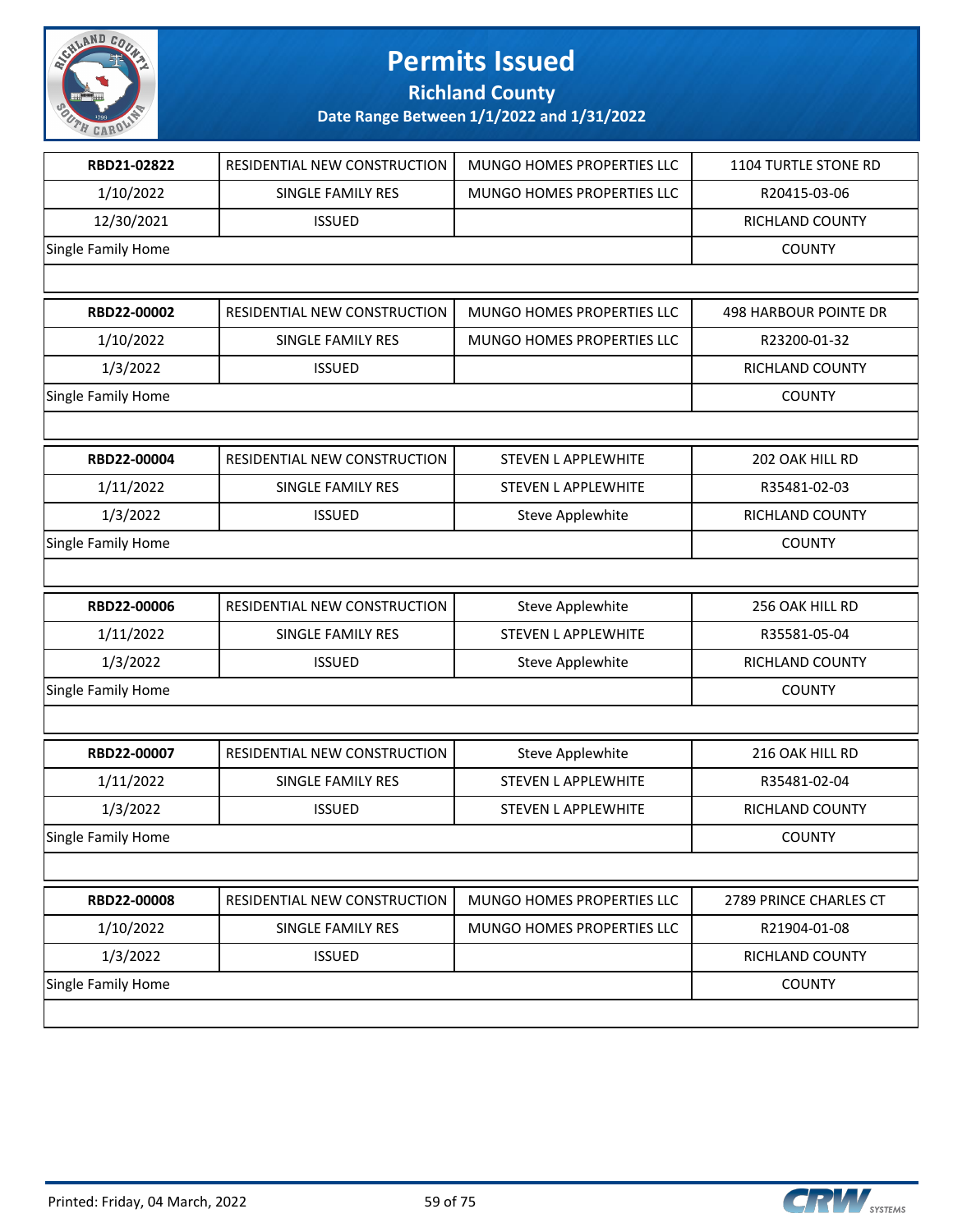# Permits Issued

## Richland County

### Date Range Between 1/1/2022 and 1/31/2022

| | | | |
|---|---|---|---|
| **RBD21-02822** | RESIDENTIAL NEW CONSTRUCTION | MUNGO HOMES PROPERTIES LLC | 1104 TURTLE STONE RD |
| 1/10/2022 | SINGLE FAMILY RES | MUNGO HOMES PROPERTIES LLC | R20415-03-06 |
| 12/30/2021 | ISSUED | | RICHLAND COUNTY |
| Single Family Home | | | COUNTY |

| | | | |
|---|---|---|---|
| **RBD22-00002** | RESIDENTIAL NEW CONSTRUCTION | MUNGO HOMES PROPERTIES LLC | 498 HARBOUR POINTE DR |
| 1/10/2022 | SINGLE FAMILY RES | MUNGO HOMES PROPERTIES LLC | R23200-01-32 |
| 1/3/2022 | ISSUED | | RICHLAND COUNTY |
| Single Family Home | | | COUNTY |

| | | | |
|---|---|---|---|
| **RBD22-00004** | RESIDENTIAL NEW CONSTRUCTION | STEVEN L APPLEWHITE | 202 OAK HILL RD |
| 1/11/2022 | SINGLE FAMILY RES | STEVEN L APPLEWHITE | R35481-02-03 |
| 1/3/2022 | ISSUED | Steve Applewhite | RICHLAND COUNTY |
| Single Family Home | | | COUNTY |

| | | | |
|---|---|---|---|
| **RBD22-00006** | RESIDENTIAL NEW CONSTRUCTION | Steve Applewhite | 256 OAK HILL RD |
| 1/11/2022 | SINGLE FAMILY RES | STEVEN L APPLEWHITE | R35581-05-04 |
| 1/3/2022 | ISSUED | Steve Applewhite | RICHLAND COUNTY |
| Single Family Home | | | COUNTY |

| | | | |
|---|---|---|---|
| **RBD22-00007** | RESIDENTIAL NEW CONSTRUCTION | Steve Applewhite | 216 OAK HILL RD |
| 1/11/2022 | SINGLE FAMILY RES | STEVEN L APPLEWHITE | R35481-02-04 |
| 1/3/2022 | ISSUED | STEVEN L APPLEWHITE | RICHLAND COUNTY |
| Single Family Home | | | COUNTY |

| | | | |
|---|---|---|---|
| **RBD22-00008** | RESIDENTIAL NEW CONSTRUCTION | MUNGO HOMES PROPERTIES LLC | 2789 PRINCE CHARLES CT |
| 1/10/2022 | SINGLE FAMILY RES | MUNGO HOMES PROPERTIES LLC | R21904-01-08 |
| 1/3/2022 | ISSUED | | RICHLAND COUNTY |
| Single Family Home | | | COUNTY |

Printed: Friday, 04 March, 2022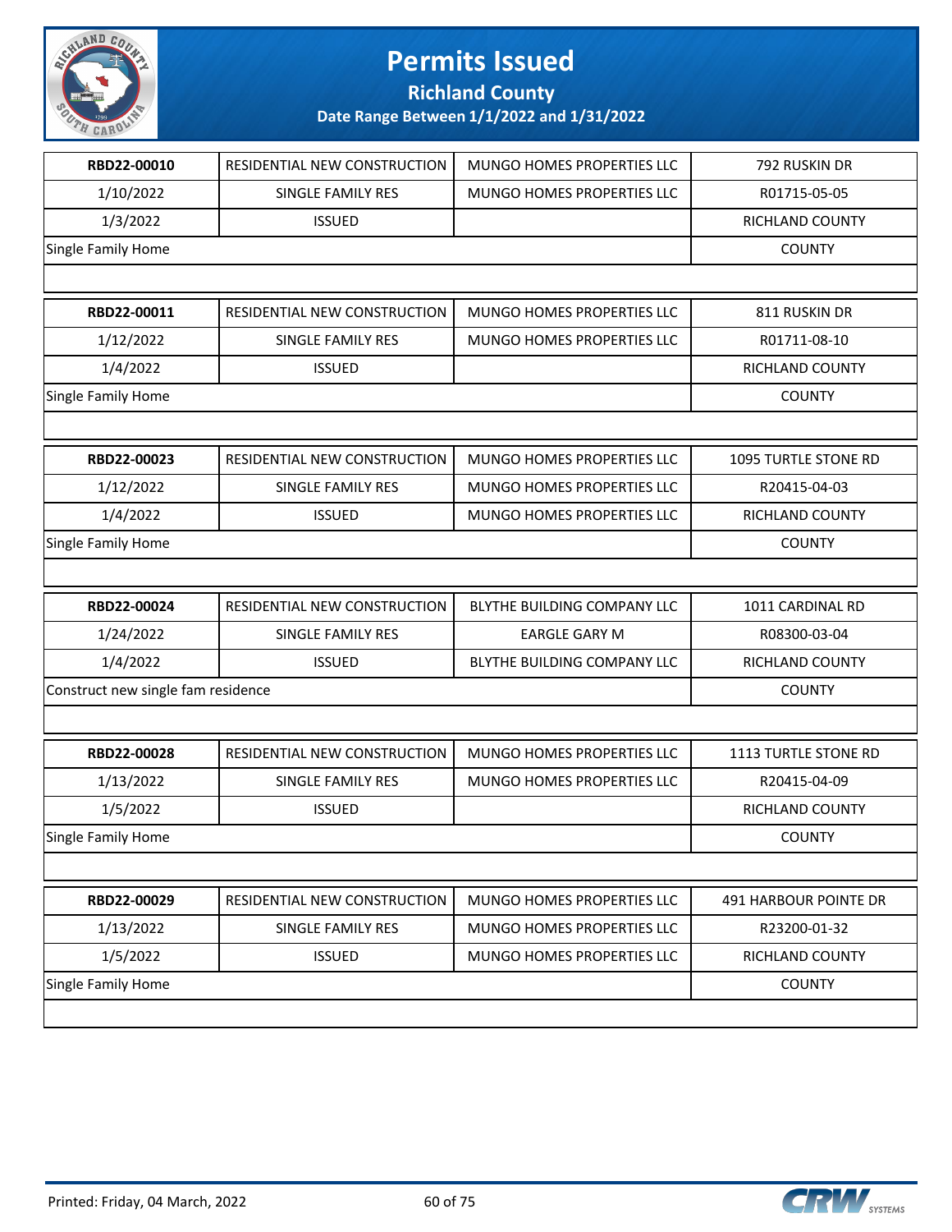# Permits Issued

## Richland County

### Date Range Between 1/1/2022 and 1/31/2022

| RBD22-00010 | RESIDENTIAL NEW CONSTRUCTION | MUNGO HOMES PROPERTIES LLC | 792 RUSKIN DR |
|---|---|---|---|
| 1/10/2022 | SINGLE FAMILY RES | MUNGO HOMES PROPERTIES LLC | R01715-05-05 |
| 1/3/2022 | ISSUED | | RICHLAND COUNTY |
| Single Family Home | | | COUNTY |

| RBD22-00011 | RESIDENTIAL NEW CONSTRUCTION | MUNGO HOMES PROPERTIES LLC | 811 RUSKIN DR |
|---|---|---|---|
| 1/12/2022 | SINGLE FAMILY RES | MUNGO HOMES PROPERTIES LLC | R01711-08-10 |
| 1/4/2022 | ISSUED | | RICHLAND COUNTY |
| Single Family Home | | | COUNTY |

| RBD22-00023 | RESIDENTIAL NEW CONSTRUCTION | MUNGO HOMES PROPERTIES LLC | 1095 TURTLE STONE RD |
|---|---|---|---|
| 1/12/2022 | SINGLE FAMILY RES | MUNGO HOMES PROPERTIES LLC | R20415-04-03 |
| 1/4/2022 | ISSUED | MUNGO HOMES PROPERTIES LLC | RICHLAND COUNTY |
| Single Family Home | | | COUNTY |

| RBD22-00024 | RESIDENTIAL NEW CONSTRUCTION | BLYTHE BUILDING COMPANY LLC | 1011 CARDINAL RD |
|---|---|---|---|
| 1/24/2022 | SINGLE FAMILY RES | EARGLE GARY M | R08300-03-04 |
| 1/4/2022 | ISSUED | BLYTHE BUILDING COMPANY LLC | RICHLAND COUNTY |
| Construct new single fam residence | | | COUNTY |

| RBD22-00028 | RESIDENTIAL NEW CONSTRUCTION | MUNGO HOMES PROPERTIES LLC | 1113 TURTLE STONE RD |
|---|---|---|---|
| 1/13/2022 | SINGLE FAMILY RES | MUNGO HOMES PROPERTIES LLC | R20415-04-09 |
| 1/5/2022 | ISSUED | | RICHLAND COUNTY |
| Single Family Home | | | COUNTY |

| RBD22-00029 | RESIDENTIAL NEW CONSTRUCTION | MUNGO HOMES PROPERTIES LLC | 491 HARBOUR POINTE DR |
|---|---|---|---|
| 1/13/2022 | SINGLE FAMILY RES | MUNGO HOMES PROPERTIES LLC | R23200-01-32 |
| 1/5/2022 | ISSUED | MUNGO HOMES PROPERTIES LLC | RICHLAND COUNTY |
| Single Family Home | | | COUNTY |

Printed: Friday, 04 March, 2022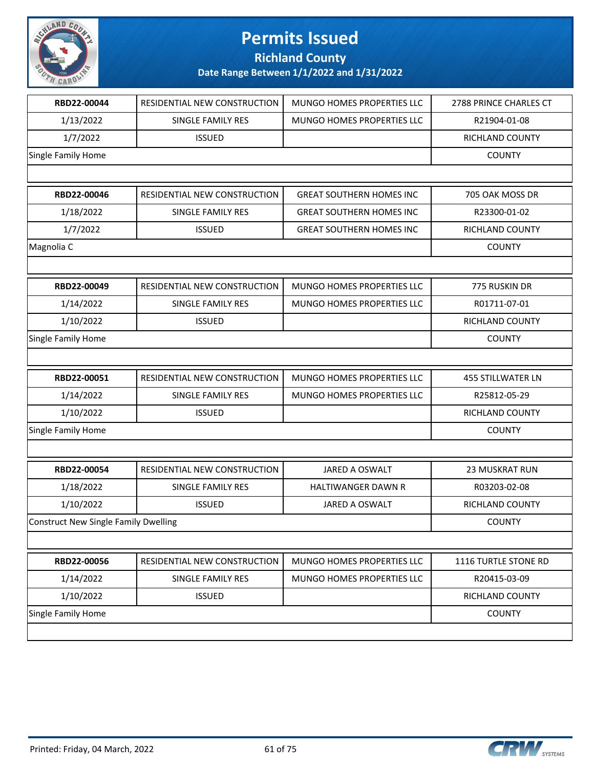# Permits Issued

**Richland County**

**Date Range Between 1/1/2022 and 1/31/2022**

| | | | |
|---|---|---|---|
| **RBD22-00044** | RESIDENTIAL NEW CONSTRUCTION | MUNGO HOMES PROPERTIES LLC | 2788 PRINCE CHARLES CT |
| 1/13/2022 | SINGLE FAMILY RES | MUNGO HOMES PROPERTIES LLC | R21904-01-08 |
| 1/7/2022 | ISSUED | | RICHLAND COUNTY |
| Single Family Home | | | COUNTY |

| | | | |
|---|---|---|---|
| **RBD22-00046** | RESIDENTIAL NEW CONSTRUCTION | GREAT SOUTHERN HOMES INC | 705 OAK MOSS DR |
| 1/18/2022 | SINGLE FAMILY RES | GREAT SOUTHERN HOMES INC | R23300-01-02 |
| 1/7/2022 | ISSUED | GREAT SOUTHERN HOMES INC | RICHLAND COUNTY |
| Magnolia C | | | COUNTY |

| | | | |
|---|---|---|---|
| **RBD22-00049** | RESIDENTIAL NEW CONSTRUCTION | MUNGO HOMES PROPERTIES LLC | 775 RUSKIN DR |
| 1/14/2022 | SINGLE FAMILY RES | MUNGO HOMES PROPERTIES LLC | R01711-07-01 |
| 1/10/2022 | ISSUED | | RICHLAND COUNTY |
| Single Family Home | | | COUNTY |

| | | | |
|---|---|---|---|
| **RBD22-00051** | RESIDENTIAL NEW CONSTRUCTION | MUNGO HOMES PROPERTIES LLC | 455 STILLWATER LN |
| 1/14/2022 | SINGLE FAMILY RES | MUNGO HOMES PROPERTIES LLC | R25812-05-29 |
| 1/10/2022 | ISSUED | | RICHLAND COUNTY |
| Single Family Home | | | COUNTY |

| | | | |
|---|---|---|---|
| **RBD22-00054** | RESIDENTIAL NEW CONSTRUCTION | JARED A OSWALT | 23 MUSKRAT RUN |
| 1/18/2022 | SINGLE FAMILY RES | HALTIWANGER DAWN R | R03203-02-08 |
| 1/10/2022 | ISSUED | JARED A OSWALT | RICHLAND COUNTY |
| Construct New Single Family Dwelling | | | COUNTY |

| | | | |
|---|---|---|---|
| **RBD22-00056** | RESIDENTIAL NEW CONSTRUCTION | MUNGO HOMES PROPERTIES LLC | 1116 TURTLE STONE RD |
| 1/14/2022 | SINGLE FAMILY RES | MUNGO HOMES PROPERTIES LLC | R20415-03-09 |
| 1/10/2022 | ISSUED | | RICHLAND COUNTY |
| Single Family Home | | | COUNTY |

Printed: Friday, 04 March, 2022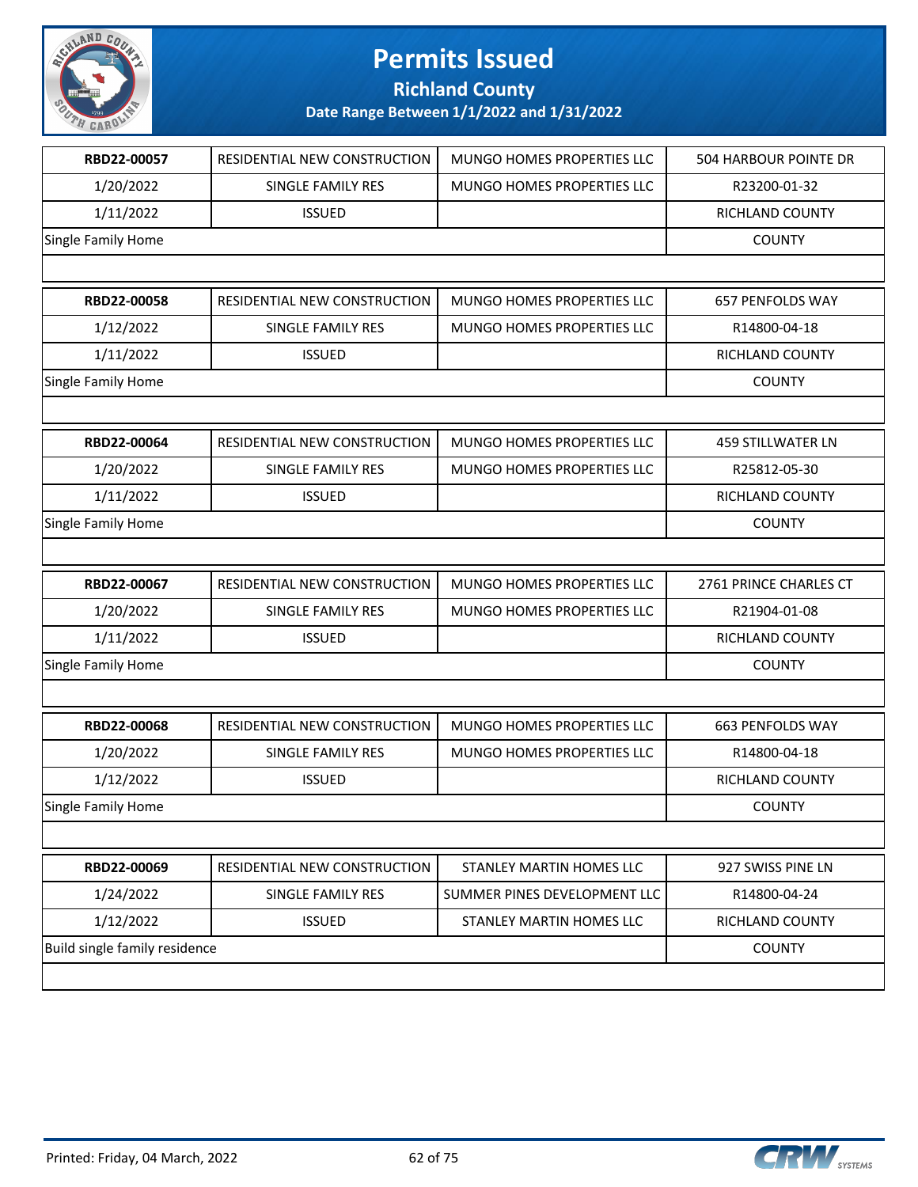# Permits Issued

## Richland County

### Date Range Between 1/1/2022 and 1/31/2022

| | | | |
|---|---|---|---|
| **RBD22-00057** | RESIDENTIAL NEW CONSTRUCTION | MUNGO HOMES PROPERTIES LLC | 504 HARBOUR POINTE DR |
| 1/20/2022 | SINGLE FAMILY RES | MUNGO HOMES PROPERTIES LLC | R23200-01-32 |
| 1/11/2022 | ISSUED | | RICHLAND COUNTY |
| Single Family Home | | | COUNTY |

| | | | |
|---|---|---|---|
| **RBD22-00058** | RESIDENTIAL NEW CONSTRUCTION | MUNGO HOMES PROPERTIES LLC | 657 PENFOLDS WAY |
| 1/12/2022 | SINGLE FAMILY RES | MUNGO HOMES PROPERTIES LLC | R14800-04-18 |
| 1/11/2022 | ISSUED | | RICHLAND COUNTY |
| Single Family Home | | | COUNTY |

| | | | |
|---|---|---|---|
| **RBD22-00064** | RESIDENTIAL NEW CONSTRUCTION | MUNGO HOMES PROPERTIES LLC | 459 STILLWATER LN |
| 1/20/2022 | SINGLE FAMILY RES | MUNGO HOMES PROPERTIES LLC | R25812-05-30 |
| 1/11/2022 | ISSUED | | RICHLAND COUNTY |
| Single Family Home | | | COUNTY |

| | | | |
|---|---|---|---|
| **RBD22-00067** | RESIDENTIAL NEW CONSTRUCTION | MUNGO HOMES PROPERTIES LLC | 2761 PRINCE CHARLES CT |
| 1/20/2022 | SINGLE FAMILY RES | MUNGO HOMES PROPERTIES LLC | R21904-01-08 |
| 1/11/2022 | ISSUED | | RICHLAND COUNTY |
| Single Family Home | | | COUNTY |

| | | | |
|---|---|---|---|
| **RBD22-00068** | RESIDENTIAL NEW CONSTRUCTION | MUNGO HOMES PROPERTIES LLC | 663 PENFOLDS WAY |
| 1/20/2022 | SINGLE FAMILY RES | MUNGO HOMES PROPERTIES LLC | R14800-04-18 |
| 1/12/2022 | ISSUED | | RICHLAND COUNTY |
| Single Family Home | | | COUNTY |

| | | | |
|---|---|---|---|
| **RBD22-00069** | RESIDENTIAL NEW CONSTRUCTION | STANLEY MARTIN HOMES LLC | 927 SWISS PINE LN |
| 1/24/2022 | SINGLE FAMILY RES | SUMMER PINES DEVELOPMENT LLC | R14800-04-24 |
| 1/12/2022 | ISSUED | STANLEY MARTIN HOMES LLC | RICHLAND COUNTY |
| Build single family residence | | | COUNTY |

Printed: Friday, 04 March, 2022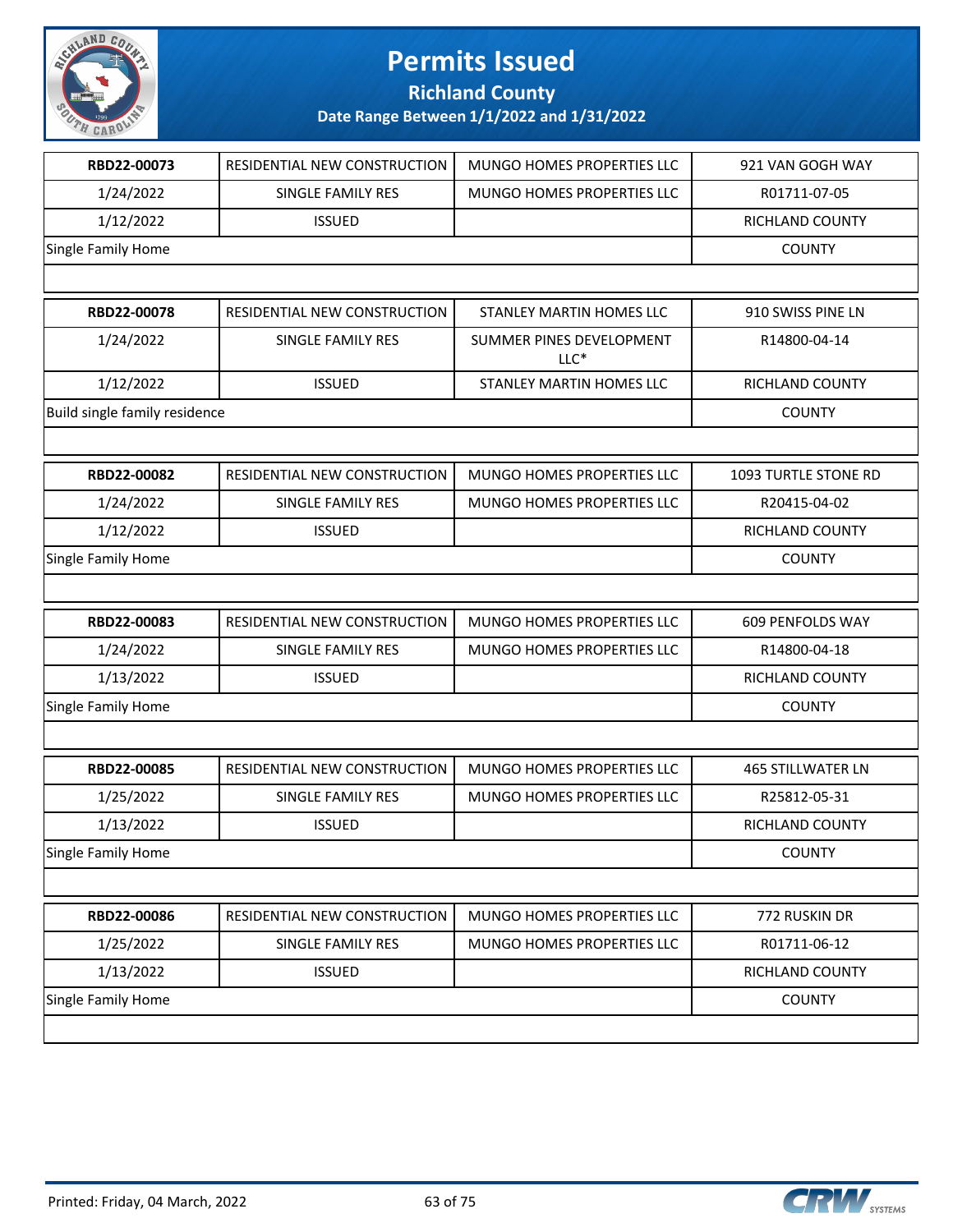# Permits Issued

## Richland County

### Date Range Between 1/1/2022 and 1/31/2022

| RBD22-00073 | RESIDENTIAL NEW CONSTRUCTION | MUNGO HOMES PROPERTIES LLC | 921 VAN GOGH WAY |
|---|---|---|---|
| 1/24/2022 | SINGLE FAMILY RES | MUNGO HOMES PROPERTIES LLC | R01711-07-05 |
| 1/12/2022 | ISSUED | | RICHLAND COUNTY |
| Single Family Home | | | COUNTY |

| RBD22-00078 | RESIDENTIAL NEW CONSTRUCTION | STANLEY MARTIN HOMES LLC | 910 SWISS PINE LN |
|---|---|---|---|
| 1/24/2022 | SINGLE FAMILY RES | SUMMER PINES DEVELOPMENT LLC* | R14800-04-14 |
| 1/12/2022 | ISSUED | STANLEY MARTIN HOMES LLC | RICHLAND COUNTY |
| Build single family residence | | | COUNTY |

| RBD22-00082 | RESIDENTIAL NEW CONSTRUCTION | MUNGO HOMES PROPERTIES LLC | 1093 TURTLE STONE RD |
|---|---|---|---|
| 1/24/2022 | SINGLE FAMILY RES | MUNGO HOMES PROPERTIES LLC | R20415-04-02 |
| 1/12/2022 | ISSUED | | RICHLAND COUNTY |
| Single Family Home | | | COUNTY |

| RBD22-00083 | RESIDENTIAL NEW CONSTRUCTION | MUNGO HOMES PROPERTIES LLC | 609 PENFOLDS WAY |
|---|---|---|---|
| 1/24/2022 | SINGLE FAMILY RES | MUNGO HOMES PROPERTIES LLC | R14800-04-18 |
| 1/13/2022 | ISSUED | | RICHLAND COUNTY |
| Single Family Home | | | COUNTY |

| RBD22-00085 | RESIDENTIAL NEW CONSTRUCTION | MUNGO HOMES PROPERTIES LLC | 465 STILLWATER LN |
|---|---|---|---|
| 1/25/2022 | SINGLE FAMILY RES | MUNGO HOMES PROPERTIES LLC | R25812-05-31 |
| 1/13/2022 | ISSUED | | RICHLAND COUNTY |
| Single Family Home | | | COUNTY |

| RBD22-00086 | RESIDENTIAL NEW CONSTRUCTION | MUNGO HOMES PROPERTIES LLC | 772 RUSKIN DR |
|---|---|---|---|
| 1/25/2022 | SINGLE FAMILY RES | MUNGO HOMES PROPERTIES LLC | R01711-06-12 |
| 1/13/2022 | ISSUED | | RICHLAND COUNTY |
| Single Family Home | | | COUNTY |

Printed: Friday, 04 March, 2022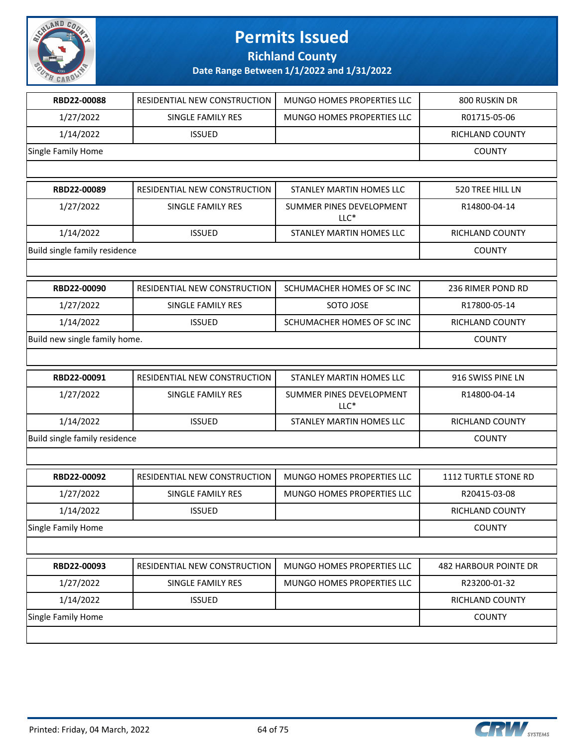# Permits Issued

## Richland County

### Date Range Between 1/1/2022 and 1/31/2022

| | | | |
|---|---|---|---|
| **RBD22-00088** | RESIDENTIAL NEW CONSTRUCTION | MUNGO HOMES PROPERTIES LLC | 800 RUSKIN DR |
| 1/27/2022 | SINGLE FAMILY RES | MUNGO HOMES PROPERTIES LLC | R01715-05-06 |
| 1/14/2022 | ISSUED | | RICHLAND COUNTY |
| Single Family Home | | | COUNTY |

| | | | |
|---|---|---|---|
| **RBD22-00089** | RESIDENTIAL NEW CONSTRUCTION | STANLEY MARTIN HOMES LLC | 520 TREE HILL LN |
| 1/27/2022 | SINGLE FAMILY RES | SUMMER PINES DEVELOPMENT LLC* | R14800-04-14 |
| 1/14/2022 | ISSUED | STANLEY MARTIN HOMES LLC | RICHLAND COUNTY |
| Build single family residence | | | COUNTY |

| | | | |
|---|---|---|---|
| **RBD22-00090** | RESIDENTIAL NEW CONSTRUCTION | SCHUMACHER HOMES OF SC INC | 236 RIMER POND RD |
| 1/27/2022 | SINGLE FAMILY RES | SOTO JOSE | R17800-05-14 |
| 1/14/2022 | ISSUED | SCHUMACHER HOMES OF SC INC | RICHLAND COUNTY |
| Build new single family home. | | | COUNTY |

| | | | |
|---|---|---|---|
| **RBD22-00091** | RESIDENTIAL NEW CONSTRUCTION | STANLEY MARTIN HOMES LLC | 916 SWISS PINE LN |
| 1/27/2022 | SINGLE FAMILY RES | SUMMER PINES DEVELOPMENT LLC* | R14800-04-14 |
| 1/14/2022 | ISSUED | STANLEY MARTIN HOMES LLC | RICHLAND COUNTY |
| Build single family residence | | | COUNTY |

| | | | |
|---|---|---|---|
| **RBD22-00092** | RESIDENTIAL NEW CONSTRUCTION | MUNGO HOMES PROPERTIES LLC | 1112 TURTLE STONE RD |
| 1/27/2022 | SINGLE FAMILY RES | MUNGO HOMES PROPERTIES LLC | R20415-03-08 |
| 1/14/2022 | ISSUED | | RICHLAND COUNTY |
| Single Family Home | | | COUNTY |

| | | | |
|---|---|---|---|
| **RBD22-00093** | RESIDENTIAL NEW CONSTRUCTION | MUNGO HOMES PROPERTIES LLC | 482 HARBOUR POINTE DR |
| 1/27/2022 | SINGLE FAMILY RES | MUNGO HOMES PROPERTIES LLC | R23200-01-32 |
| 1/14/2022 | ISSUED | | RICHLAND COUNTY |
| Single Family Home | | | COUNTY |

Printed: Friday, 04 March, 2022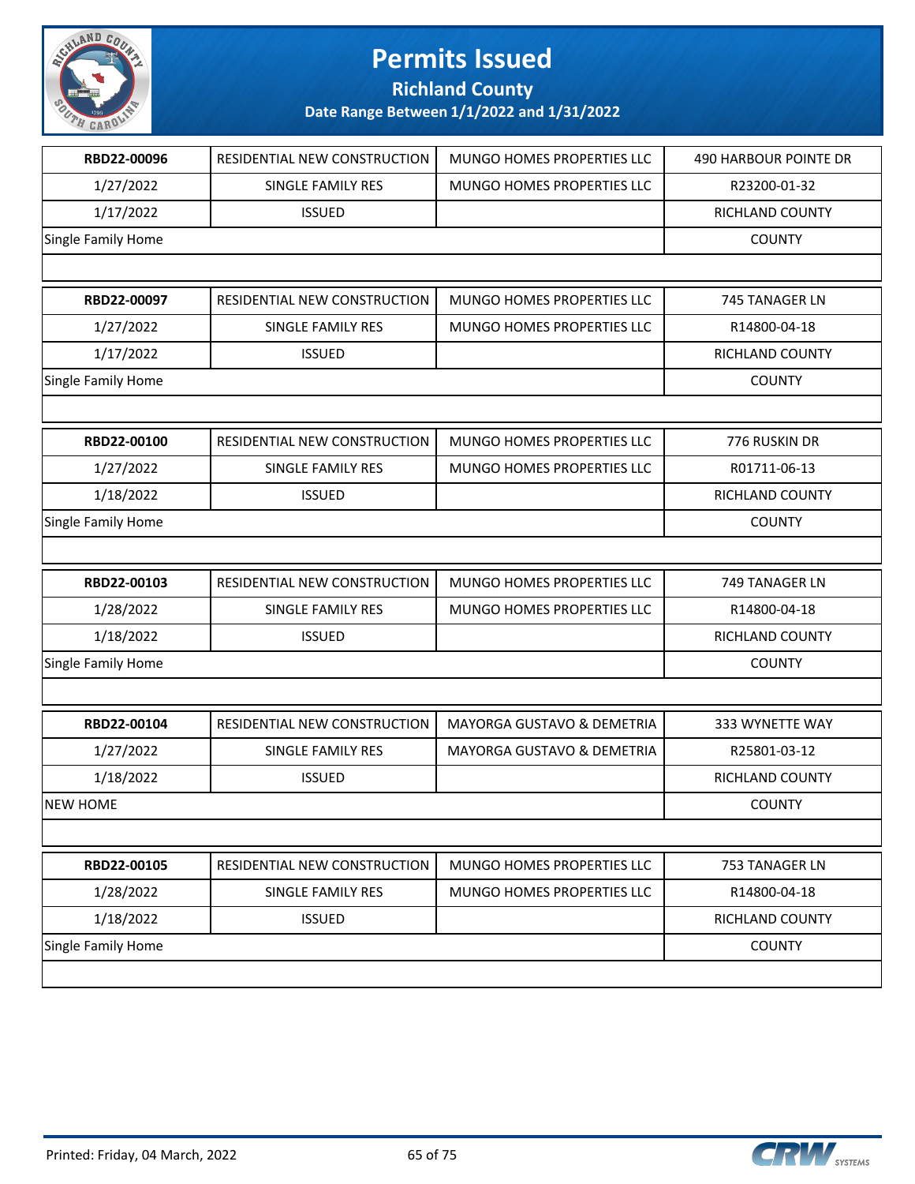# Permits Issued

## Richland County

### Date Range Between 1/1/2022 and 1/31/2022

| | | | |
|---|---|---|---|
| **RBD22-00096** | RESIDENTIAL NEW CONSTRUCTION | MUNGO HOMES PROPERTIES LLC | 490 HARBOUR POINTE DR |
| 1/27/2022 | SINGLE FAMILY RES | MUNGO HOMES PROPERTIES LLC | R23200-01-32 |
| 1/17/2022 | ISSUED | | RICHLAND COUNTY |
| Single Family Home | | | COUNTY |

| | | | |
|---|---|---|---|
| **RBD22-00097** | RESIDENTIAL NEW CONSTRUCTION | MUNGO HOMES PROPERTIES LLC | 745 TANAGER LN |
| 1/27/2022 | SINGLE FAMILY RES | MUNGO HOMES PROPERTIES LLC | R14800-04-18 |
| 1/17/2022 | ISSUED | | RICHLAND COUNTY |
| Single Family Home | | | COUNTY |

| | | | |
|---|---|---|---|
| **RBD22-00100** | RESIDENTIAL NEW CONSTRUCTION | MUNGO HOMES PROPERTIES LLC | 776 RUSKIN DR |
| 1/27/2022 | SINGLE FAMILY RES | MUNGO HOMES PROPERTIES LLC | R01711-06-13 |
| 1/18/2022 | ISSUED | | RICHLAND COUNTY |
| Single Family Home | | | COUNTY |

| | | | |
|---|---|---|---|
| **RBD22-00103** | RESIDENTIAL NEW CONSTRUCTION | MUNGO HOMES PROPERTIES LLC | 749 TANAGER LN |
| 1/28/2022 | SINGLE FAMILY RES | MUNGO HOMES PROPERTIES LLC | R14800-04-18 |
| 1/18/2022 | ISSUED | | RICHLAND COUNTY |
| Single Family Home | | | COUNTY |

| | | | |
|---|---|---|---|
| **RBD22-00104** | RESIDENTIAL NEW CONSTRUCTION | MAYORGA GUSTAVO & DEMETRIA | 333 WYNETTE WAY |
| 1/27/2022 | SINGLE FAMILY RES | MAYORGA GUSTAVO & DEMETRIA | R25801-03-12 |
| 1/18/2022 | ISSUED | | RICHLAND COUNTY |
| NEW HOME | | | COUNTY |

| | | | |
|---|---|---|---|
| **RBD22-00105** | RESIDENTIAL NEW CONSTRUCTION | MUNGO HOMES PROPERTIES LLC | 753 TANAGER LN |
| 1/28/2022 | SINGLE FAMILY RES | MUNGO HOMES PROPERTIES LLC | R14800-04-18 |
| 1/18/2022 | ISSUED | | RICHLAND COUNTY |
| Single Family Home | | | COUNTY |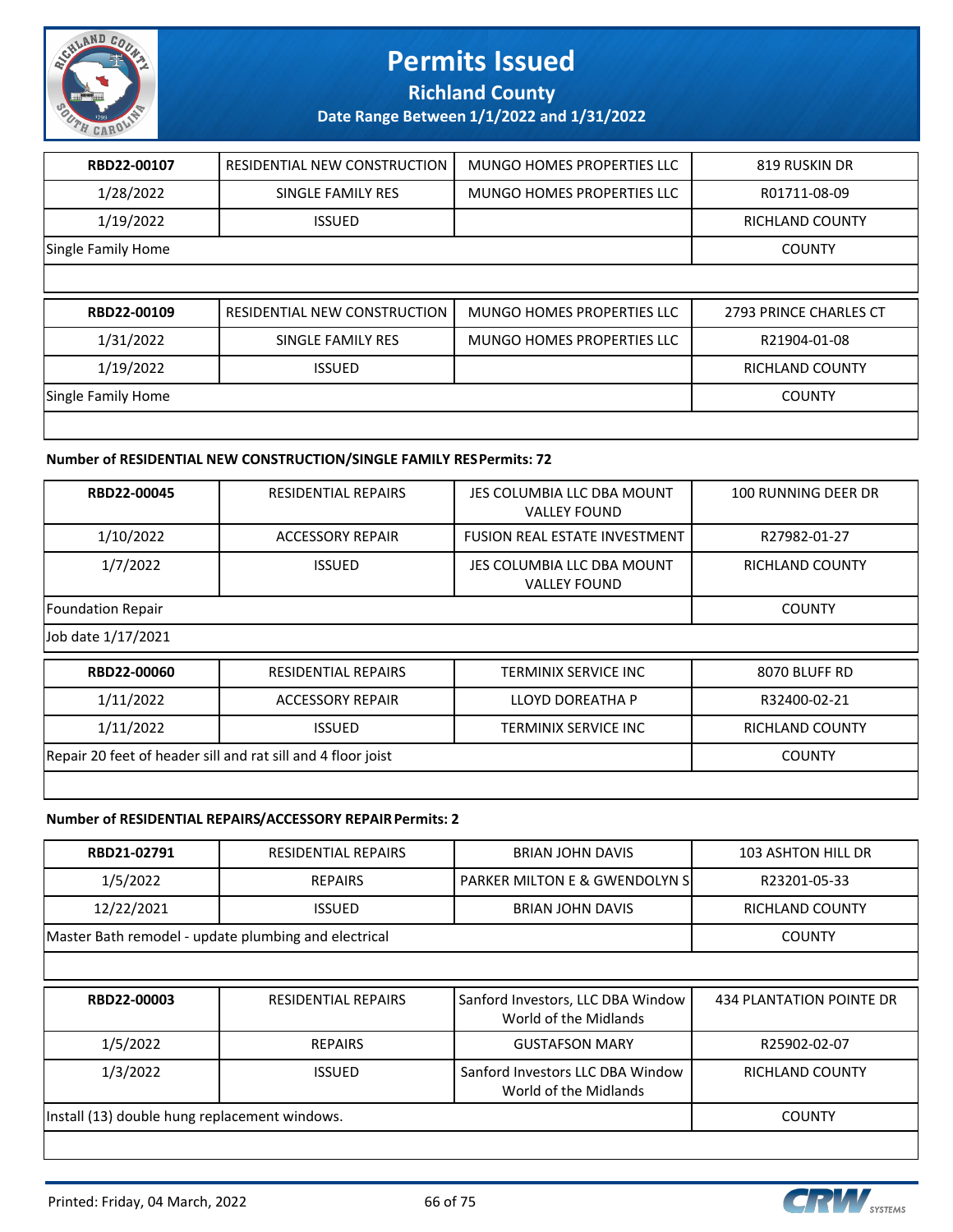# Permits Issued

**Richland County**

**Date Range Between 1/1/2022 and 1/31/2022**

| RBD22-00107 | RESIDENTIAL NEW CONSTRUCTION | MUNGO HOMES PROPERTIES LLC | 819 RUSKIN DR |
|---|---|---|---|
| 1/28/2022 | SINGLE FAMILY RES | MUNGO HOMES PROPERTIES LLC | R01711-08-09 |
| 1/19/2022 | ISSUED | | RICHLAND COUNTY |
| Single Family Home | | | COUNTY |

| RBD22-00109 | RESIDENTIAL NEW CONSTRUCTION | MUNGO HOMES PROPERTIES LLC | 2793 PRINCE CHARLES CT |
|---|---|---|---|
| 1/31/2022 | SINGLE FAMILY RES | MUNGO HOMES PROPERTIES LLC | R21904-01-08 |
| 1/19/2022 | ISSUED | | RICHLAND COUNTY |
| Single Family Home | | | COUNTY |

**Number of RESIDENTIAL NEW CONSTRUCTION/SINGLE FAMILY RES Permits: 72**

| RBD22-00045 | RESIDENTIAL REPAIRS | JES COLUMBIA LLC DBA MOUNT VALLEY FOUND | 100 RUNNING DEER DR |
|---|---|---|---|
| 1/10/2022 | ACCESSORY REPAIR | FUSION REAL ESTATE INVESTMENT | R27982-01-27 |
| 1/7/2022 | ISSUED | JES COLUMBIA LLC DBA MOUNT VALLEY FOUND | RICHLAND COUNTY |
| Foundation Repair | | | COUNTY |
| Job date 1/17/2021 | | | |

| RBD22-00060 | RESIDENTIAL REPAIRS | TERMINIX SERVICE INC | 8070 BLUFF RD |
|---|---|---|---|
| 1/11/2022 | ACCESSORY REPAIR | LLOYD DOREATHA P | R32400-02-21 |
| 1/11/2022 | ISSUED | TERMINIX SERVICE INC | RICHLAND COUNTY |
| Repair 20 feet of header sill and rat sill and 4 floor joist | | | COUNTY |

**Number of RESIDENTIAL REPAIRS/ACCESSORY REPAIR Permits: 2**

| RBD21-02791 | RESIDENTIAL REPAIRS | BRIAN JOHN DAVIS | 103 ASHTON HILL DR |
|---|---|---|---|
| 1/5/2022 | REPAIRS | PARKER MILTON E & GWENDOLYN S | R23201-05-33 |
| 12/22/2021 | ISSUED | BRIAN JOHN DAVIS | RICHLAND COUNTY |
| Master Bath remodel - update plumbing and electrical | | | COUNTY |

| RBD22-00003 | RESIDENTIAL REPAIRS | Sanford Investors, LLC DBA Window World of the Midlands | 434 PLANTATION POINTE DR |
|---|---|---|---|
| 1/5/2022 | REPAIRS | GUSTAFSON MARY | R25902-02-07 |
| 1/3/2022 | ISSUED | Sanford Investors LLC DBA Window World of the Midlands | RICHLAND COUNTY |
| Install (13) double hung replacement windows. | | | COUNTY |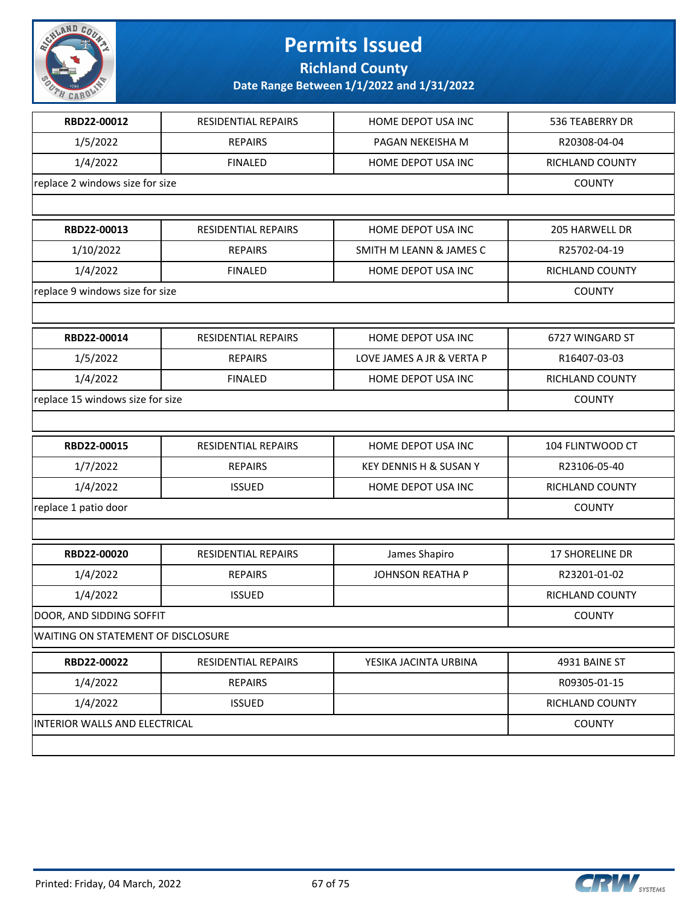# Permits Issued

## Richland County

### Date Range Between 1/1/2022 and 1/31/2022

| RBD22-00012 | RESIDENTIAL REPAIRS | HOME DEPOT USA INC | 536 TEABERRY DR |
|---|---|---|---|
| 1/5/2022 | REPAIRS | PAGAN NEKEISHA M | R20308-04-04 |
| 1/4/2022 | FINALED | HOME DEPOT USA INC | RICHLAND COUNTY |
| replace 2 windows size for size | | | COUNTY |

| RBD22-00013 | RESIDENTIAL REPAIRS | HOME DEPOT USA INC | 205 HARWELL DR |
|---|---|---|---|
| 1/10/2022 | REPAIRS | SMITH M LEANN & JAMES C | R25702-04-19 |
| 1/4/2022 | FINALED | HOME DEPOT USA INC | RICHLAND COUNTY |
| replace 9 windows size for size | | | COUNTY |

| RBD22-00014 | RESIDENTIAL REPAIRS | HOME DEPOT USA INC | 6727 WINGARD ST |
|---|---|---|---|
| 1/5/2022 | REPAIRS | LOVE JAMES A JR & VERTA P | R16407-03-03 |
| 1/4/2022 | FINALED | HOME DEPOT USA INC | RICHLAND COUNTY |
| replace 15 windows size for size | | | COUNTY |

| RBD22-00015 | RESIDENTIAL REPAIRS | HOME DEPOT USA INC | 104 FLINTWOOD CT |
|---|---|---|---|
| 1/7/2022 | REPAIRS | KEY DENNIS H & SUSAN Y | R23106-05-40 |
| 1/4/2022 | ISSUED | HOME DEPOT USA INC | RICHLAND COUNTY |
| replace 1 patio door | | | COUNTY |

| RBD22-00020 | RESIDENTIAL REPAIRS | James Shapiro | 17 SHORELINE DR |
|---|---|---|---|
| 1/4/2022 | REPAIRS | JOHNSON REATHA P | R23201-01-02 |
| 1/4/2022 | ISSUED | | RICHLAND COUNTY |
| DOOR, AND SIDDING SOFFIT | | | COUNTY |
| WAITING ON STATEMENT OF DISCLOSURE | | | |

| RBD22-00022 | RESIDENTIAL REPAIRS | YESIKA JACINTA URBINA | 4931 BAINE ST |
|---|---|---|---|
| 1/4/2022 | REPAIRS | | R09305-01-15 |
| 1/4/2022 | ISSUED | | RICHLAND COUNTY |
| INTERIOR WALLS AND ELECTRICAL | | | COUNTY |

Printed: Friday, 04 March, 2022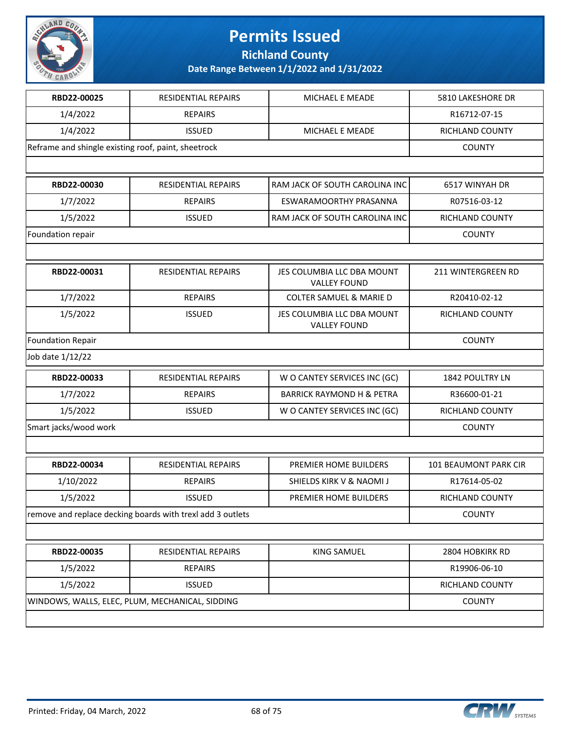# Permits Issued

**Richland County**

**Date Range Between 1/1/2022 and 1/31/2022**

| | | | |
|---|---|---|---|
| **RBD22-00025** | RESIDENTIAL REPAIRS | MICHAEL E MEADE | 5810 LAKESHORE DR |
| 1/4/2022 | REPAIRS | | R16712-07-15 |
| 1/4/2022 | ISSUED | MICHAEL E MEADE | RICHLAND COUNTY |
| Reframe and shingle existing roof, paint, sheetrock | | | COUNTY |
| | | | |

| | | | |
|---|---|---|---|
| **RBD22-00030** | RESIDENTIAL REPAIRS | RAM JACK OF SOUTH CAROLINA INC | 6517 WINYAH DR |
| 1/7/2022 | REPAIRS | ESWARAMOORTHY PRASANNA | R07516-03-12 |
| 1/5/2022 | ISSUED | RAM JACK OF SOUTH CAROLINA INC | RICHLAND COUNTY |
| Foundation repair | | | COUNTY |
| | | | |

| | | | |
|---|---|---|---|
| **RBD22-00031** | RESIDENTIAL REPAIRS | JES COLUMBIA LLC DBA MOUNT VALLEY FOUND | 211 WINTERGREEN RD |
| 1/7/2022 | REPAIRS | COLTER SAMUEL & MARIE D | R20410-02-12 |
| 1/5/2022 | ISSUED | JES COLUMBIA LLC DBA MOUNT VALLEY FOUND | RICHLAND COUNTY |
| Foundation Repair | | | COUNTY |
| Job date 1/12/22 | | | |

| | | | |
|---|---|---|---|
| **RBD22-00033** | RESIDENTIAL REPAIRS | W O CANTEY SERVICES INC (GC) | 1842 POULTRY LN |
| 1/7/2022 | REPAIRS | BARRICK RAYMOND H & PETRA | R36600-01-21 |
| 1/5/2022 | ISSUED | W O CANTEY SERVICES INC (GC) | RICHLAND COUNTY |
| Smart jacks/wood work | | | COUNTY |
| | | | |

| | | | |
|---|---|---|---|
| **RBD22-00034** | RESIDENTIAL REPAIRS | PREMIER HOME BUILDERS | 101 BEAUMONT PARK CIR |
| 1/10/2022 | REPAIRS | SHIELDS KIRK V & NAOMI J | R17614-05-02 |
| 1/5/2022 | ISSUED | PREMIER HOME BUILDERS | RICHLAND COUNTY |
| remove and replace decking boards with trexl add 3 outlets | | | COUNTY |
| | | | |

| | | | |
|---|---|---|---|
| **RBD22-00035** | RESIDENTIAL REPAIRS | KING SAMUEL | 2804 HOBKIRK RD |
| 1/5/2022 | REPAIRS | | R19906-06-10 |
| 1/5/2022 | ISSUED | | RICHLAND COUNTY |
| WINDOWS, WALLS, ELEC, PLUM, MECHANICAL, SIDDING | | | COUNTY |
| | | | |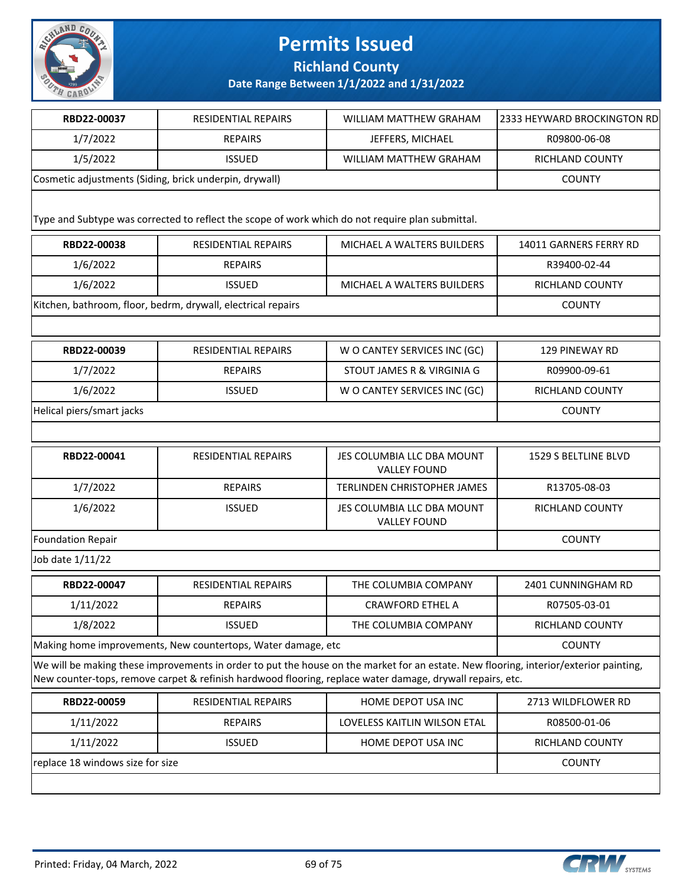# Permits Issued

## Richland County

### Date Range Between 1/1/2022 and 1/31/2022

| RBD22-00037 | RESIDENTIAL REPAIRS | WILLIAM MATTHEW GRAHAM | 2333 HEYWARD BROCKINGTON RD |
|---|---|---|---|
| 1/7/2022 | REPAIRS | JEFFERS, MICHAEL | R09800-06-08 |
| 1/5/2022 | ISSUED | WILLIAM MATTHEW GRAHAM | RICHLAND COUNTY |
| Cosmetic adjustments (Siding, brick underpin, drywall) | | | COUNTY |
| Type and Subtype was corrected to reflect the scope of work which do not require plan submittal. | | | |

| RBD22-00038 | RESIDENTIAL REPAIRS | MICHAEL A WALTERS BUILDERS | 14011 GARNERS FERRY RD |
|---|---|---|---|
| 1/6/2022 | REPAIRS | | R39400-02-44 |
| 1/6/2022 | ISSUED | MICHAEL A WALTERS BUILDERS | RICHLAND COUNTY |
| Kitchen, bathroom, floor, bedrm, drywall, electrical repairs | | | COUNTY |

| RBD22-00039 | RESIDENTIAL REPAIRS | W O CANTEY SERVICES INC (GC) | 129 PINEWAY RD |
|---|---|---|---|
| 1/7/2022 | REPAIRS | STOUT JAMES R & VIRGINIA G | R09900-09-61 |
| 1/6/2022 | ISSUED | W O CANTEY SERVICES INC (GC) | RICHLAND COUNTY |
| Helical piers/smart jacks | | | COUNTY |

| RBD22-00041 | RESIDENTIAL REPAIRS | JES COLUMBIA LLC DBA MOUNT VALLEY FOUND | 1529 S BELTLINE BLVD |
|---|---|---|---|
| 1/7/2022 | REPAIRS | TERLINDEN CHRISTOPHER JAMES | R13705-08-03 |
| 1/6/2022 | ISSUED | JES COLUMBIA LLC DBA MOUNT VALLEY FOUND | RICHLAND COUNTY |
| Foundation Repair | | | COUNTY |
| Job date 1/11/22 | | | |

| RBD22-00047 | RESIDENTIAL REPAIRS | THE COLUMBIA COMPANY | 2401 CUNNINGHAM RD |
|---|---|---|---|
| 1/11/2022 | REPAIRS | CRAWFORD ETHEL A | R07505-03-01 |
| 1/8/2022 | ISSUED | THE COLUMBIA COMPANY | RICHLAND COUNTY |
| Making home improvements, New countertops, Water damage, etc | | | COUNTY |
| We will be making these improvements in order to put the house on the market for an estate. New flooring, interior/exterior painting, New counter-tops, remove carpet & refinish hardwood flooring, replace water damage, drywall repairs, etc. | | | |

| RBD22-00059 | RESIDENTIAL REPAIRS | HOME DEPOT USA INC | 2713 WILDFLOWER RD |
|---|---|---|---|
| 1/11/2022 | REPAIRS | LOVELESS KAITLIN WILSON ETAL | R08500-01-06 |
| 1/11/2022 | ISSUED | HOME DEPOT USA INC | RICHLAND COUNTY |
| replace 18 windows size for size | | | COUNTY |

Printed: Friday, 04 March, 2022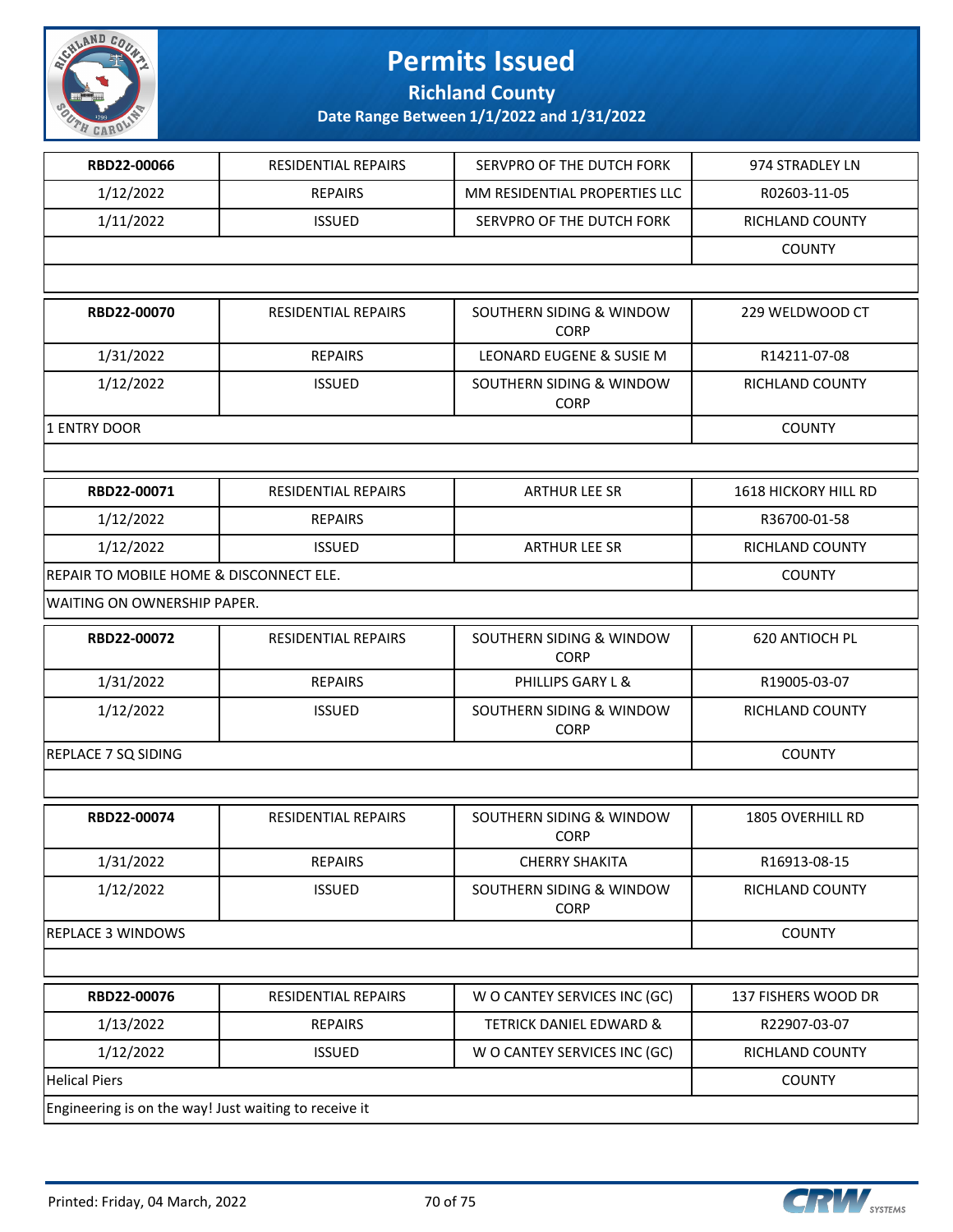# Permits Issued

**Richland County**

**Date Range Between 1/1/2022 and 1/31/2022**

| RBD22-00066 | RESIDENTIAL REPAIRS | SERVPRO OF THE DUTCH FORK | 974 STRADLEY LN |
|---|---|---|---|
| 1/12/2022 | REPAIRS | MM RESIDENTIAL PROPERTIES LLC | R02603-11-05 |
| 1/11/2022 | ISSUED | SERVPRO OF THE DUTCH FORK | RICHLAND COUNTY |
| | | | COUNTY |

| RBD22-00070 | RESIDENTIAL REPAIRS | SOUTHERN SIDING & WINDOW CORP | 229 WELDWOOD CT |
|---|---|---|---|
| 1/31/2022 | REPAIRS | LEONARD EUGENE & SUSIE M | R14211-07-08 |
| 1/12/2022 | ISSUED | SOUTHERN SIDING & WINDOW CORP | RICHLAND COUNTY |
| 1 ENTRY DOOR | | | COUNTY |

| RBD22-00071 | RESIDENTIAL REPAIRS | ARTHUR LEE SR | 1618 HICKORY HILL RD |
|---|---|---|---|
| 1/12/2022 | REPAIRS | | R36700-01-58 |
| 1/12/2022 | ISSUED | ARTHUR LEE SR | RICHLAND COUNTY |
| REPAIR TO MOBILE HOME & DISCONNECT ELE. | | | COUNTY |
| WAITING ON OWNERSHIP PAPER. | | | |

| RBD22-00072 | RESIDENTIAL REPAIRS | SOUTHERN SIDING & WINDOW CORP | 620 ANTIOCH PL |
|---|---|---|---|
| 1/31/2022 | REPAIRS | PHILLIPS GARY L & | R19005-03-07 |
| 1/12/2022 | ISSUED | SOUTHERN SIDING & WINDOW CORP | RICHLAND COUNTY |
| REPLACE 7 SQ SIDING | | | COUNTY |

| RBD22-00074 | RESIDENTIAL REPAIRS | SOUTHERN SIDING & WINDOW CORP | 1805 OVERHILL RD |
|---|---|---|---|
| 1/31/2022 | REPAIRS | CHERRY SHAKITA | R16913-08-15 |
| 1/12/2022 | ISSUED | SOUTHERN SIDING & WINDOW CORP | RICHLAND COUNTY |
| REPLACE 3 WINDOWS | | | COUNTY |

| RBD22-00076 | RESIDENTIAL REPAIRS | W O CANTEY SERVICES INC (GC) | 137 FISHERS WOOD DR |
|---|---|---|---|
| 1/13/2022 | REPAIRS | TETRICK DANIEL EDWARD & | R22907-03-07 |
| 1/12/2022 | ISSUED | W O CANTEY SERVICES INC (GC) | RICHLAND COUNTY |
| Helical Piers | | | COUNTY |
| Engineering is on the way! Just waiting to receive it | | | |

Printed: Friday, 04 March, 2022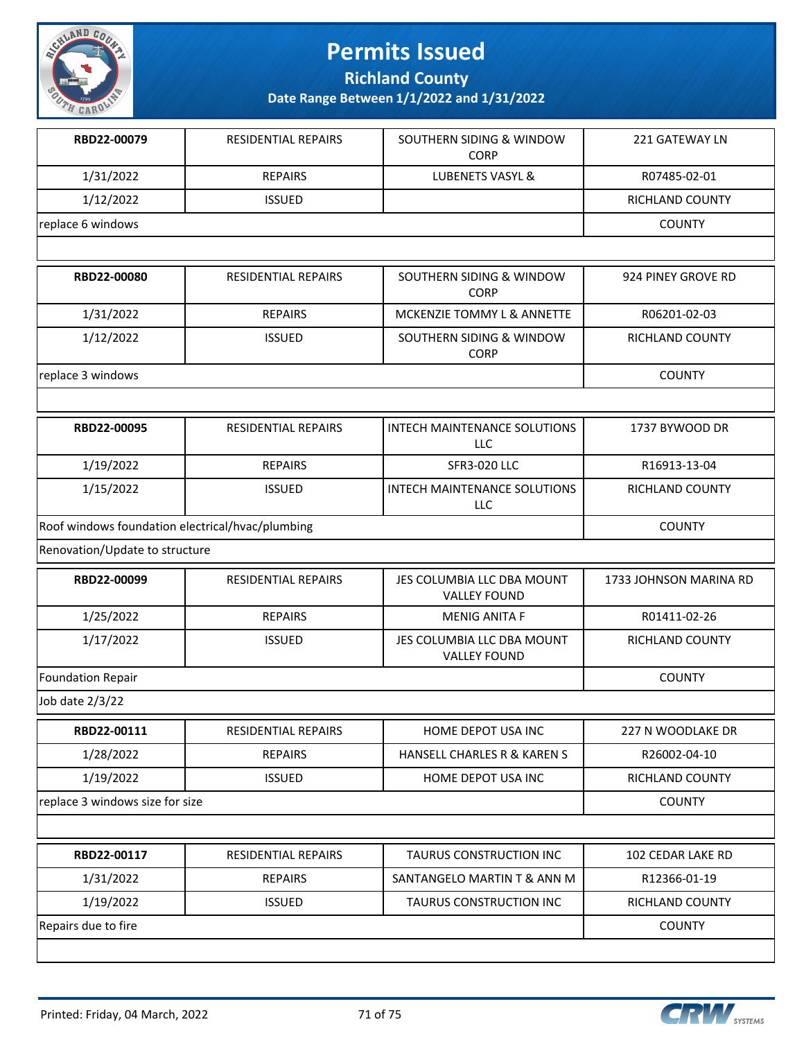# Permits Issued

**Richland County**

**Date Range Between 1/1/2022 and 1/31/2022**

| | | | |
|---|---|---|---|
| **RBD22-00079** | RESIDENTIAL REPAIRS | SOUTHERN SIDING & WINDOW CORP | 221 GATEWAY LN |
| 1/31/2022 | REPAIRS | LUBENETS VASYL & | R07485-02-01 |
| 1/12/2022 | ISSUED | | RICHLAND COUNTY |
| replace 6 windows | | | COUNTY |

| | | | |
|---|---|---|---|
| **RBD22-00080** | RESIDENTIAL REPAIRS | SOUTHERN SIDING & WINDOW CORP | 924 PINEY GROVE RD |
| 1/31/2022 | REPAIRS | MCKENZIE TOMMY L & ANNETTE | R06201-02-03 |
| 1/12/2022 | ISSUED | SOUTHERN SIDING & WINDOW CORP | RICHLAND COUNTY |
| replace 3 windows | | | COUNTY |

| | | | |
|---|---|---|---|
| **RBD22-00095** | RESIDENTIAL REPAIRS | INTECH MAINTENANCE SOLUTIONS LLC | 1737 BYWOOD DR |
| 1/19/2022 | REPAIRS | SFR3-020 LLC | R16913-13-04 |
| 1/15/2022 | ISSUED | INTECH MAINTENANCE SOLUTIONS LLC | RICHLAND COUNTY |
| Roof windows foundation electrical/hvac/plumbing | | | COUNTY |
| Renovation/Update to structure | | | |

| | | | |
|---|---|---|---|
| **RBD22-00099** | RESIDENTIAL REPAIRS | JES COLUMBIA LLC DBA MOUNT VALLEY FOUND | 1733 JOHNSON MARINA RD |
| 1/25/2022 | REPAIRS | MENIG ANITA F | R01411-02-26 |
| 1/17/2022 | ISSUED | JES COLUMBIA LLC DBA MOUNT VALLEY FOUND | RICHLAND COUNTY |
| Foundation Repair | | | COUNTY |
| Job date 2/3/22 | | | |

| | | | |
|---|---|---|---|
| **RBD22-00111** | RESIDENTIAL REPAIRS | HOME DEPOT USA INC | 227 N WOODLAKE DR |
| 1/28/2022 | REPAIRS | HANSELL CHARLES R & KAREN S | R26002-04-10 |
| 1/19/2022 | ISSUED | HOME DEPOT USA INC | RICHLAND COUNTY |
| replace 3 windows size for size | | | COUNTY |

| | | | |
|---|---|---|---|
| **RBD22-00117** | RESIDENTIAL REPAIRS | TAURUS CONSTRUCTION INC | 102 CEDAR LAKE RD |
| 1/31/2022 | REPAIRS | SANTANGELO MARTIN T & ANN M | R12366-01-19 |
| 1/19/2022 | ISSUED | TAURUS CONSTRUCTION INC | RICHLAND COUNTY |
| Repairs due to fire | | | COUNTY |

Printed: Friday, 04 March, 2022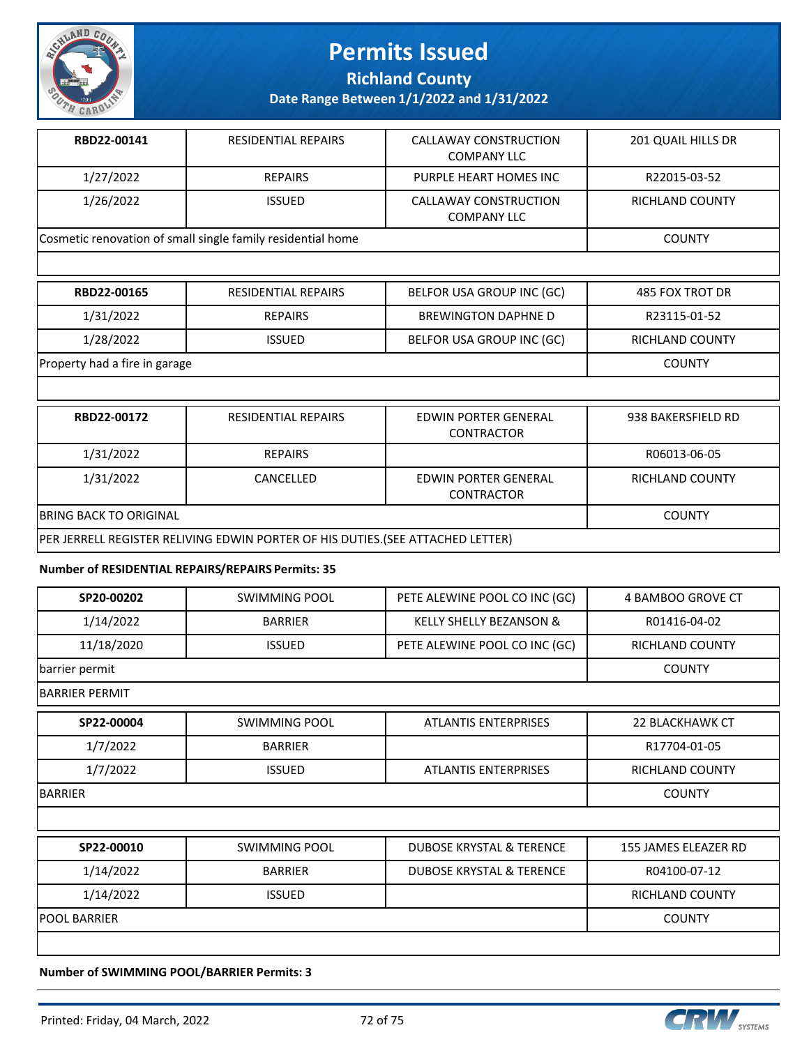| RBD22-00141 | RESIDENTIAL REPAIRS | CALLAWAY CONSTRUCTION COMPANY LLC | 201 QUAIL HILLS DR |
|---|---|---|---|
| 1/27/2022 | REPAIRS | PURPLE HEART HOMES INC | R22015-03-52 |
| 1/26/2022 | ISSUED | CALLAWAY CONSTRUCTION COMPANY LLC | RICHLAND COUNTY |
| Cosmetic renovation of small single family residential home | | | COUNTY |

| RBD22-00165 | RESIDENTIAL REPAIRS | BELFOR USA GROUP INC (GC) | 485 FOX TROT DR |
|---|---|---|---|
| 1/31/2022 | REPAIRS | BREWINGTON DAPHNE D | R23115-01-52 |
| 1/28/2022 | ISSUED | BELFOR USA GROUP INC (GC) | RICHLAND COUNTY |
| Property had a fire in garage | | | COUNTY |

| RBD22-00172 | RESIDENTIAL REPAIRS | EDWIN PORTER GENERAL CONTRACTOR | 938 BAKERSFIELD RD |
|---|---|---|---|
| 1/31/2022 | REPAIRS | | R06013-06-05 |
| 1/31/2022 | CANCELLED | EDWIN PORTER GENERAL CONTRACTOR | RICHLAND COUNTY |
| BRING BACK TO ORIGINAL | | | COUNTY |
| PER JERRELL REGISTER RELIVING EDWIN PORTER OF HIS DUTIES.(SEE ATTACHED LETTER) | | | |

**Number of RESIDENTIAL REPAIRS/REPAIRS Permits: 35**

| SP20-00202 | SWIMMING POOL | PETE ALEWINE POOL CO INC (GC) | 4 BAMBOO GROVE CT |
|---|---|---|---|
| 1/14/2022 | BARRIER | KELLY SHELLY BEZANSON & | R01416-04-02 |
| 11/18/2020 | ISSUED | PETE ALEWINE POOL CO INC (GC) | RICHLAND COUNTY |
| barrier permit | | | COUNTY |
| BARRIER PERMIT | | | |

| SP22-00004 | SWIMMING POOL | ATLANTIS ENTERPRISES | 22 BLACKHAWK CT |
|---|---|---|---|
| 1/7/2022 | BARRIER | | R17704-01-05 |
| 1/7/2022 | ISSUED | ATLANTIS ENTERPRISES | RICHLAND COUNTY |
| BARRIER | | | COUNTY |

| SP22-00010 | SWIMMING POOL | DUBOSE KRYSTAL & TERENCE | 155 JAMES ELEAZER RD |
|---|---|---|---|
| 1/14/2022 | BARRIER | DUBOSE KRYSTAL & TERENCE | R04100-07-12 |
| 1/14/2022 | ISSUED | | RICHLAND COUNTY |
| POOL BARRIER | | | COUNTY |

**Number of SWIMMING POOL/BARRIER Permits: 3**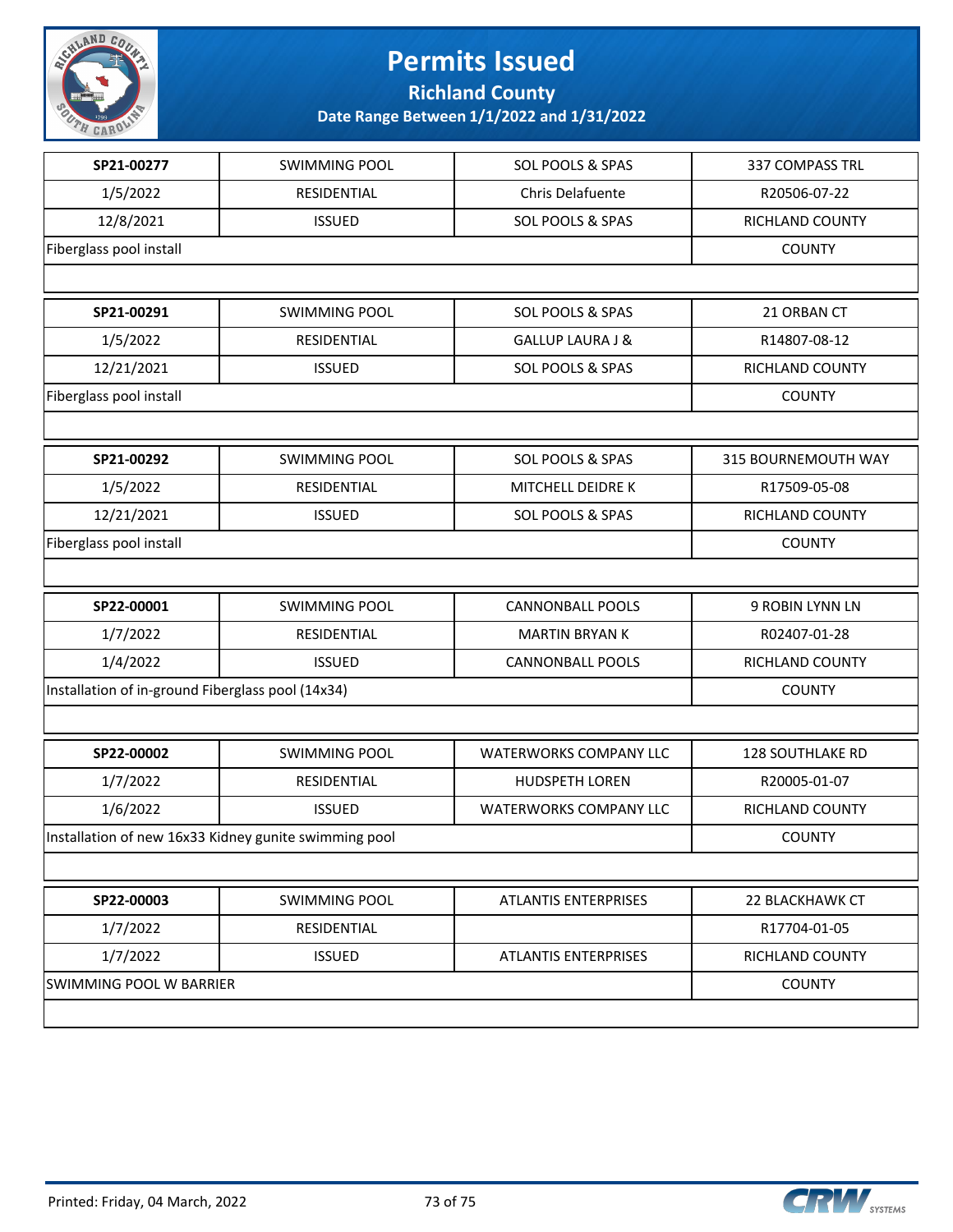# Permits Issued

## Richland County

### Date Range Between 1/1/2022 and 1/31/2022

| SP21-00277 | SWIMMING POOL | SOL POOLS & SPAS | 337 COMPASS TRL |
|---|---|---|---|
| 1/5/2022 | RESIDENTIAL | Chris Delafuente | R20506-07-22 |
| 12/8/2021 | ISSUED | SOL POOLS & SPAS | RICHLAND COUNTY |
| Fiberglass pool install | | | COUNTY |

| SP21-00291 | SWIMMING POOL | SOL POOLS & SPAS | 21 ORBAN CT |
|---|---|---|---|
| 1/5/2022 | RESIDENTIAL | GALLUP LAURA J & | R14807-08-12 |
| 12/21/2021 | ISSUED | SOL POOLS & SPAS | RICHLAND COUNTY |
| Fiberglass pool install | | | COUNTY |

| SP21-00292 | SWIMMING POOL | SOL POOLS & SPAS | 315 BOURNEMOUTH WAY |
|---|---|---|---|
| 1/5/2022 | RESIDENTIAL | MITCHELL DEIDRE K | R17509-05-08 |
| 12/21/2021 | ISSUED | SOL POOLS & SPAS | RICHLAND COUNTY |
| Fiberglass pool install | | | COUNTY |

| SP22-00001 | SWIMMING POOL | CANNONBALL POOLS | 9 ROBIN LYNN LN |
|---|---|---|---|
| 1/7/2022 | RESIDENTIAL | MARTIN BRYAN K | R02407-01-28 |
| 1/4/2022 | ISSUED | CANNONBALL POOLS | RICHLAND COUNTY |
| Installation of in-ground Fiberglass pool (14x34) | | | COUNTY |

| SP22-00002 | SWIMMING POOL | WATERWORKS COMPANY LLC | 128 SOUTHLAKE RD |
|---|---|---|---|
| 1/7/2022 | RESIDENTIAL | HUDSPETH LOREN | R20005-01-07 |
| 1/6/2022 | ISSUED | WATERWORKS COMPANY LLC | RICHLAND COUNTY |
| Installation of new 16x33 Kidney gunite swimming pool | | | COUNTY |

| SP22-00003 | SWIMMING POOL | ATLANTIS ENTERPRISES | 22 BLACKHAWK CT |
|---|---|---|---|
| 1/7/2022 | RESIDENTIAL | | R17704-01-05 |
| 1/7/2022 | ISSUED | ATLANTIS ENTERPRISES | RICHLAND COUNTY |
| SWIMMING POOL W BARRIER | | | COUNTY |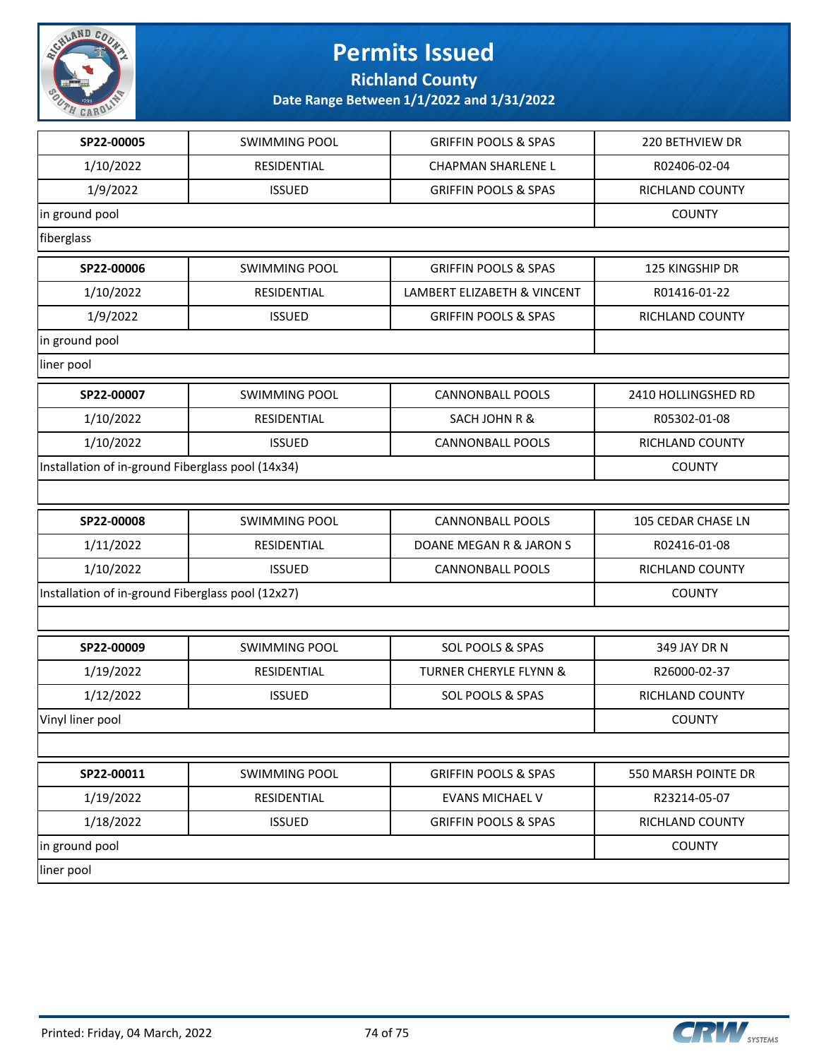# Permits Issued

## Richland County

### Date Range Between 1/1/2022 and 1/31/2022

| | | | |
|---|---|---|---|
| SP22-00005 | SWIMMING POOL | GRIFFIN POOLS & SPAS | 220 BETHVIEW DR |
| 1/10/2022 | RESIDENTIAL | CHAPMAN SHARLENE L | R02406-02-04 |
| 1/9/2022 | ISSUED | GRIFFIN POOLS & SPAS | RICHLAND COUNTY |
| in ground pool | | | COUNTY |
| fiberglass | | | |

| | | | |
|---|---|---|---|
| SP22-00006 | SWIMMING POOL | GRIFFIN POOLS & SPAS | 125 KINGSHIP DR |
| 1/10/2022 | RESIDENTIAL | LAMBERT ELIZABETH & VINCENT | R01416-01-22 |
| 1/9/2022 | ISSUED | GRIFFIN POOLS & SPAS | RICHLAND COUNTY |
| in ground pool | | | |
| liner pool | | | |

| | | | |
|---|---|---|---|
| SP22-00007 | SWIMMING POOL | CANNONBALL POOLS | 2410 HOLLINGSHED RD |
| 1/10/2022 | RESIDENTIAL | SACH JOHN R & | R05302-01-08 |
| 1/10/2022 | ISSUED | CANNONBALL POOLS | RICHLAND COUNTY |
| Installation of in-ground Fiberglass pool (14x34) | | | COUNTY |
| | | | |

| | | | |
|---|---|---|---|
| SP22-00008 | SWIMMING POOL | CANNONBALL POOLS | 105 CEDAR CHASE LN |
| 1/11/2022 | RESIDENTIAL | DOANE MEGAN R & JARON S | R02416-01-08 |
| 1/10/2022 | ISSUED | CANNONBALL POOLS | RICHLAND COUNTY |
| Installation of in-ground Fiberglass pool (12x27) | | | COUNTY |
| | | | |

| | | | |
|---|---|---|---|
| SP22-00009 | SWIMMING POOL | SOL POOLS & SPAS | 349 JAY DR N |
| 1/19/2022 | RESIDENTIAL | TURNER CHERYLE FLYNN & | R26000-02-37 |
| 1/12/2022 | ISSUED | SOL POOLS & SPAS | RICHLAND COUNTY |
| Vinyl liner pool | | | COUNTY |
| | | | |

| | | | |
|---|---|---|---|
| SP22-00011 | SWIMMING POOL | GRIFFIN POOLS & SPAS | 550 MARSH POINTE DR |
| 1/19/2022 | RESIDENTIAL | EVANS MICHAEL V | R23214-05-07 |
| 1/18/2022 | ISSUED | GRIFFIN POOLS & SPAS | RICHLAND COUNTY |
| in ground pool | | | COUNTY |
| liner pool | | | |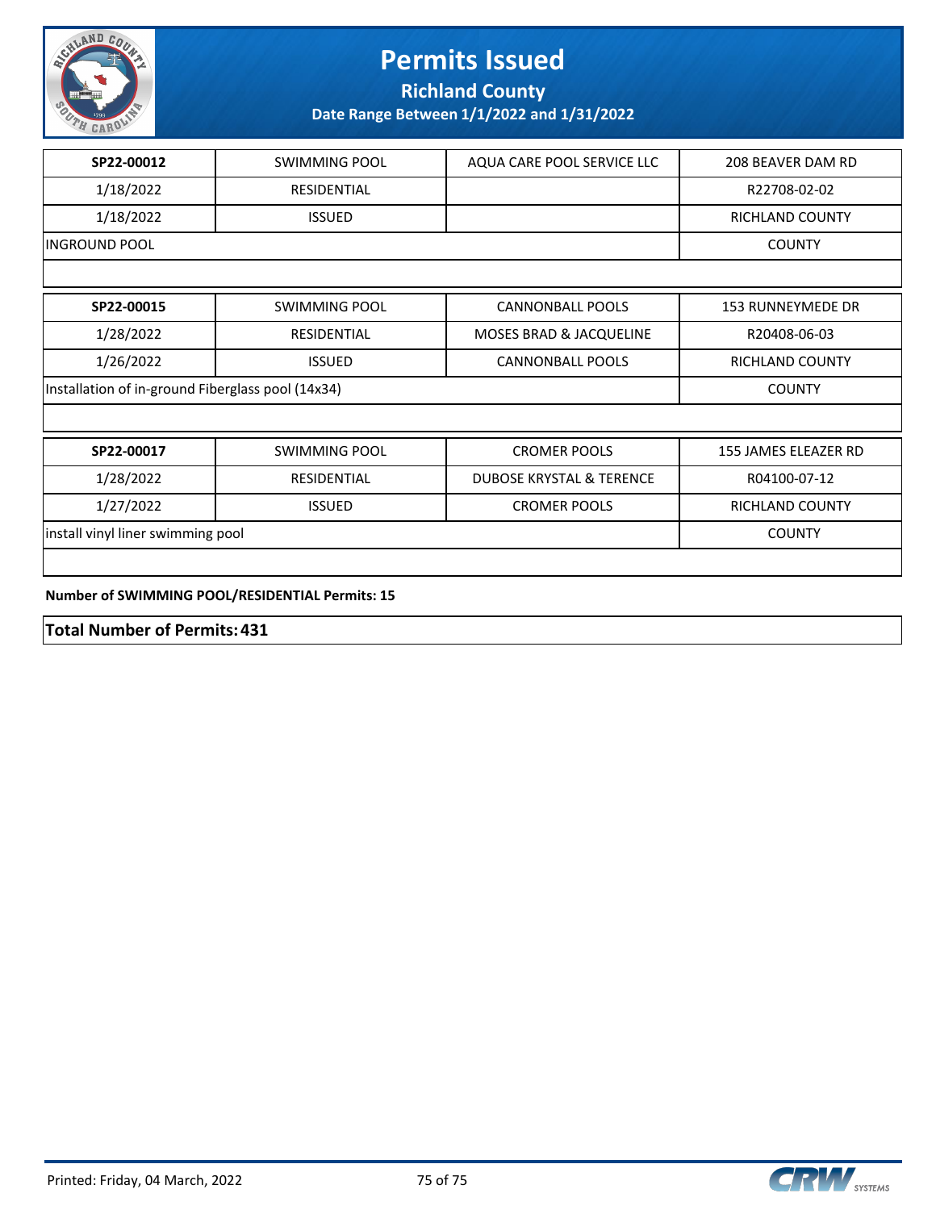# Permits Issued

**Richland County**

**Date Range Between 1/1/2022 and 1/31/2022**

| | | | |
|---|---|---|---|
| **SP22-00012** | SWIMMING POOL | AQUA CARE POOL SERVICE LLC | 208 BEAVER DAM RD |
| 1/18/2022 | RESIDENTIAL | | R22708-02-02 |
| 1/18/2022 | ISSUED | | RICHLAND COUNTY |
| INGROUND POOL | | | COUNTY |

| | | | |
|---|---|---|---|
| **SP22-00015** | SWIMMING POOL | CANNONBALL POOLS | 153 RUNNEYMEDE DR |
| 1/28/2022 | RESIDENTIAL | MOSES BRAD & JACQUELINE | R20408-06-03 |
| 1/26/2022 | ISSUED | CANNONBALL POOLS | RICHLAND COUNTY |
| Installation of in-ground Fiberglass pool (14x34) | | | COUNTY |

| | | | |
|---|---|---|---|
| **SP22-00017** | SWIMMING POOL | CROMER POOLS | 155 JAMES ELEAZER RD |
| 1/28/2022 | RESIDENTIAL | DUBOSE KRYSTAL & TERENCE | R04100-07-12 |
| 1/27/2022 | ISSUED | CROMER POOLS | RICHLAND COUNTY |
| install vinyl liner swimming pool | | | COUNTY |

**Number of SWIMMING POOL/RESIDENTIAL Permits: 15**

**Total Number of Permits: 431**

Printed: Friday, 04 March, 2022